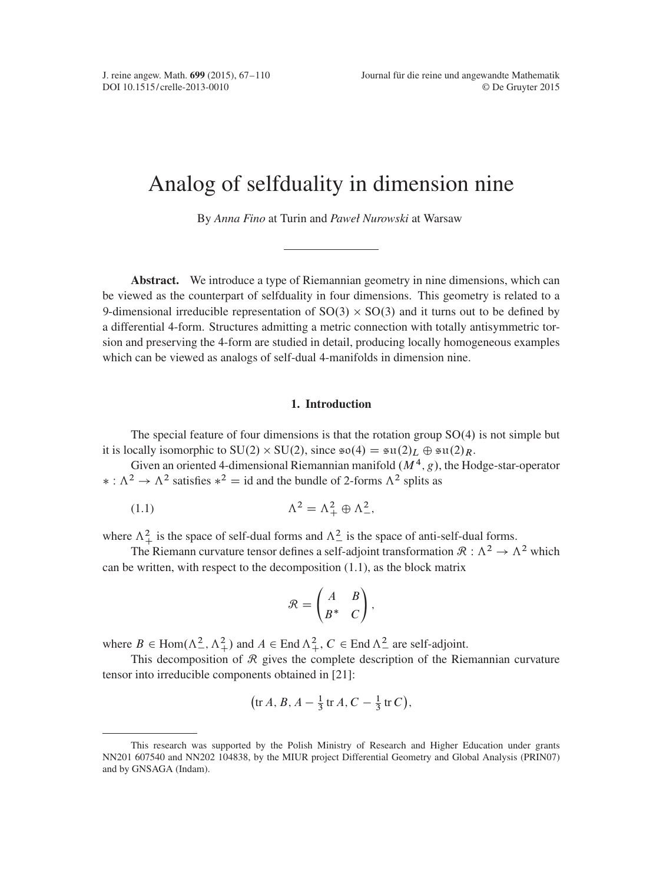# Analog of selfduality in dimension nine

By *Anna Fino* at Turin and *Paweł Nurowski* at Warsaw

---

**Abstract.** We introduce a type of Riemannian geometry in nine dimensions, which can be viewed as the counterpart of selfduality in four dimensions. This geometry is related to a 9-dimensional irreducible representation of $\mathrm{SO}(3) \times \mathrm{SO}(3)$ and it turns out to be defined by a differential 4-form. Structures admitting a metric connection with totally antisymmetric torsion and preserving the 4-form are studied in detail, producing locally homogeneous examples which can be viewed as analogs of self-dual 4-manifolds in dimension nine.

## 1. Introduction

The special feature of four dimensions is that the rotation group $\mathrm{SO}(4)$ is not simple but it is locally isomorphic to $\mathrm{SU}(2) \times \mathrm{SU}(2)$, since $\mathfrak{so}(4) = \mathfrak{su}(2)_L \oplus \mathfrak{su}(2)_R$.

Given an oriented 4-dimensional Riemannian manifold $(M^4, g)$, the Hodge-star-operator $* : \Lambda^2 \to \Lambda^2$ satisfies $*^2 = \mathrm{id}$ and the bundle of 2-forms $\Lambda^2$ splits as

$$\Lambda^2 = \Lambda^2_+ \oplus \Lambda^2_-, \tag{1.1}$$

where $\Lambda^2_+$ is the space of self-dual forms and $\Lambda^2_-$ is the space of anti-self-dual forms.

The Riemann curvature tensor defines a self-adjoint transformation $\mathcal{R} : \Lambda^2 \to \Lambda^2$ which can be written, with respect to the decomposition (1.1), as the block matrix

$$\mathcal{R} = \begin{pmatrix} A & B \\ B^* & C \end{pmatrix},$$

where $B \in \mathrm{Hom}(\Lambda^2_-, \Lambda^2_+)$ and $A \in \mathrm{End}\,\Lambda^2_+$, $C \in \mathrm{End}\,\Lambda^2_-$ are self-adjoint.

This decomposition of $\mathcal{R}$ gives the complete description of the Riemannian curvature tensor into irreducible components obtained in [21]:

$$\left(\operatorname{tr} A, B, A - \tfrac{1}{3}\operatorname{tr} A, C - \tfrac{1}{3}\operatorname{tr} C\right),$$

---

This research was supported by the Polish Ministry of Research and Higher Education under grants NN201 607540 and NN202 104838, by the MIUR project Differential Geometry and Global Analysis (PRIN07) and by GNSAGA (Indam).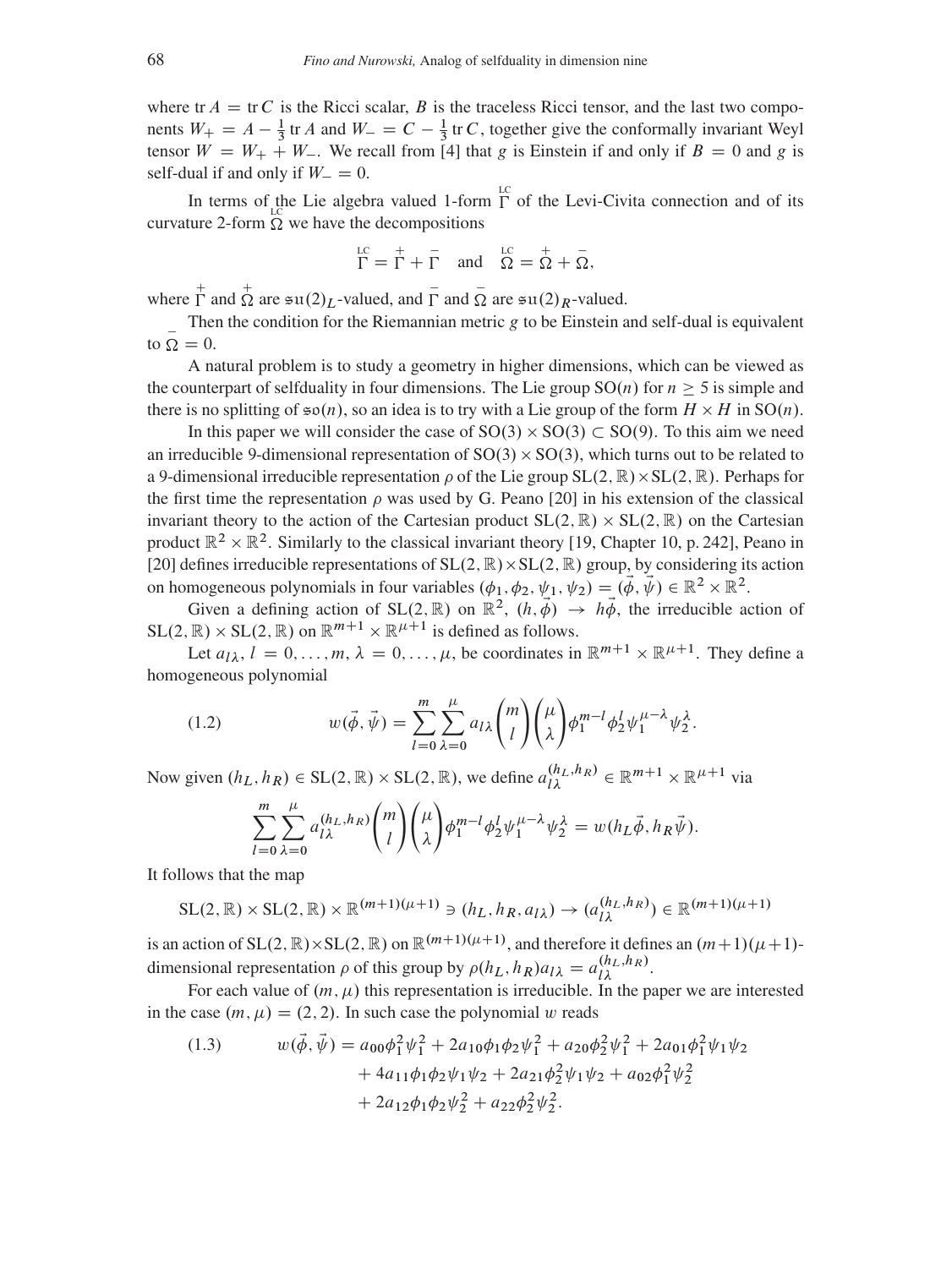where $\operatorname{tr} A = \operatorname{tr} C$ is the Ricci scalar, $B$ is the traceless Ricci tensor, and the last two components $W_+ = A - \frac{1}{3}\operatorname{tr} A$ and $W_- = C - \frac{1}{3}\operatorname{tr} C$, together give the conformally invariant Weyl tensor $W = W_+ + W_-$. We recall from [4] that $g$ is Einstein if and only if $B = 0$ and $g$ is self-dual if and only if $W_- = 0$.

In terms of the Lie algebra valued 1-form $\overset{\scriptscriptstyle LC}{\Gamma}$ of the Levi-Civita connection and of its curvature 2-form $\overset{\scriptscriptstyle LC}{\Omega}$ we have the decompositions

$$\overset{\scriptscriptstyle LC}{\Gamma} = \overset{+}{\Gamma} + \overset{-}{\Gamma} \quad \text{and} \quad \overset{\scriptscriptstyle LC}{\Omega} = \overset{+}{\Omega} + \overset{-}{\Omega},$$

where $\overset{+}{\Gamma}$ and $\overset{+}{\Omega}$ are $\mathfrak{su}(2)_L$-valued, and $\overset{-}{\Gamma}$ and $\overset{-}{\Omega}$ are $\mathfrak{su}(2)_R$-valued.

Then the condition for the Riemannian metric $g$ to be Einstein and self-dual is equivalent to $\overset{-}{\Omega} = 0$.

A natural problem is to study a geometry in higher dimensions, which can be viewed as the counterpart of selfduality in four dimensions. The Lie group $\mathrm{SO}(n)$ for $n \geq 5$ is simple and there is no splitting of $\mathfrak{so}(n)$, so an idea is to try with a Lie group of the form $H \times H$ in $\mathrm{SO}(n)$.

In this paper we will consider the case of $\mathrm{SO}(3) \times \mathrm{SO}(3) \subset \mathrm{SO}(9)$. To this aim we need an irreducible 9-dimensional representation of $\mathrm{SO}(3) \times \mathrm{SO}(3)$, which turns out to be related to a 9-dimensional irreducible representation $\rho$ of the Lie group $\mathrm{SL}(2,\mathbb{R}) \times \mathrm{SL}(2,\mathbb{R})$. Perhaps for the first time the representation $\rho$ was used by G. Peano [20] in his extension of the classical invariant theory to the action of the Cartesian product $\mathrm{SL}(2,\mathbb{R}) \times \mathrm{SL}(2,\mathbb{R})$ on the Cartesian product $\mathbb{R}^2 \times \mathbb{R}^2$. Similarly to the classical invariant theory [19, Chapter 10, p. 242], Peano in [20] defines irreducible representations of $\mathrm{SL}(2,\mathbb{R}) \times \mathrm{SL}(2,\mathbb{R})$ group, by considering its action on homogeneous polynomials in four variables $(\phi_1, \phi_2, \psi_1, \psi_2) = (\vec{\phi}, \vec{\psi}) \in \mathbb{R}^2 \times \mathbb{R}^2$.

Given a defining action of $\mathrm{SL}(2,\mathbb{R})$ on $\mathbb{R}^2$, $(h, \vec{\phi}) \to h\vec{\phi}$, the irreducible action of $\mathrm{SL}(2,\mathbb{R}) \times \mathrm{SL}(2,\mathbb{R})$ on $\mathbb{R}^{m+1} \times \mathbb{R}^{\mu+1}$ is defined as follows.

Let $a_{l\lambda}$, $l = 0, \ldots, m$, $\lambda = 0, \ldots, \mu$, be coordinates in $\mathbb{R}^{m+1} \times \mathbb{R}^{\mu+1}$. They define a homogeneous polynomial

$$w(\vec{\phi}, \vec{\psi}) = \sum_{l=0}^{m} \sum_{\lambda=0}^{\mu} a_{l\lambda} \binom{m}{l} \binom{\mu}{\lambda} \phi_1^{m-l} \phi_2^{l} \psi_1^{\mu-\lambda} \psi_2^{\lambda}. \tag{1.2}$$

Now given $(h_L, h_R) \in \mathrm{SL}(2,\mathbb{R}) \times \mathrm{SL}(2,\mathbb{R})$, we define $a_{l\lambda}^{(h_L,h_R)} \in \mathbb{R}^{m+1} \times \mathbb{R}^{\mu+1}$ via

$$\sum_{l=0}^{m} \sum_{\lambda=0}^{\mu} a_{l\lambda}^{(h_L,h_R)} \binom{m}{l} \binom{\mu}{\lambda} \phi_1^{m-l} \phi_2^{l} \psi_1^{\mu-\lambda} \psi_2^{\lambda} = w(h_L\vec{\phi}, h_R\vec{\psi}).$$

It follows that the map

$$\mathrm{SL}(2,\mathbb{R}) \times \mathrm{SL}(2,\mathbb{R}) \times \mathbb{R}^{(m+1)(\mu+1)} \ni (h_L, h_R, a_{l\lambda}) \to (a_{l\lambda}^{(h_L,h_R)}) \in \mathbb{R}^{(m+1)(\mu+1)}$$

is an action of $\mathrm{SL}(2,\mathbb{R}) \times \mathrm{SL}(2,\mathbb{R})$ on $\mathbb{R}^{(m+1)(\mu+1)}$, and therefore it defines an $(m+1)(\mu+1)$-dimensional representation $\rho$ of this group by $\rho(h_L, h_R)a_{l\lambda} = a_{l\lambda}^{(h_L,h_R)}$.

For each value of $(m, \mu)$ this representation is irreducible. In the paper we are interested in the case $(m, \mu) = (2, 2)$. In such case the polynomial $w$ reads

$$\begin{aligned} w(\vec{\phi}, \vec{\psi}) = {} & a_{00}\phi_1^2\psi_1^2 + 2a_{10}\phi_1\phi_2\psi_1^2 + a_{20}\phi_2^2\psi_1^2 + 2a_{01}\phi_1^2\psi_1\psi_2 \\ & + 4a_{11}\phi_1\phi_2\psi_1\psi_2 + 2a_{21}\phi_2^2\psi_1\psi_2 + a_{02}\phi_1^2\psi_2^2 \\ & + 2a_{12}\phi_1\phi_2\psi_2^2 + a_{22}\phi_2^2\psi_2^2. \end{aligned} \tag{1.3}$$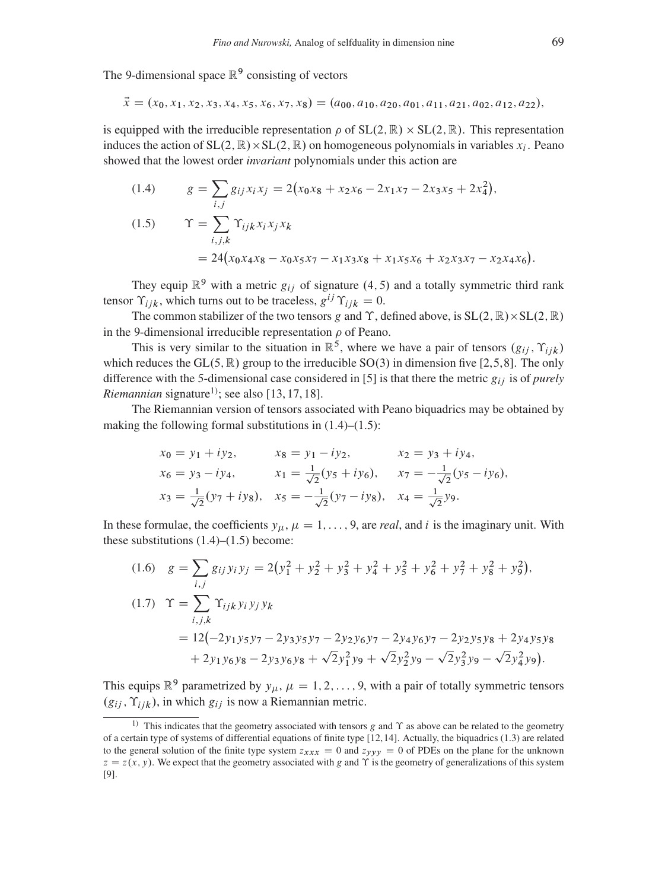The 9-dimensional space $\mathbb{R}^9$ consisting of vectors

$$\vec{x} = (x_0, x_1, x_2, x_3, x_4, x_5, x_6, x_7, x_8) = (a_{00}, a_{10}, a_{20}, a_{01}, a_{11}, a_{21}, a_{02}, a_{12}, a_{22}),$$

is equipped with the irreducible representation $\rho$ of $\mathrm{SL}(2,\mathbb{R}) \times \mathrm{SL}(2,\mathbb{R})$. This representation induces the action of $\mathrm{SL}(2,\mathbb{R}) \times \mathrm{SL}(2,\mathbb{R})$ on homogeneous polynomials in variables $x_i$. Peano showed that the lowest order *invariant* polynomials under this action are

$$g = \sum_{i,j} g_{ij} x_i x_j = 2\big(x_0 x_8 + x_2 x_6 - 2x_1 x_7 - 2x_3 x_5 + 2x_4^2\big), \tag{1.4}$$

$$\begin{aligned} \Upsilon &= \sum_{i,j,k} \Upsilon_{ijk} x_i x_j x_k \\ &= 24\big(x_0 x_4 x_8 - x_0 x_5 x_7 - x_1 x_3 x_8 + x_1 x_5 x_6 + x_2 x_3 x_7 - x_2 x_4 x_6\big). \end{aligned} \tag{1.5}$$

They equip $\mathbb{R}^9$ with a metric $g_{ij}$ of signature $(4,5)$ and a totally symmetric third rank tensor $\Upsilon_{ijk}$, which turns out to be traceless, $g^{ij}\Upsilon_{ijk} = 0$.

The common stabilizer of the two tensors $g$ and $\Upsilon$, defined above, is $\mathrm{SL}(2,\mathbb{R}) \times \mathrm{SL}(2,\mathbb{R})$ in the 9-dimensional irreducible representation $\rho$ of Peano.

This is very similar to the situation in $\mathbb{R}^5$, where we have a pair of tensors $(g_{ij}, \Upsilon_{ijk})$ which reduces the $\mathrm{GL}(5,\mathbb{R})$ group to the irreducible $\mathrm{SO}(3)$ in dimension five [2,5,8]. The only difference with the 5-dimensional case considered in [5] is that there the metric $g_{ij}$ is of *purely Riemannian* signature[1]; see also [13, 17, 18].

The Riemannian version of tensors associated with Peano biquadrics may be obtained by making the following formal substitutions in (1.4)–(1.5):

$$\begin{aligned} &x_0 = y_1 + iy_2, && x_8 = y_1 - iy_2, && x_2 = y_3 + iy_4, \\ &x_6 = y_3 - iy_4, && x_1 = \tfrac{1}{\sqrt{2}}(y_5 + iy_6), && x_7 = -\tfrac{1}{\sqrt{2}}(y_5 - iy_6), \\ &x_3 = \tfrac{1}{\sqrt{2}}(y_7 + iy_8), && x_5 = -\tfrac{1}{\sqrt{2}}(y_7 - iy_8), && x_4 = \tfrac{1}{\sqrt{2}} y_9. \end{aligned}$$

In these formulae, the coefficients $y_\mu$, $\mu = 1, \ldots, 9$, are *real*, and $i$ is the imaginary unit. With these substitutions (1.4)–(1.5) become:

$$g = \sum_{i,j} g_{ij} y_i y_j = 2\big(y_1^2 + y_2^2 + y_3^2 + y_4^2 + y_5^2 + y_6^2 + y_7^2 + y_8^2 + y_9^2\big), \tag{1.6}$$

$$\begin{aligned} \Upsilon &= \sum_{i,j,k} \Upsilon_{ijk} y_i y_j y_k \\ &= 12\big(-2y_1 y_5 y_7 - 2y_3 y_5 y_7 - 2y_2 y_6 y_7 - 2y_4 y_6 y_7 - 2y_2 y_5 y_8 + 2y_4 y_5 y_8 \\ &\quad + 2y_1 y_6 y_8 - 2y_3 y_6 y_8 + \sqrt{2} y_1^2 y_9 + \sqrt{2} y_2^2 y_9 - \sqrt{2} y_3^2 y_9 - \sqrt{2} y_4^2 y_9\big). \end{aligned} \tag{1.7}$$

This equips $\mathbb{R}^9$ parametrized by $y_\mu$, $\mu = 1, 2, \ldots, 9$, with a pair of totally symmetric tensors $(g_{ij}, \Upsilon_{ijk})$, in which $g_{ij}$ is now a Riemannian metric.

---

[1] This indicates that the geometry associated with tensors $g$ and $\Upsilon$ as above can be related to the geometry of a certain type of systems of differential equations of finite type [12,14]. Actually, the biquadrics (1.3) are related to the general solution of the finite type system $z_{xxx} = 0$ and $z_{yyy} = 0$ of PDEs on the plane for the unknown $z = z(x, y)$. We expect that the geometry associated with $g$ and $\Upsilon$ is the geometry of generalizations of this system [9].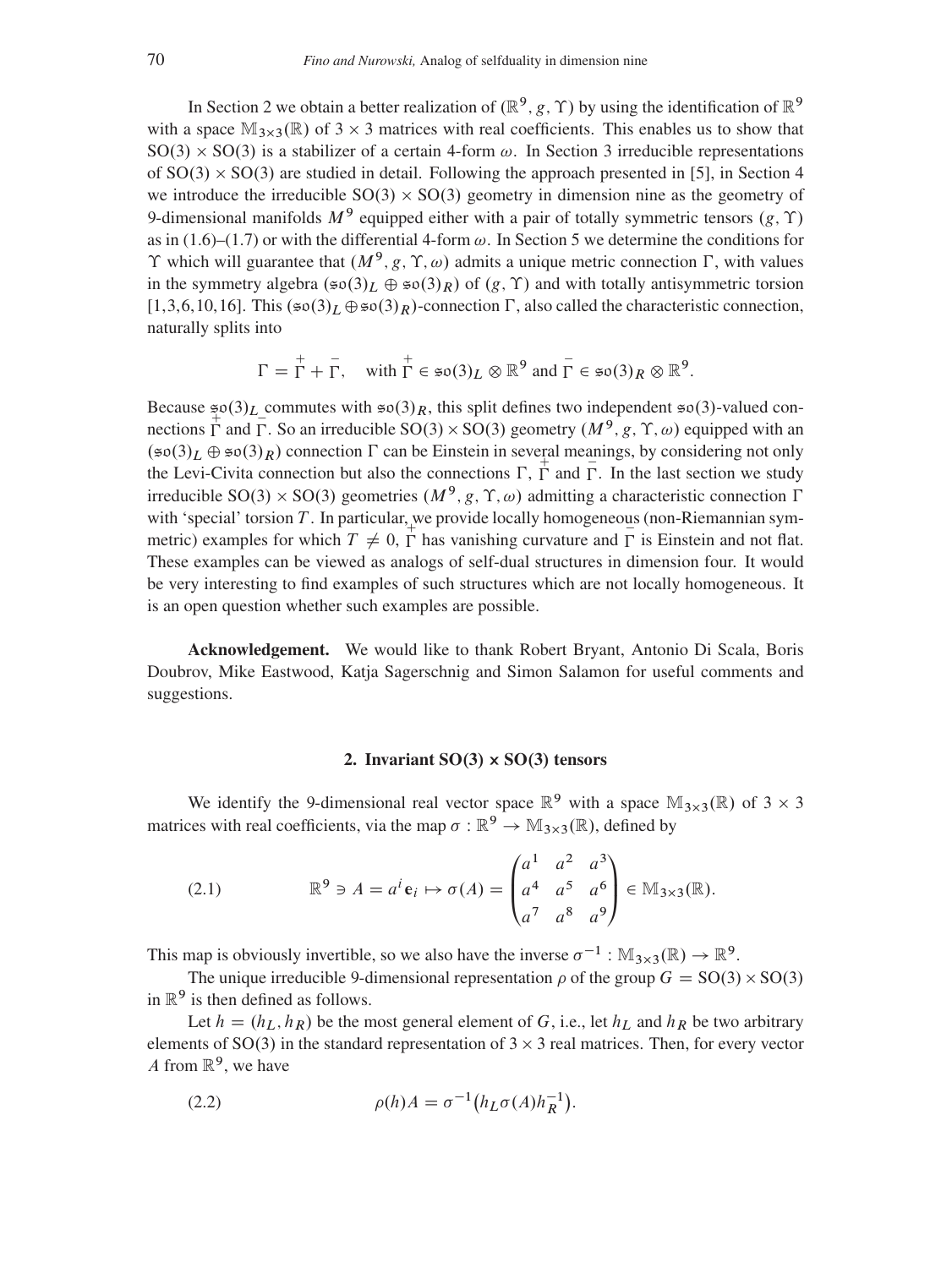In Section 2 we obtain a better realization of $(\mathbb{R}^9, g, \Upsilon)$ by using the identification of $\mathbb{R}^9$ with a space $\mathbb{M}_{3\times 3}(\mathbb{R})$ of $3 \times 3$ matrices with real coefficients. This enables us to show that $\mathrm{SO}(3) \times \mathrm{SO}(3)$ is a stabilizer of a certain 4-form $\omega$. In Section 3 irreducible representations of $\mathrm{SO}(3) \times \mathrm{SO}(3)$ are studied in detail. Following the approach presented in [5], in Section 4 we introduce the irreducible $\mathrm{SO}(3) \times \mathrm{SO}(3)$ geometry in dimension nine as the geometry of 9-dimensional manifolds $M^9$ equipped either with a pair of totally symmetric tensors $(g, \Upsilon)$ as in (1.6)–(1.7) or with the differential 4-form $\omega$. In Section 5 we determine the conditions for $\Upsilon$ which will guarantee that $(M^9, g, \Upsilon, \omega)$ admits a unique metric connection $\Gamma$, with values in the symmetry algebra $(\mathfrak{so}(3)_L \oplus \mathfrak{so}(3)_R)$ of $(g, \Upsilon)$ and with totally antisymmetric torsion [1,3,6,10,16]. This $(\mathfrak{so}(3)_L \oplus \mathfrak{so}(3)_R)$-connection $\Gamma$, also called the characteristic connection, naturally splits into

$$\Gamma = \overset{+}{\Gamma} + \overset{-}{\Gamma}, \quad \text{with } \overset{+}{\Gamma} \in \mathfrak{so}(3)_L \otimes \mathbb{R}^9 \text{ and } \overset{-}{\Gamma} \in \mathfrak{so}(3)_R \otimes \mathbb{R}^9.$$

Because $\mathfrak{so}(3)_L$ commutes with $\mathfrak{so}(3)_R$, this split defines two independent $\mathfrak{so}(3)$-valued connections $\overset{+}{\Gamma}$ and $\overset{-}{\Gamma}$. So an irreducible $\mathrm{SO}(3) \times \mathrm{SO}(3)$ geometry $(M^9, g, \Upsilon, \omega)$ equipped with an $(\mathfrak{so}(3)_L \oplus \mathfrak{so}(3)_R)$ connection $\Gamma$ can be Einstein in several meanings, by considering not only the Levi-Civita connection but also the connections $\Gamma$, $\overset{+}{\Gamma}$ and $\overset{-}{\Gamma}$. In the last section we study irreducible $\mathrm{SO}(3) \times \mathrm{SO}(3)$ geometries $(M^9, g, \Upsilon, \omega)$ admitting a characteristic connection $\Gamma$ with 'special' torsion $T$. In particular, we provide locally homogeneous (non-Riemannian symmetric) examples for which $T \neq 0$, $\overset{+}{\Gamma}$ has vanishing curvature and $\overset{-}{\Gamma}$ is Einstein and not flat. These examples can be viewed as analogs of self-dual structures in dimension four. It would be very interesting to find examples of such structures which are not locally homogeneous. It is an open question whether such examples are possible.

**Acknowledgement.** We would like to thank Robert Bryant, Antonio Di Scala, Boris Doubrov, Mike Eastwood, Katja Sagerschnig and Simon Salamon for useful comments and suggestions.

## 2. Invariant SO(3) × SO(3) tensors

We identify the 9-dimensional real vector space $\mathbb{R}^9$ with a space $\mathbb{M}_{3\times 3}(\mathbb{R})$ of $3 \times 3$ matrices with real coefficients, via the map $\sigma : \mathbb{R}^9 \to \mathbb{M}_{3\times 3}(\mathbb{R})$, defined by

$$\mathbb{R}^9 \ni A = a^i \mathbf{e}_i \mapsto \sigma(A) = \begin{pmatrix} a^1 & a^2 & a^3 \\ a^4 & a^5 & a^6 \\ a^7 & a^8 & a^9 \end{pmatrix} \in \mathbb{M}_{3\times 3}(\mathbb{R}). \tag{2.1}$$

This map is obviously invertible, so we also have the inverse $\sigma^{-1} : \mathbb{M}_{3\times 3}(\mathbb{R}) \to \mathbb{R}^9$.

The unique irreducible 9-dimensional representation $\rho$ of the group $G = \mathrm{SO}(3) \times \mathrm{SO}(3)$ in $\mathbb{R}^9$ is then defined as follows.

Let $h = (h_L, h_R)$ be the most general element of $G$, i.e., let $h_L$ and $h_R$ be two arbitrary elements of $\mathrm{SO}(3)$ in the standard representation of $3 \times 3$ real matrices. Then, for every vector $A$ from $\mathbb{R}^9$, we have

$$\rho(h)A = \sigma^{-1}\big(h_L \sigma(A) h_R^{-1}\big). \tag{2.2}$$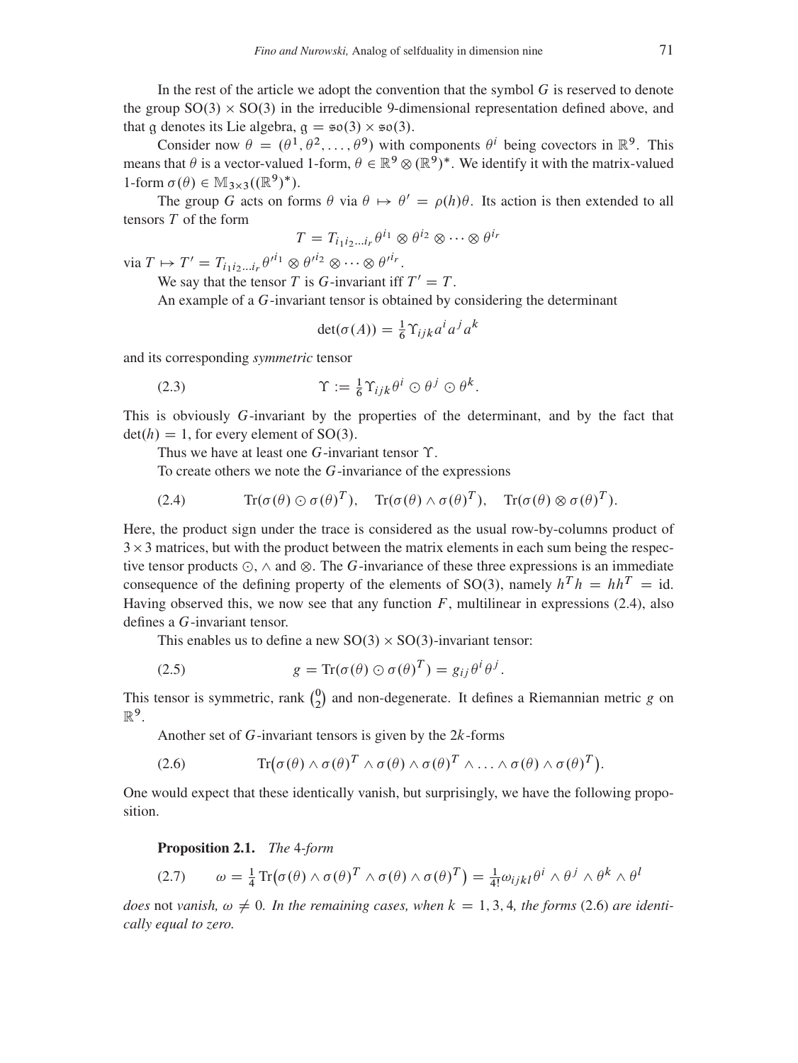In the rest of the article we adopt the convention that the symbol $G$ is reserved to denote the group $\mathrm{SO}(3) \times \mathrm{SO}(3)$ in the irreducible 9-dimensional representation defined above, and that $\mathfrak{g}$ denotes its Lie algebra, $\mathfrak{g} = \mathfrak{so}(3) \times \mathfrak{so}(3)$.

Consider now $\theta = (\theta^1, \theta^2, \dots, \theta^9)$ with components $\theta^i$ being covectors in $\mathbb{R}^9$. This means that $\theta$ is a vector-valued 1-form, $\theta \in \mathbb{R}^9 \otimes (\mathbb{R}^9)^*$. We identify it with the matrix-valued 1-form $\sigma(\theta) \in \mathbb{M}_{3\times 3}((\mathbb{R}^9)^*)$.

The group $G$ acts on forms $\theta$ via $\theta \mapsto \theta' = \rho(h)\theta$. Its action is then extended to all tensors $T$ of the form

$$T = T_{i_1 i_2 \dots i_r} \theta^{i_1} \otimes \theta^{i_2} \otimes \dots \otimes \theta^{i_r}$$

via $T \mapsto T' = T_{i_1 i_2 \dots i_r} \theta'^{i_1} \otimes \theta'^{i_2} \otimes \dots \otimes \theta'^{i_r}$.

We say that the tensor $T$ is $G$-invariant iff $T' = T$.

An example of a $G$-invariant tensor is obtained by considering the determinant

$$\det(\sigma(A)) = \tfrac{1}{6} \Upsilon_{ijk} a^i a^j a^k$$

and its corresponding *symmetric* tensor

$$\Upsilon := \tfrac{1}{6} \Upsilon_{ijk} \theta^i \odot \theta^j \odot \theta^k. \tag{2.3}$$

This is obviously $G$-invariant by the properties of the determinant, and by the fact that $\det(h) = 1$, for every element of $\mathrm{SO}(3)$.

Thus we have at least one $G$-invariant tensor $\Upsilon$.

To create others we note the $G$-invariance of the expressions

$$\mathrm{Tr}(\sigma(\theta) \odot \sigma(\theta)^T), \quad \mathrm{Tr}(\sigma(\theta) \wedge \sigma(\theta)^T), \quad \mathrm{Tr}(\sigma(\theta) \otimes \sigma(\theta)^T). \tag{2.4}$$

Here, the product sign under the trace is considered as the usual row-by-columns product of $3 \times 3$ matrices, but with the product between the matrix elements in each sum being the respective tensor products $\odot$, $\wedge$ and $\otimes$. The $G$-invariance of these three expressions is an immediate consequence of the defining property of the elements of $\mathrm{SO}(3)$, namely $h^T h = h h^T = \mathrm{id}$. Having observed this, we now see that any function $F$, multilinear in expressions (2.4), also defines a $G$-invariant tensor.

This enables us to define a new $\mathrm{SO}(3) \times \mathrm{SO}(3)$-invariant tensor:

$$g = \mathrm{Tr}(\sigma(\theta) \odot \sigma(\theta)^T) = g_{ij} \theta^i \theta^j. \tag{2.5}$$

This tensor is symmetric, rank $\binom{0}{2}$ and non-degenerate. It defines a Riemannian metric $g$ on $\mathbb{R}^9$.

Another set of $G$-invariant tensors is given by the $2k$-forms

$$\mathrm{Tr}\big(\sigma(\theta) \wedge \sigma(\theta)^T \wedge \sigma(\theta) \wedge \sigma(\theta)^T \wedge \dots \wedge \sigma(\theta) \wedge \sigma(\theta)^T\big). \tag{2.6}$$

One would expect that these identically vanish, but surprisingly, we have the following proposition.

**Proposition 2.1.** *The* 4*-form*

$$\omega = \tfrac{1}{4} \mathrm{Tr}\big(\sigma(\theta) \wedge \sigma(\theta)^T \wedge \sigma(\theta) \wedge \sigma(\theta)^T\big) = \tfrac{1}{4!} \omega_{ijkl} \theta^i \wedge \theta^j \wedge \theta^k \wedge \theta^l \tag{2.7}$$

*does* not *vanish,* $\omega \neq 0$*. In the remaining cases, when* $k = 1, 3, 4$*, the forms* (2.6) *are identically equal to zero.*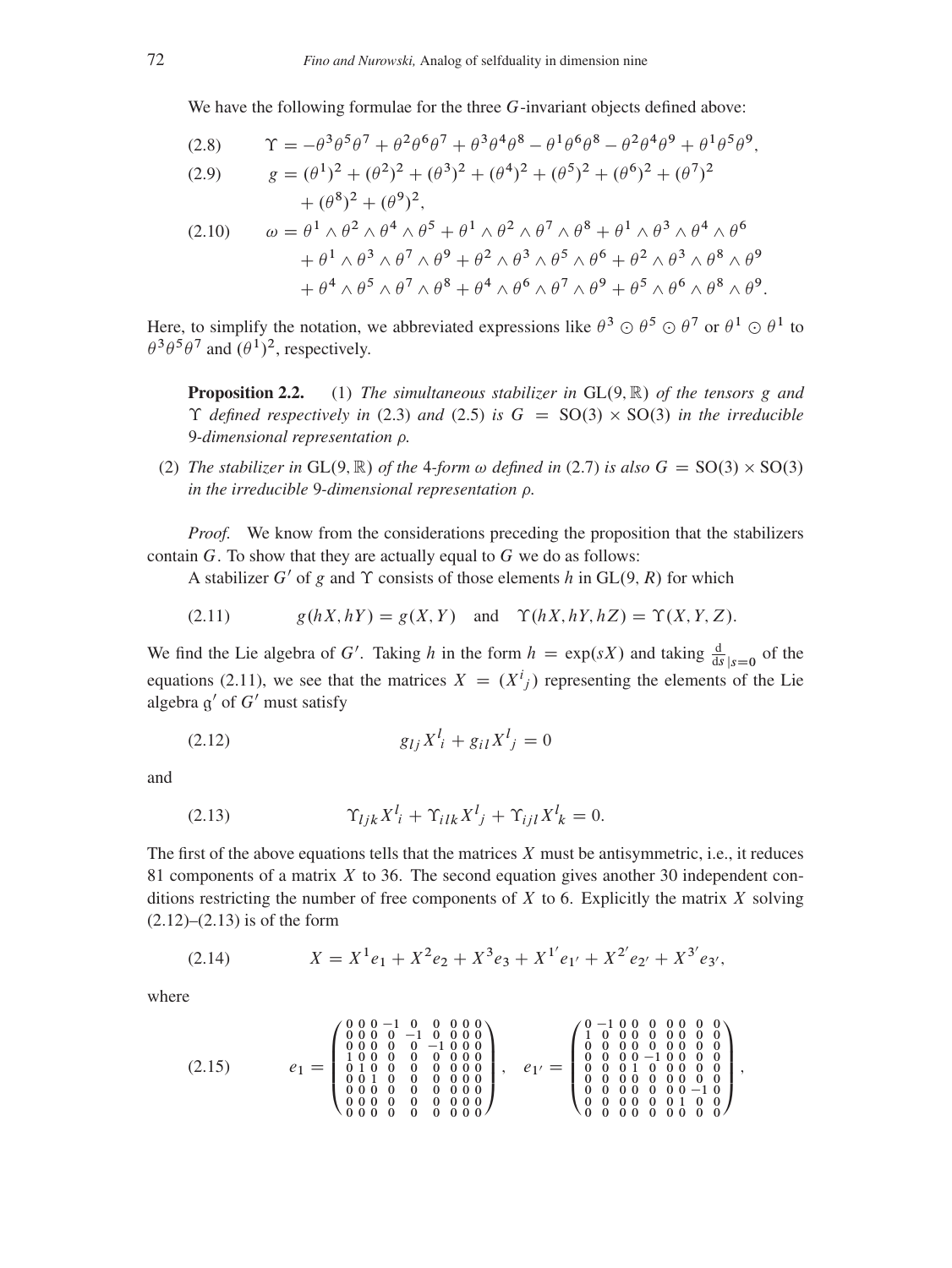We have the following formulae for the three $G$-invariant objects defined above:

$$\Upsilon = -\theta^3\theta^5\theta^7 + \theta^2\theta^6\theta^7 + \theta^3\theta^4\theta^8 - \theta^1\theta^6\theta^8 - \theta^2\theta^4\theta^9 + \theta^1\theta^5\theta^9, \tag{2.8}$$

$$g = (\theta^1)^2 + (\theta^2)^2 + (\theta^3)^2 + (\theta^4)^2 + (\theta^5)^2 + (\theta^6)^2 + (\theta^7)^2 + (\theta^8)^2 + (\theta^9)^2, \tag{2.9}$$

$$\begin{aligned}\omega = {} & \theta^1\wedge\theta^2\wedge\theta^4\wedge\theta^5 + \theta^1\wedge\theta^2\wedge\theta^7\wedge\theta^8 + \theta^1\wedge\theta^3\wedge\theta^4\wedge\theta^6 \\ & + \theta^1\wedge\theta^3\wedge\theta^7\wedge\theta^9 + \theta^2\wedge\theta^3\wedge\theta^5\wedge\theta^6 + \theta^2\wedge\theta^3\wedge\theta^8\wedge\theta^9 \\ & + \theta^4\wedge\theta^5\wedge\theta^7\wedge\theta^8 + \theta^4\wedge\theta^6\wedge\theta^7\wedge\theta^9 + \theta^5\wedge\theta^6\wedge\theta^8\wedge\theta^9.\end{aligned} \tag{2.10}$$

Here, to simplify the notation, we abbreviated expressions like $\theta^3 \odot \theta^5 \odot \theta^7$ or $\theta^1 \odot \theta^1$ to $\theta^3\theta^5\theta^7$ and $(\theta^1)^2$, respectively.

**Proposition 2.2.** (1) *The simultaneous stabilizer in* $\mathrm{GL}(9,\mathbb{R})$ *of the tensors* $g$ *and* $\Upsilon$ *defined respectively in* (2.3) *and* (2.5) *is* $G = \mathrm{SO}(3)\times\mathrm{SO}(3)$ *in the irreducible* 9*-dimensional representation* $\rho$.

(2) *The stabilizer in* $\mathrm{GL}(9,\mathbb{R})$ *of the* 4*-form* $\omega$ *defined in* (2.7) *is also* $G = \mathrm{SO}(3)\times\mathrm{SO}(3)$ *in the irreducible* 9*-dimensional representation* $\rho$.

*Proof.* We know from the considerations preceding the proposition that the stabilizers contain $G$. To show that they are actually equal to $G$ we do as follows:

A stabilizer $G'$ of $g$ and $\Upsilon$ consists of those elements $h$ in $\mathrm{GL}(9,R)$ for which

$$g(hX, hY) = g(X,Y) \quad \text{and} \quad \Upsilon(hX, hY, hZ) = \Upsilon(X,Y,Z). \tag{2.11}$$

We find the Lie algebra of $G'$. Taking $h$ in the form $h = \exp(sX)$ and taking $\frac{\mathrm{d}}{\mathrm{d}s}_{|s=0}$ of the equations (2.11), we see that the matrices $X = (X^i{}_j)$ representing the elements of the Lie algebra $\mathfrak{g}'$ of $G'$ must satisfy

$$g_{lj}X^l{}_i + g_{il}X^l{}_j = 0 \tag{2.12}$$

and

$$\Upsilon_{ljk}X^l{}_i + \Upsilon_{ilk}X^l{}_j + \Upsilon_{ijl}X^l{}_k = 0. \tag{2.13}$$

The first of the above equations tells that the matrices $X$ must be antisymmetric, i.e., it reduces 81 components of a matrix $X$ to 36. The second equation gives another 30 independent conditions restricting the number of free components of $X$ to 6. Explicitly the matrix $X$ solving (2.12)–(2.13) is of the form

$$X = X^1 e_1 + X^2 e_2 + X^3 e_3 + X^{1'} e_{1'} + X^{2'} e_{2'} + X^{3'} e_{3'}, \tag{2.14}$$

where

$$e_1 = \begin{pmatrix} 0&0&0&-1&0&0&0&0&0\\ 0&0&0&0&-1&0&0&0&0\\ 0&0&0&0&0&-1&0&0&0\\ 1&0&0&0&0&0&0&0&0\\ 0&1&0&0&0&0&0&0&0\\ 0&0&1&0&0&0&0&0&0\\ 0&0&0&0&0&0&0&0&0\\ 0&0&0&0&0&0&0&0&0\\ 0&0&0&0&0&0&0&0&0 \end{pmatrix}, \quad e_{1'} = \begin{pmatrix} 0&-1&0&0&0&0&0&0&0\\ 1&0&0&0&0&0&0&0&0\\ 0&0&0&0&0&0&0&0&0\\ 0&0&0&0&-1&0&0&0&0\\ 0&0&0&1&0&0&0&0&0\\ 0&0&0&0&0&0&0&0&0\\ 0&0&0&0&0&0&0&-1&0\\ 0&0&0&0&0&0&1&0&0\\ 0&0&0&0&0&0&0&0&0 \end{pmatrix}, \tag{2.15}$$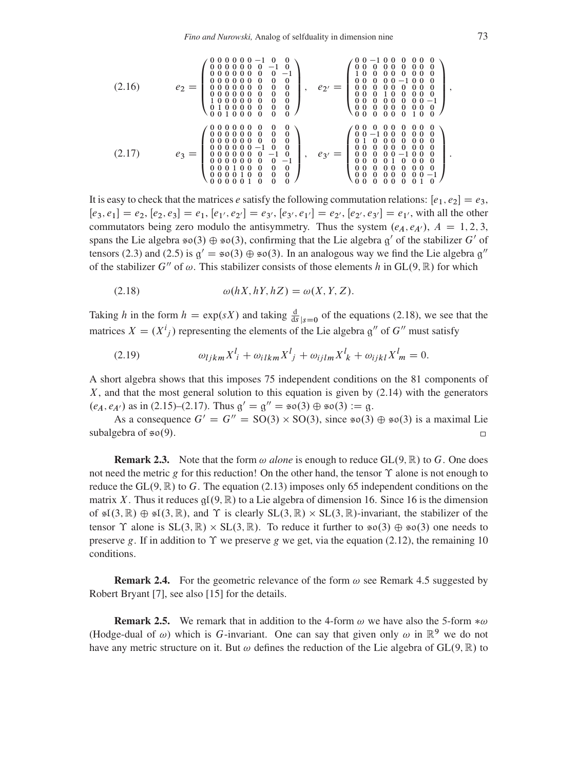$$
(2.16) \qquad e_2 = \begin{pmatrix} 0&0&0&0&0&0&-1&0&0\\ 0&0&0&0&0&0&0&-1&0\\ 0&0&0&0&0&0&0&0&-1\\ 0&0&0&0&0&0&0&0&0\\ 0&0&0&0&0&0&0&0&0\\ 0&0&0&0&0&0&0&0&0\\ 1&0&0&0&0&0&0&0&0\\ 0&1&0&0&0&0&0&0&0\\ 0&0&1&0&0&0&0&0&0 \end{pmatrix}, \quad e_{2'} = \begin{pmatrix} 0&0&-1&0&0&0&0&0&0\\ 0&0&0&0&0&0&0&0&0\\ 1&0&0&0&0&0&0&0&0\\ 0&0&0&0&0&-1&0&0&0\\ 0&0&0&0&0&0&0&0&0\\ 0&0&0&1&0&0&0&0&0\\ 0&0&0&0&0&0&0&0&-1\\ 0&0&0&0&0&0&0&0&0\\ 0&0&0&0&0&0&1&0&0 \end{pmatrix},
$$

$$
(2.17) \qquad e_3 = \begin{pmatrix} 0&0&0&0&0&0&0&0&0\\ 0&0&0&0&0&0&0&0&0\\ 0&0&0&0&0&0&0&0&0\\ 0&0&0&0&0&0&-1&0&0\\ 0&0&0&0&0&0&0&-1&0\\ 0&0&0&0&0&0&0&0&-1\\ 0&0&0&1&0&0&0&0&0\\ 0&0&0&0&1&0&0&0&0\\ 0&0&0&0&0&1&0&0&0 \end{pmatrix}, \quad e_{3'} = \begin{pmatrix} 0&0&0&0&0&0&0&0&0\\ 0&0&-1&0&0&0&0&0&0\\ 0&1&0&0&0&0&0&0&0\\ 0&0&0&0&0&0&0&0&0\\ 0&0&0&0&0&-1&0&0&0\\ 0&0&0&0&1&0&0&0&0\\ 0&0&0&0&0&0&0&0&0\\ 0&0&0&0&0&0&0&0&-1\\ 0&0&0&0&0&0&0&1&0 \end{pmatrix}.
$$

It is easy to check that the matrices $e$ satisfy the following commutation relations: $[e_1, e_2] = e_3$, $[e_3, e_1] = e_2$, $[e_2, e_3] = e_1$, $[e_{1'}, e_{2'}] = e_{3'}$, $[e_{3'}, e_{1'}] = e_{2'}$, $[e_{2'}, e_{3'}] = e_{1'}$, with all the other commutators being zero modulo the antisymmetry. Thus the system $(e_A, e_{A'})$, $A = 1, 2, 3$, spans the Lie algebra $\mathfrak{so}(3) \oplus \mathfrak{so}(3)$, confirming that the Lie algebra $\mathfrak{g}'$ of the stabilizer $G'$ of tensors (2.3) and (2.5) is $\mathfrak{g}' = \mathfrak{so}(3) \oplus \mathfrak{so}(3)$. In an analogous way we find the Lie algebra $\mathfrak{g}''$ of the stabilizer $G''$ of $\omega$. This stabilizer consists of those elements $h$ in $\mathrm{GL}(9, \mathbb{R})$ for which

$$
(2.18) \qquad \omega(hX, hY, hZ) = \omega(X, Y, Z).
$$

Taking $h$ in the form $h = \exp(sX)$ and taking $\frac{\mathrm{d}}{\mathrm{d}s}_{|s=0}$ of the equations (2.18), we see that the matrices $X = (X^i{}_j)$ representing the elements of the Lie algebra $\mathfrak{g}''$ of $G''$ must satisfy

$$
(2.19) \qquad \omega_{ljkm} X^l{}_i + \omega_{ilkm} X^l{}_j + \omega_{ijlm} X^l{}_k + \omega_{ijkl} X^l{}_m = 0.
$$

A short algebra shows that this imposes 75 independent conditions on the 81 components of $X$, and that the most general solution to this equation is given by (2.14) with the generators $(e_A, e_{A'})$ as in (2.15)–(2.17). Thus $\mathfrak{g}' = \mathfrak{g}'' = \mathfrak{so}(3) \oplus \mathfrak{so}(3) := \mathfrak{g}$.

As a consequence $G' = G'' = \mathrm{SO}(3) \times \mathrm{SO}(3)$, since $\mathfrak{so}(3) \oplus \mathfrak{so}(3)$ is a maximal Lie subalgebra of $\mathfrak{so}(9)$. □

**Remark 2.3.** Note that the form $\omega$ *alone* is enough to reduce $\mathrm{GL}(9, \mathbb{R})$ to $G$. One does not need the metric $g$ for this reduction! On the other hand, the tensor $\Upsilon$ alone is not enough to reduce the $\mathrm{GL}(9, \mathbb{R})$ to $G$. The equation (2.13) imposes only 65 independent conditions on the matrix $X$. Thus it reduces $\mathfrak{gl}(9, \mathbb{R})$ to a Lie algebra of dimension 16. Since 16 is the dimension of $\mathfrak{sl}(3, \mathbb{R}) \oplus \mathfrak{sl}(3, \mathbb{R})$, and $\Upsilon$ is clearly $\mathrm{SL}(3, \mathbb{R}) \times \mathrm{SL}(3, \mathbb{R})$-invariant, the stabilizer of the tensor $\Upsilon$ alone is $\mathrm{SL}(3, \mathbb{R}) \times \mathrm{SL}(3, \mathbb{R})$. To reduce it further to $\mathfrak{so}(3) \oplus \mathfrak{so}(3)$ one needs to preserve $g$. If in addition to $\Upsilon$ we preserve $g$ we get, via the equation (2.12), the remaining 10 conditions.

**Remark 2.4.** For the geometric relevance of the form $\omega$ see Remark 4.5 suggested by Robert Bryant [7], see also [15] for the details.

**Remark 2.5.** We remark that in addition to the 4-form $\omega$ we have also the 5-form $*\omega$ (Hodge-dual of $\omega$) which is $G$-invariant. One can say that given only $\omega$ in $\mathbb{R}^9$ we do not have any metric structure on it. But $\omega$ defines the reduction of the Lie algebra of $\mathrm{GL}(9, \mathbb{R})$ to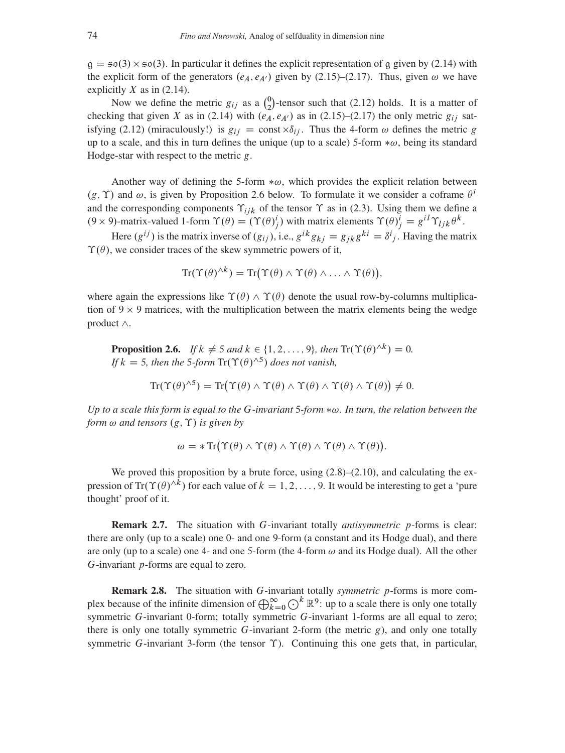$\mathfrak{g} = \mathfrak{so}(3) \times \mathfrak{so}(3)$. In particular it defines the explicit representation of $\mathfrak{g}$ given by (2.14) with the explicit form of the generators $(e_A, e_{A'})$ given by (2.15)–(2.17). Thus, given $\omega$ we have explicitly $X$ as in (2.14).

Now we define the metric $g_{ij}$ as a $\binom{0}{2}$-tensor such that (2.12) holds. It is a matter of checking that given $X$ as in (2.14) with $(e_A, e_{A'})$ as in (2.15)–(2.17) the only metric $g_{ij}$ satisfying (2.12) (miraculously!) is $g_{ij} = \text{const} \times \delta_{ij}$. Thus the 4-form $\omega$ defines the metric $g$ up to a scale, and this in turn defines the unique (up to a scale) 5-form $*\omega$, being its standard Hodge-star with respect to the metric $g$.

Another way of defining the 5-form $*\omega$, which provides the explicit relation between $(g, \Upsilon)$ and $\omega$, is given by Proposition 2.6 below. To formulate it we consider a coframe $\theta^i$ and the corresponding components $\Upsilon_{ijk}$ of the tensor $\Upsilon$ as in (2.3). Using them we define a $(9 \times 9)$-matrix-valued 1-form $\Upsilon(\theta) = (\Upsilon(\theta)^i_{\ j})$ with matrix elements $\Upsilon(\theta)^i_{\ j} = g^{il}\Upsilon_{ljk}\theta^k$.

Here $(g^{ij})$ is the matrix inverse of $(g_{ij})$, i.e., $g^{ik}g_{kj} = g_{jk}g^{ki} = \delta^i{}_j$. Having the matrix $\Upsilon(\theta)$, we consider traces of the skew symmetric powers of it,

$$\mathrm{Tr}(\Upsilon(\theta)^{\wedge k}) = \mathrm{Tr}\big(\Upsilon(\theta) \wedge \Upsilon(\theta) \wedge \ldots \wedge \Upsilon(\theta)\big),$$

where again the expressions like $\Upsilon(\theta) \wedge \Upsilon(\theta)$ denote the usual row-by-columns multiplication of $9 \times 9$ matrices, with the multiplication between the matrix elements being the wedge product $\wedge$.

**Proposition 2.6.** *If $k \neq 5$ and $k \in \{1, 2, \ldots, 9\}$, then $\mathrm{Tr}(\Upsilon(\theta)^{\wedge k}) = 0$. If $k = 5$, then the 5-form $\mathrm{Tr}(\Upsilon(\theta)^{\wedge 5})$ does not vanish,*

$$\mathrm{Tr}(\Upsilon(\theta)^{\wedge 5}) = \mathrm{Tr}\big(\Upsilon(\theta) \wedge \Upsilon(\theta) \wedge \Upsilon(\theta) \wedge \Upsilon(\theta) \wedge \Upsilon(\theta)\big) \neq 0.$$

*Up to a scale this form is equal to the $G$-invariant 5-form $*\omega$. In turn, the relation between the form $\omega$ and tensors $(g, \Upsilon)$ is given by*

$$\omega = *\,\mathrm{Tr}\big(\Upsilon(\theta) \wedge \Upsilon(\theta) \wedge \Upsilon(\theta) \wedge \Upsilon(\theta) \wedge \Upsilon(\theta)\big).$$

We proved this proposition by a brute force, using (2.8)–(2.10), and calculating the expression of $\mathrm{Tr}(\Upsilon(\theta)^{\wedge k})$ for each value of $k = 1, 2, \ldots, 9$. It would be interesting to get a 'pure thought' proof of it.

**Remark 2.7.** The situation with $G$-invariant totally *antisymmetric* $p$-forms is clear: there are only (up to a scale) one 0- and one 9-form (a constant and its Hodge dual), and there are only (up to a scale) one 4- and one 5-form (the 4-form $\omega$ and its Hodge dual). All the other $G$-invariant $p$-forms are equal to zero.

**Remark 2.8.** The situation with $G$-invariant totally *symmetric* $p$-forms is more complex because of the infinite dimension of $\bigoplus_{k=0}^{\infty} \bigodot^k \mathbb{R}^9$: up to a scale there is only one totally symmetric $G$-invariant 0-form; totally symmetric $G$-invariant 1-forms are all equal to zero; there is only one totally symmetric $G$-invariant 2-form (the metric $g$), and only one totally symmetric $G$-invariant 3-form (the tensor $\Upsilon$). Continuing this one gets that, in particular,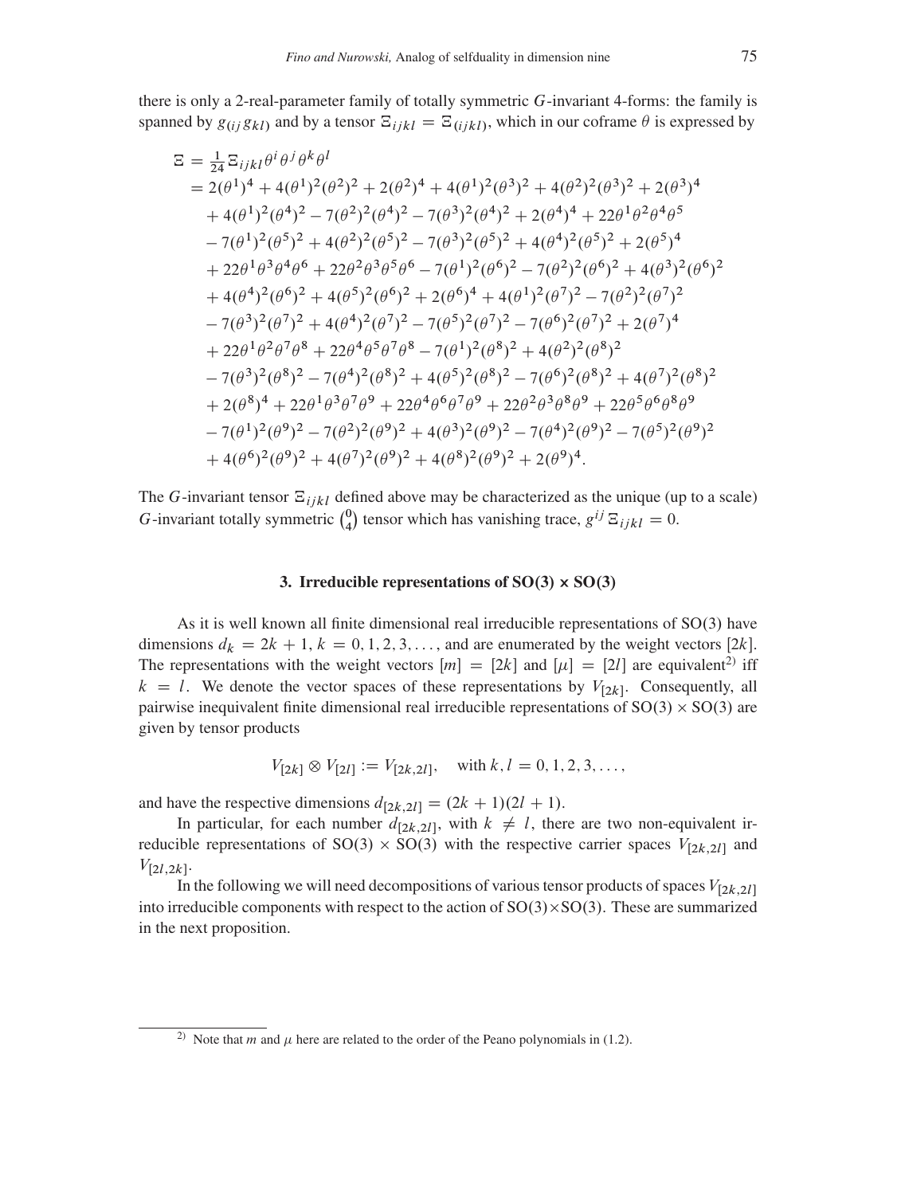there is only a 2-real-parameter family of totally symmetric $G$-invariant 4-forms: the family is spanned by $g_{(ij}g_{kl)}$ and by a tensor $\Xi_{ijkl} = \Xi_{(ijkl)}$, which in our coframe $\theta$ is expressed by

$$
\begin{aligned}
\Xi &= \tfrac{1}{24}\Xi_{ijkl}\theta^i\theta^j\theta^k\theta^l \\
&= 2(\theta^1)^4 + 4(\theta^1)^2(\theta^2)^2 + 2(\theta^2)^4 + 4(\theta^1)^2(\theta^3)^2 + 4(\theta^2)^2(\theta^3)^2 + 2(\theta^3)^4 \\
&\quad + 4(\theta^1)^2(\theta^4)^2 - 7(\theta^2)^2(\theta^4)^2 - 7(\theta^3)^2(\theta^4)^2 + 2(\theta^4)^4 + 22\theta^1\theta^2\theta^4\theta^5 \\
&\quad - 7(\theta^1)^2(\theta^5)^2 + 4(\theta^2)^2(\theta^5)^2 - 7(\theta^3)^2(\theta^5)^2 + 4(\theta^4)^2(\theta^5)^2 + 2(\theta^5)^4 \\
&\quad + 22\theta^1\theta^3\theta^4\theta^6 + 22\theta^2\theta^3\theta^5\theta^6 - 7(\theta^1)^2(\theta^6)^2 - 7(\theta^2)^2(\theta^6)^2 + 4(\theta^3)^2(\theta^6)^2 \\
&\quad + 4(\theta^4)^2(\theta^6)^2 + 4(\theta^5)^2(\theta^6)^2 + 2(\theta^6)^4 + 4(\theta^1)^2(\theta^7)^2 - 7(\theta^2)^2(\theta^7)^2 \\
&\quad - 7(\theta^3)^2(\theta^7)^2 + 4(\theta^4)^2(\theta^7)^2 - 7(\theta^5)^2(\theta^7)^2 - 7(\theta^6)^2(\theta^7)^2 + 2(\theta^7)^4 \\
&\quad + 22\theta^1\theta^2\theta^7\theta^8 + 22\theta^4\theta^5\theta^7\theta^8 - 7(\theta^1)^2(\theta^8)^2 + 4(\theta^2)^2(\theta^8)^2 \\
&\quad - 7(\theta^3)^2(\theta^8)^2 - 7(\theta^4)^2(\theta^8)^2 + 4(\theta^5)^2(\theta^8)^2 - 7(\theta^6)^2(\theta^8)^2 + 4(\theta^7)^2(\theta^8)^2 \\
&\quad + 2(\theta^8)^4 + 22\theta^1\theta^3\theta^7\theta^9 + 22\theta^4\theta^6\theta^7\theta^9 + 22\theta^2\theta^3\theta^8\theta^9 + 22\theta^5\theta^6\theta^8\theta^9 \\
&\quad - 7(\theta^1)^2(\theta^9)^2 - 7(\theta^2)^2(\theta^9)^2 + 4(\theta^3)^2(\theta^9)^2 - 7(\theta^4)^2(\theta^9)^2 - 7(\theta^5)^2(\theta^9)^2 \\
&\quad + 4(\theta^6)^2(\theta^9)^2 + 4(\theta^7)^2(\theta^9)^2 + 4(\theta^8)^2(\theta^9)^2 + 2(\theta^9)^4.
\end{aligned}
$$

The $G$-invariant tensor $\Xi_{ijkl}$ defined above may be characterized as the unique (up to a scale) $G$-invariant totally symmetric $\binom{0}{4}$ tensor which has vanishing trace, $g^{ij}\Xi_{ijkl} = 0$.

## 3. Irreducible representations of SO(3) × SO(3)

As it is well known all finite dimensional real irreducible representations of SO(3) have dimensions $d_k = 2k+1$, $k = 0, 1, 2, 3, \ldots$, and are enumerated by the weight vectors $[2k]$. The representations with the weight vectors $[m] = [2k]$ and $[\mu] = [2l]$ are equivalent[2)] iff $k = l$. We denote the vector spaces of these representations by $V_{[2k]}$. Consequently, all pairwise inequivalent finite dimensional real irreducible representations of $\mathrm{SO}(3) \times \mathrm{SO}(3)$ are given by tensor products

$$V_{[2k]} \otimes V_{[2l]} := V_{[2k,2l]}, \quad \text{with } k, l = 0, 1, 2, 3, \ldots,$$

and have the respective dimensions $d_{[2k,2l]} = (2k+1)(2l+1)$.

In particular, for each number $d_{[2k,2l]}$, with $k \neq l$, there are two non-equivalent irreducible representations of $\mathrm{SO}(3) \times \mathrm{SO}(3)$ with the respective carrier spaces $V_{[2k,2l]}$ and $V_{[2l,2k]}$.

In the following we will need decompositions of various tensor products of spaces $V_{[2k,2l]}$ into irreducible components with respect to the action of $\mathrm{SO}(3)\times\mathrm{SO}(3)$. These are summarized in the next proposition.

---

2) Note that $m$ and $\mu$ here are related to the order of the Peano polynomials in (1.2).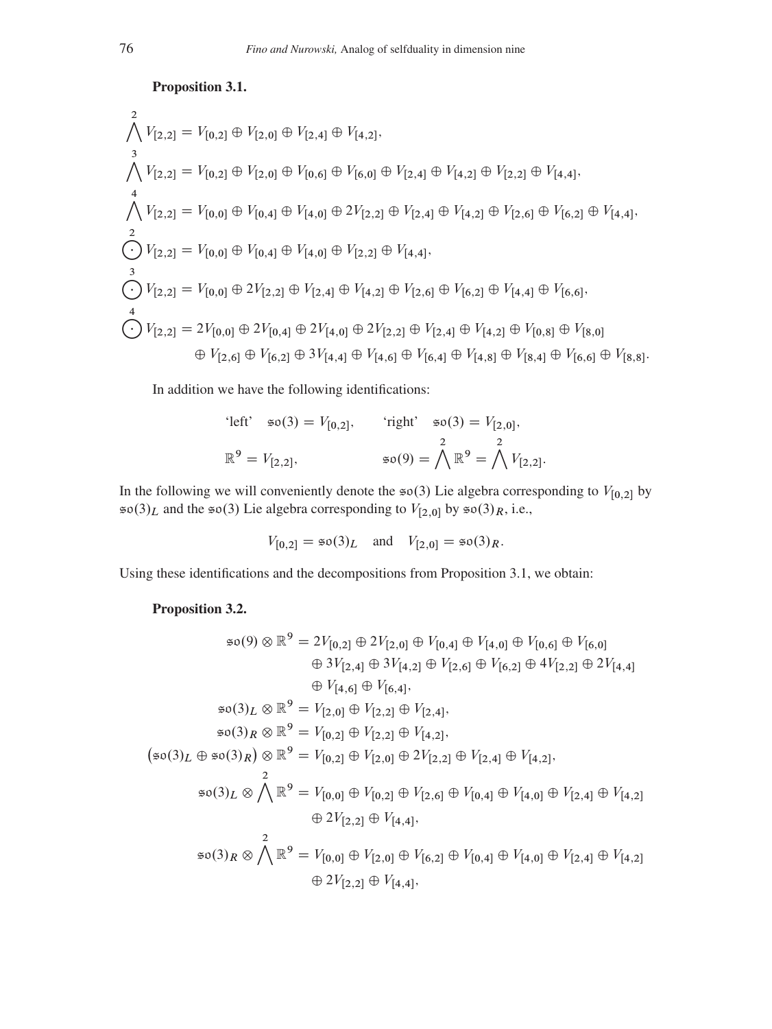**Proposition 3.1.**

$$\bigwedge^2 V_{[2,2]} = V_{[0,2]} \oplus V_{[2,0]} \oplus V_{[2,4]} \oplus V_{[4,2]},$$

$$\bigwedge^3 V_{[2,2]} = V_{[0,2]} \oplus V_{[2,0]} \oplus V_{[0,6]} \oplus V_{[6,0]} \oplus V_{[2,4]} \oplus V_{[4,2]} \oplus V_{[2,2]} \oplus V_{[4,4]},$$

$$\bigwedge^4 V_{[2,2]} = V_{[0,0]} \oplus V_{[0,4]} \oplus V_{[4,0]} \oplus 2V_{[2,2]} \oplus V_{[2,4]} \oplus V_{[4,2]} \oplus V_{[2,6]} \oplus V_{[6,2]} \oplus V_{[4,4]},$$

$$\bigodot^2 V_{[2,2]} = V_{[0,0]} \oplus V_{[0,4]} \oplus V_{[4,0]} \oplus V_{[2,2]} \oplus V_{[4,4]},$$

$$\bigodot^3 V_{[2,2]} = V_{[0,0]} \oplus 2V_{[2,2]} \oplus V_{[2,4]} \oplus V_{[4,2]} \oplus V_{[2,6]} \oplus V_{[6,2]} \oplus V_{[4,4]} \oplus V_{[6,6]},$$

$$\bigodot^4 V_{[2,2]} = 2V_{[0,0]} \oplus 2V_{[0,4]} \oplus 2V_{[4,0]} \oplus 2V_{[2,2]} \oplus V_{[2,4]} \oplus V_{[4,2]} \oplus V_{[0,8]} \oplus V_{[8,0]}$$
$$\oplus V_{[2,6]} \oplus V_{[6,2]} \oplus 3V_{[4,4]} \oplus V_{[4,6]} \oplus V_{[6,4]} \oplus V_{[4,8]} \oplus V_{[8,4]} \oplus V_{[6,6]} \oplus V_{[8,8]}.$$

In addition we have the following identifications:

$$\text{`left'} \quad \mathfrak{so}(3) = V_{[0,2]}, \qquad \text{`right'} \quad \mathfrak{so}(3) = V_{[2,0]},$$
$$\mathbb{R}^9 = V_{[2,2]}, \qquad \mathfrak{so}(9) = \bigwedge^2 \mathbb{R}^9 = \bigwedge^2 V_{[2,2]}.$$

In the following we will conveniently denote the $\mathfrak{so}(3)$ Lie algebra corresponding to $V_{[0,2]}$ by $\mathfrak{so}(3)_L$ and the $\mathfrak{so}(3)$ Lie algebra corresponding to $V_{[2,0]}$ by $\mathfrak{so}(3)_R$, i.e.,

$$V_{[0,2]} = \mathfrak{so}(3)_L \quad \text{and} \quad V_{[2,0]} = \mathfrak{so}(3)_R.$$

Using these identifications and the decompositions from Proposition 3.1, we obtain:

**Proposition 3.2.**

$$\mathfrak{so}(9) \otimes \mathbb{R}^9 = 2V_{[0,2]} \oplus 2V_{[2,0]} \oplus V_{[0,4]} \oplus V_{[4,0]} \oplus V_{[0,6]} \oplus V_{[6,0]}$$
$$\oplus 3V_{[2,4]} \oplus 3V_{[4,2]} \oplus V_{[2,6]} \oplus V_{[6,2]} \oplus 4V_{[2,2]} \oplus 2V_{[4,4]}$$
$$\oplus V_{[4,6]} \oplus V_{[6,4]},$$

$$\mathfrak{so}(3)_L \otimes \mathbb{R}^9 = V_{[2,0]} \oplus V_{[2,2]} \oplus V_{[2,4]},$$

$$\mathfrak{so}(3)_R \otimes \mathbb{R}^9 = V_{[0,2]} \oplus V_{[2,2]} \oplus V_{[4,2]},$$

$$\big(\mathfrak{so}(3)_L \oplus \mathfrak{so}(3)_R\big) \otimes \mathbb{R}^9 = V_{[0,2]} \oplus V_{[2,0]} \oplus 2V_{[2,2]} \oplus V_{[2,4]} \oplus V_{[4,2]},$$

$$\mathfrak{so}(3)_L \otimes \bigwedge^2 \mathbb{R}^9 = V_{[0,0]} \oplus V_{[0,2]} \oplus V_{[2,6]} \oplus V_{[0,4]} \oplus V_{[4,0]} \oplus V_{[2,4]} \oplus V_{[4,2]}$$
$$\oplus 2V_{[2,2]} \oplus V_{[4,4]},$$

$$\mathfrak{so}(3)_R \otimes \bigwedge^2 \mathbb{R}^9 = V_{[0,0]} \oplus V_{[2,0]} \oplus V_{[6,2]} \oplus V_{[0,4]} \oplus V_{[4,0]} \oplus V_{[2,4]} \oplus V_{[4,2]}$$
$$\oplus 2V_{[2,2]} \oplus V_{[4,4]},$$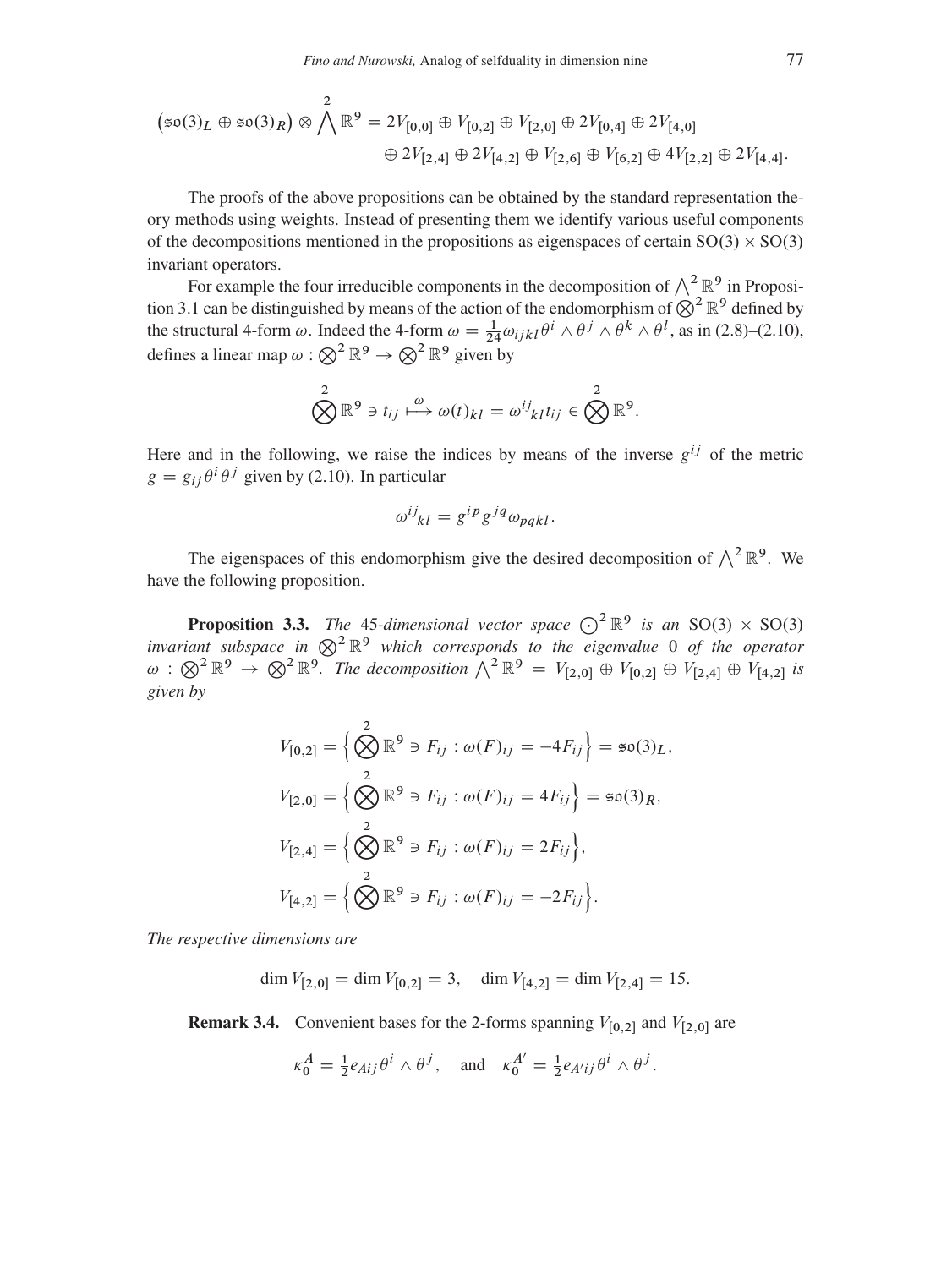$$\big(\mathfrak{so}(3)_L \oplus \mathfrak{so}(3)_R\big) \otimes \bigwedge^2 \mathbb{R}^9 = 2V_{[0,0]} \oplus V_{[0,2]} \oplus V_{[2,0]} \oplus 2V_{[0,4]} \oplus 2V_{[4,0]}$$
$$\oplus\, 2V_{[2,4]} \oplus 2V_{[4,2]} \oplus V_{[2,6]} \oplus V_{[6,2]} \oplus 4V_{[2,2]} \oplus 2V_{[4,4]}.$$

The proofs of the above propositions can be obtained by the standard representation theory methods using weights. Instead of presenting them we identify various useful components of the decompositions mentioned in the propositions as eigenspaces of certain $\mathrm{SO}(3) \times \mathrm{SO}(3)$ invariant operators.

For example the four irreducible components in the decomposition of $\bigwedge^2 \mathbb{R}^9$ in Proposition 3.1 can be distinguished by means of the action of the endomorphism of $\bigotimes^2 \mathbb{R}^9$ defined by the structural 4-form $\omega$. Indeed the 4-form $\omega = \frac{1}{24}\omega_{ijkl}\theta^i \wedge \theta^j \wedge \theta^k \wedge \theta^l$, as in (2.8)–(2.10), defines a linear map $\omega : \bigotimes^2 \mathbb{R}^9 \to \bigotimes^2 \mathbb{R}^9$ given by

$$\bigotimes^2 \mathbb{R}^9 \ni t_{ij} \stackrel{\omega}{\longmapsto} \omega(t)_{kl} = \omega^{ij}{}_{kl} t_{ij} \in \bigotimes^2 \mathbb{R}^9.$$

Here and in the following, we raise the indices by means of the inverse $g^{ij}$ of the metric $g = g_{ij}\theta^i\theta^j$ given by (2.10). In particular

$$\omega^{ij}{}_{kl} = g^{ip}g^{jq}\omega_{pqkl}.$$

The eigenspaces of this endomorphism give the desired decomposition of $\bigwedge^2 \mathbb{R}^9$. We have the following proposition.

**Proposition 3.3.** *The* 45*-dimensional vector space* $\bigodot^2 \mathbb{R}^9$ *is an* $\mathrm{SO}(3) \times \mathrm{SO}(3)$ *invariant subspace in* $\bigotimes^2 \mathbb{R}^9$ *which corresponds to the eigenvalue* 0 *of the operator* $\omega : \bigotimes^2 \mathbb{R}^9 \to \bigotimes^2 \mathbb{R}^9$. *The decomposition* $\bigwedge^2 \mathbb{R}^9 = V_{[2,0]} \oplus V_{[0,2]} \oplus V_{[2,4]} \oplus V_{[4,2]}$ *is given by*

$$V_{[0,2]} = \Big\{ \bigotimes^2 \mathbb{R}^9 \ni F_{ij} : \omega(F)_{ij} = -4F_{ij} \Big\} = \mathfrak{so}(3)_L,$$

$$V_{[2,0]} = \Big\{ \bigotimes^2 \mathbb{R}^9 \ni F_{ij} : \omega(F)_{ij} = 4F_{ij} \Big\} = \mathfrak{so}(3)_R,$$

$$V_{[2,4]} = \Big\{ \bigotimes^2 \mathbb{R}^9 \ni F_{ij} : \omega(F)_{ij} = 2F_{ij} \Big\},$$

$$V_{[4,2]} = \Big\{ \bigotimes^2 \mathbb{R}^9 \ni F_{ij} : \omega(F)_{ij} = -2F_{ij} \Big\}.$$

*The respective dimensions are*

$$\dim V_{[2,0]} = \dim V_{[0,2]} = 3, \quad \dim V_{[4,2]} = \dim V_{[2,4]} = 15.$$

**Remark 3.4.** Convenient bases for the 2-forms spanning $V_{[0,2]}$ and $V_{[2,0]}$ are

$$\kappa_0^A = \tfrac{1}{2}e_{Aij}\theta^i \wedge \theta^j, \quad \text{and} \quad \kappa_0^{A'} = \tfrac{1}{2}e_{A'ij}\theta^i \wedge \theta^j.$$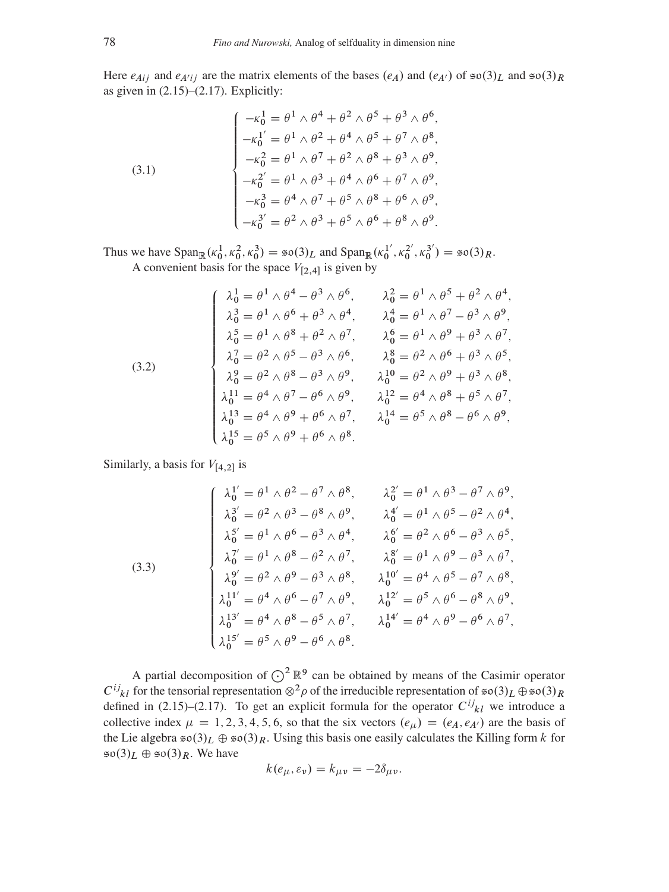Here $e_{Aij}$ and $e_{A'ij}$ are the matrix elements of the bases $(e_A)$ and $(e_{A'})$ of $\mathfrak{so}(3)_L$ and $\mathfrak{so}(3)_R$ as given in (2.15)–(2.17). Explicitly:

$$
\begin{cases}
-\kappa_0^1 = \theta^1\wedge\theta^4 + \theta^2\wedge\theta^5 + \theta^3\wedge\theta^6,\\
-\kappa_0^{1'} = \theta^1\wedge\theta^2 + \theta^4\wedge\theta^5 + \theta^7\wedge\theta^8,\\
-\kappa_0^2 = \theta^1\wedge\theta^7 + \theta^2\wedge\theta^8 + \theta^3\wedge\theta^9,\\
-\kappa_0^{2'} = \theta^1\wedge\theta^3 + \theta^4\wedge\theta^6 + \theta^7\wedge\theta^9,\\
-\kappa_0^3 = \theta^4\wedge\theta^7 + \theta^5\wedge\theta^8 + \theta^6\wedge\theta^9,\\
-\kappa_0^{3'} = \theta^2\wedge\theta^3 + \theta^5\wedge\theta^6 + \theta^8\wedge\theta^9.
\end{cases}
\tag{3.1}
$$

Thus we have $\mathrm{Span}_{\mathbb{R}}(\kappa_0^1,\kappa_0^2,\kappa_0^3) = \mathfrak{so}(3)_L$ and $\mathrm{Span}_{\mathbb{R}}(\kappa_0^{1'},\kappa_0^{2'},\kappa_0^{3'}) = \mathfrak{so}(3)_R$.

A convenient basis for the space $V_{[2,4]}$ is given by

$$
\begin{cases}
\lambda_0^1 = \theta^1\wedge\theta^4 - \theta^3\wedge\theta^6, & \lambda_0^2 = \theta^1\wedge\theta^5 + \theta^2\wedge\theta^4,\\
\lambda_0^3 = \theta^1\wedge\theta^6 + \theta^3\wedge\theta^4, & \lambda_0^4 = \theta^1\wedge\theta^7 - \theta^3\wedge\theta^9,\\
\lambda_0^5 = \theta^1\wedge\theta^8 + \theta^2\wedge\theta^7, & \lambda_0^6 = \theta^1\wedge\theta^9 + \theta^3\wedge\theta^7,\\
\lambda_0^7 = \theta^2\wedge\theta^5 - \theta^3\wedge\theta^6, & \lambda_0^8 = \theta^2\wedge\theta^6 + \theta^3\wedge\theta^5,\\
\lambda_0^9 = \theta^2\wedge\theta^8 - \theta^3\wedge\theta^9, & \lambda_0^{10} = \theta^2\wedge\theta^9 + \theta^3\wedge\theta^8,\\
\lambda_0^{11} = \theta^4\wedge\theta^7 - \theta^6\wedge\theta^9, & \lambda_0^{12} = \theta^4\wedge\theta^8 + \theta^5\wedge\theta^7,\\
\lambda_0^{13} = \theta^4\wedge\theta^9 + \theta^6\wedge\theta^7, & \lambda_0^{14} = \theta^5\wedge\theta^8 - \theta^6\wedge\theta^9,\\
\lambda_0^{15} = \theta^5\wedge\theta^9 + \theta^6\wedge\theta^8. &
\end{cases}
\tag{3.2}
$$

Similarly, a basis for $V_{[4,2]}$ is

$$
\begin{cases}
\lambda_0^{1'} = \theta^1\wedge\theta^2 - \theta^7\wedge\theta^8, & \lambda_0^{2'} = \theta^1\wedge\theta^3 - \theta^7\wedge\theta^9,\\
\lambda_0^{3'} = \theta^2\wedge\theta^3 - \theta^8\wedge\theta^9, & \lambda_0^{4'} = \theta^1\wedge\theta^5 - \theta^2\wedge\theta^4,\\
\lambda_0^{5'} = \theta^1\wedge\theta^6 - \theta^3\wedge\theta^4, & \lambda_0^{6'} = \theta^2\wedge\theta^6 - \theta^3\wedge\theta^5,\\
\lambda_0^{7'} = \theta^1\wedge\theta^8 - \theta^2\wedge\theta^7, & \lambda_0^{8'} = \theta^1\wedge\theta^9 - \theta^3\wedge\theta^7,\\
\lambda_0^{9'} = \theta^2\wedge\theta^9 - \theta^3\wedge\theta^8, & \lambda_0^{10'} = \theta^4\wedge\theta^5 - \theta^7\wedge\theta^8,\\
\lambda_0^{11'} = \theta^4\wedge\theta^6 - \theta^7\wedge\theta^9, & \lambda_0^{12'} = \theta^5\wedge\theta^6 - \theta^8\wedge\theta^9,\\
\lambda_0^{13'} = \theta^4\wedge\theta^8 - \theta^5\wedge\theta^7, & \lambda_0^{14'} = \theta^4\wedge\theta^9 - \theta^6\wedge\theta^7,\\
\lambda_0^{15'} = \theta^5\wedge\theta^9 - \theta^6\wedge\theta^8. &
\end{cases}
\tag{3.3}
$$

A partial decomposition of $\bigodot^2\mathbb{R}^9$ can be obtained by means of the Casimir operator $C^{ij}{}_{kl}$ for the tensorial representation $\otimes^2\rho$ of the irreducible representation of $\mathfrak{so}(3)_L\oplus\mathfrak{so}(3)_R$ defined in (2.15)–(2.17). To get an explicit formula for the operator $C^{ij}{}_{kl}$ we introduce a collective index $\mu = 1,2,3,4,5,6$, so that the six vectors $(e_\mu) = (e_A, e_{A'})$ are the basis of the Lie algebra $\mathfrak{so}(3)_L\oplus\mathfrak{so}(3)_R$. Using this basis one easily calculates the Killing form $k$ for $\mathfrak{so}(3)_L\oplus\mathfrak{so}(3)_R$. We have

$$
k(e_\mu, \varepsilon_\nu) = k_{\mu\nu} = -2\delta_{\mu\nu}.
$$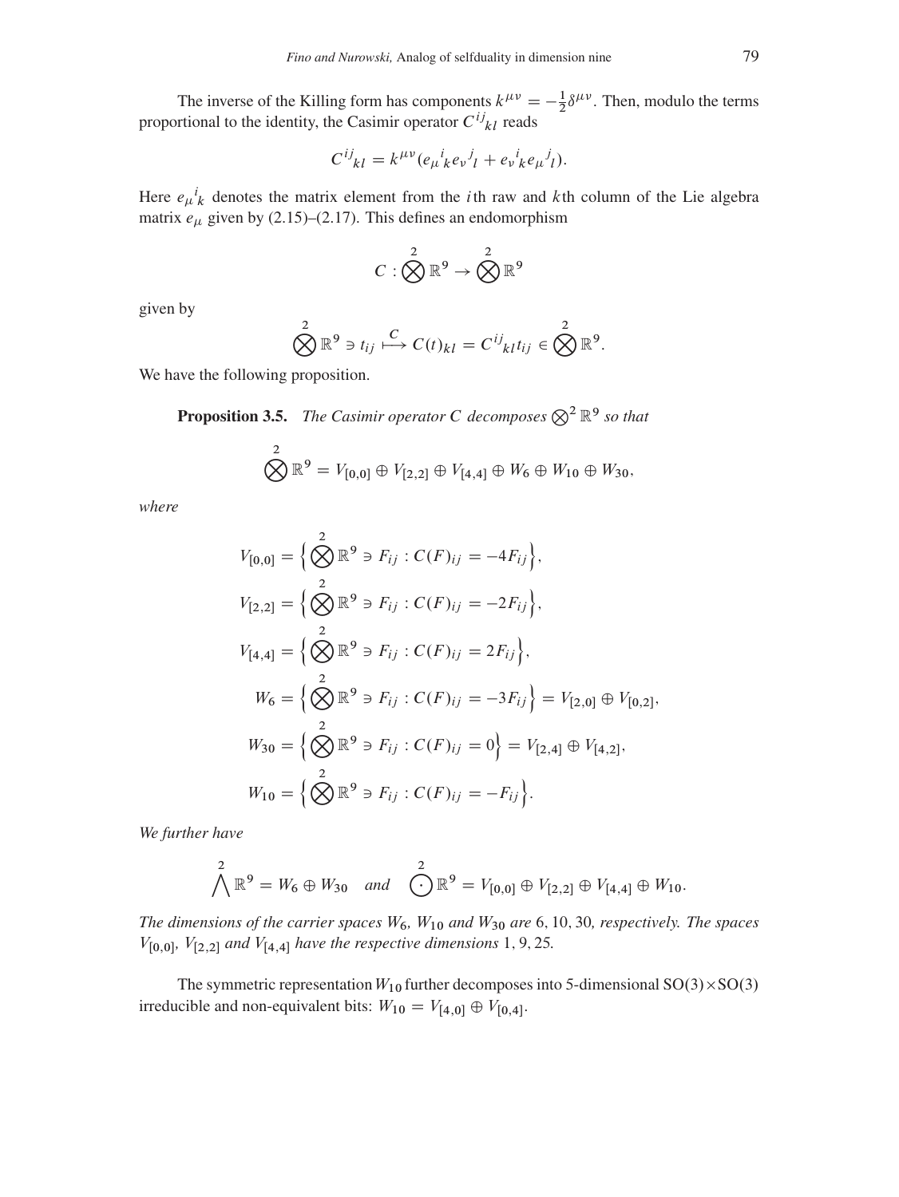The inverse of the Killing form has components $k^{\mu\nu} = -\frac{1}{2}\delta^{\mu\nu}$. Then, modulo the terms proportional to the identity, the Casimir operator $C^{ij}{}_{kl}$ reads

$$C^{ij}{}_{kl} = k^{\mu\nu}(e_\mu{}^i{}_k e_\nu{}^j{}_l + e_\nu{}^i{}_k e_\mu{}^j{}_l).$$

Here $e_\mu{}^i{}_k$ denotes the matrix element from the $i$th raw and $k$th column of the Lie algebra matrix $e_\mu$ given by (2.15)–(2.17). This defines an endomorphism

$$C : \bigotimes^2 \mathbb{R}^9 \to \bigotimes^2 \mathbb{R}^9$$

given by

$$\bigotimes^2 \mathbb{R}^9 \ni t_{ij} \overset{C}{\longmapsto} C(t)_{kl} = C^{ij}{}_{kl} t_{ij} \in \bigotimes^2 \mathbb{R}^9.$$

We have the following proposition.

**Proposition 3.5.** *The Casimir operator $C$ decomposes $\bigotimes^2 \mathbb{R}^9$ so that*

$$\bigotimes^2 \mathbb{R}^9 = V_{[0,0]} \oplus V_{[2,2]} \oplus V_{[4,4]} \oplus W_6 \oplus W_{10} \oplus W_{30},$$

*where*

$$V_{[0,0]} = \Big\{ \bigotimes^2 \mathbb{R}^9 \ni F_{ij} : C(F)_{ij} = -4F_{ij} \Big\},$$

$$V_{[2,2]} = \Big\{ \bigotimes^2 \mathbb{R}^9 \ni F_{ij} : C(F)_{ij} = -2F_{ij} \Big\},$$

$$V_{[4,4]} = \Big\{ \bigotimes^2 \mathbb{R}^9 \ni F_{ij} : C(F)_{ij} = 2F_{ij} \Big\},$$

$$W_6 = \Big\{ \bigotimes^2 \mathbb{R}^9 \ni F_{ij} : C(F)_{ij} = -3F_{ij} \Big\} = V_{[2,0]} \oplus V_{[0,2]},$$

$$W_{30} = \Big\{ \bigotimes^2 \mathbb{R}^9 \ni F_{ij} : C(F)_{ij} = 0 \Big\} = V_{[2,4]} \oplus V_{[4,2]},$$

$$W_{10} = \Big\{ \bigotimes^2 \mathbb{R}^9 \ni F_{ij} : C(F)_{ij} = -F_{ij} \Big\}.$$

*We further have*

$$\bigwedge^2 \mathbb{R}^9 = W_6 \oplus W_{30} \quad \textit{and} \quad \bigodot^2 \mathbb{R}^9 = V_{[0,0]} \oplus V_{[2,2]} \oplus V_{[4,4]} \oplus W_{10}.$$

*The dimensions of the carrier spaces $W_6$, $W_{10}$ and $W_{30}$ are* 6, 10, 30, *respectively. The spaces $V_{[0,0]}$, $V_{[2,2]}$ and $V_{[4,4]}$ have the respective dimensions* 1, 9, 25.

The symmetric representation $W_{10}$ further decomposes into 5-dimensional $\mathrm{SO}(3)\times\mathrm{SO}(3)$ irreducible and non-equivalent bits: $W_{10} = V_{[4,0]} \oplus V_{[0,4]}$.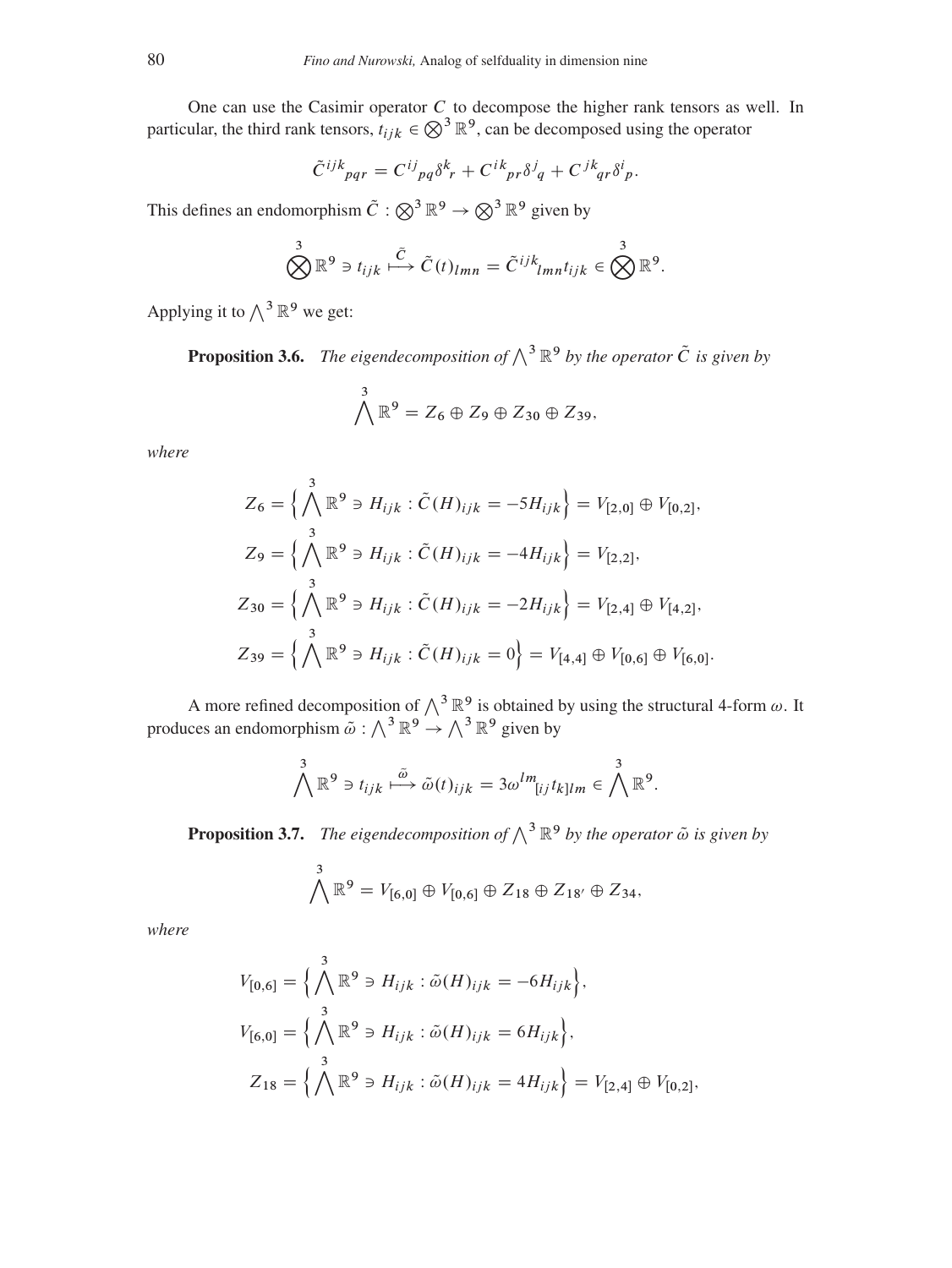One can use the Casimir operator $C$ to decompose the higher rank tensors as well. In particular, the third rank tensors, $t_{ijk} \in \bigotimes^3 \mathbb{R}^9$, can be decomposed using the operator

$$\tilde{C}^{ijk}{}_{pqr} = C^{ij}{}_{pq}\delta^k{}_r + C^{ik}{}_{pr}\delta^j{}_q + C^{jk}{}_{qr}\delta^i{}_p.$$

This defines an endomorphism $\tilde{C} : \bigotimes^3 \mathbb{R}^9 \to \bigotimes^3 \mathbb{R}^9$ given by

$$\bigotimes^3 \mathbb{R}^9 \ni t_{ijk} \xrightarrow{\tilde{C}} \tilde{C}(t)_{lmn} = \tilde{C}^{ijk}{}_{lmn} t_{ijk} \in \bigotimes^3 \mathbb{R}^9.$$

Applying it to $\bigwedge^3 \mathbb{R}^9$ we get:

**Proposition 3.6.** *The eigendecomposition of $\bigwedge^3 \mathbb{R}^9$ by the operator $\tilde{C}$ is given by*

$$\bigwedge^3 \mathbb{R}^9 = Z_6 \oplus Z_9 \oplus Z_{30} \oplus Z_{39},$$

*where*

$$Z_6 = \Big\{ \bigwedge^3 \mathbb{R}^9 \ni H_{ijk} : \tilde{C}(H)_{ijk} = -5H_{ijk} \Big\} = V_{[2,0]} \oplus V_{[0,2]},$$

$$Z_9 = \Big\{ \bigwedge^3 \mathbb{R}^9 \ni H_{ijk} : \tilde{C}(H)_{ijk} = -4H_{ijk} \Big\} = V_{[2,2]},$$

$$Z_{30} = \Big\{ \bigwedge^3 \mathbb{R}^9 \ni H_{ijk} : \tilde{C}(H)_{ijk} = -2H_{ijk} \Big\} = V_{[2,4]} \oplus V_{[4,2]},$$

$$Z_{39} = \Big\{ \bigwedge^3 \mathbb{R}^9 \ni H_{ijk} : \tilde{C}(H)_{ijk} = 0 \Big\} = V_{[4,4]} \oplus V_{[0,6]} \oplus V_{[6,0]}.$$

A more refined decomposition of $\bigwedge^3 \mathbb{R}^9$ is obtained by using the structural 4-form $\omega$. It produces an endomorphism $\tilde{\omega} : \bigwedge^3 \mathbb{R}^9 \to \bigwedge^3 \mathbb{R}^9$ given by

$$\bigwedge^3 \mathbb{R}^9 \ni t_{ijk} \xrightarrow{\tilde{\omega}} \tilde{\omega}(t)_{ijk} = 3\omega^{lm}{}_{[ij} t_{k]lm} \in \bigwedge^3 \mathbb{R}^9.$$

**Proposition 3.7.** *The eigendecomposition of $\bigwedge^3 \mathbb{R}^9$ by the operator $\tilde{\omega}$ is given by*

$$\bigwedge^3 \mathbb{R}^9 = V_{[6,0]} \oplus V_{[0,6]} \oplus Z_{18} \oplus Z_{18'} \oplus Z_{34},$$

*where*

$$V_{[0,6]} = \Big\{ \bigwedge^3 \mathbb{R}^9 \ni H_{ijk} : \tilde{\omega}(H)_{ijk} = -6H_{ijk} \Big\},$$

$$V_{[6,0]} = \Big\{ \bigwedge^3 \mathbb{R}^9 \ni H_{ijk} : \tilde{\omega}(H)_{ijk} = 6H_{ijk} \Big\},$$

$$Z_{18} = \Big\{ \bigwedge^3 \mathbb{R}^9 \ni H_{ijk} : \tilde{\omega}(H)_{ijk} = 4H_{ijk} \Big\} = V_{[2,4]} \oplus V_{[0,2]},$$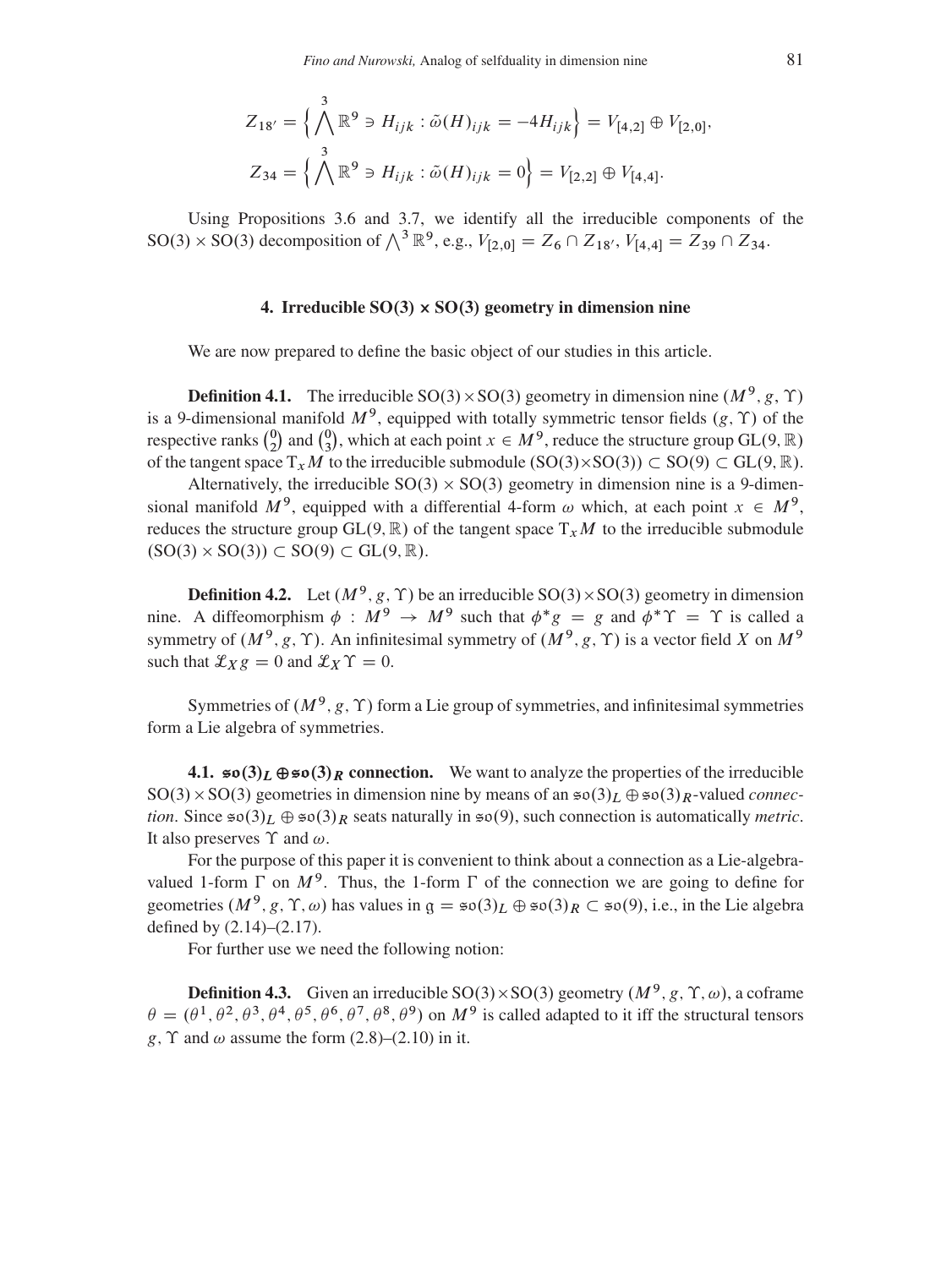$$Z_{18'} = \Big\{ \bigwedge^3 \mathbb{R}^9 \ni H_{ijk} : \tilde{\omega}(H)_{ijk} = -4H_{ijk} \Big\} = V_{[4,2]} \oplus V_{[2,0]},$$

$$Z_{34} = \Big\{ \bigwedge^3 \mathbb{R}^9 \ni H_{ijk} : \tilde{\omega}(H)_{ijk} = 0 \Big\} = V_{[2,2]} \oplus V_{[4,4]}.$$

Using Propositions 3.6 and 3.7, we identify all the irreducible components of the $\mathrm{SO}(3) \times \mathrm{SO}(3)$ decomposition of $\bigwedge^3 \mathbb{R}^9$, e.g., $V_{[2,0]} = Z_6 \cap Z_{18'}$, $V_{[4,4]} = Z_{39} \cap Z_{34}$.

## 4. Irreducible SO(3) × SO(3) geometry in dimension nine

We are now prepared to define the basic object of our studies in this article.

**Definition 4.1.** The irreducible $\mathrm{SO}(3)\times\mathrm{SO}(3)$ geometry in dimension nine $(M^9, g, \Upsilon)$ is a 9-dimensional manifold $M^9$, equipped with totally symmetric tensor fields $(g, \Upsilon)$ of the respective ranks $\binom{0}{2}$ and $\binom{0}{3}$, which at each point $x \in M^9$, reduce the structure group $\mathrm{GL}(9,\mathbb{R})$ of the tangent space $\mathrm{T}_x M$ to the irreducible submodule $(\mathrm{SO}(3)\times\mathrm{SO}(3)) \subset \mathrm{SO}(9) \subset \mathrm{GL}(9,\mathbb{R})$.

Alternatively, the irreducible $\mathrm{SO}(3) \times \mathrm{SO}(3)$ geometry in dimension nine is a 9-dimensional manifold $M^9$, equipped with a differential 4-form $\omega$ which, at each point $x \in M^9$, reduces the structure group $\mathrm{GL}(9,\mathbb{R})$ of the tangent space $\mathrm{T}_x M$ to the irreducible submodule $(\mathrm{SO}(3) \times \mathrm{SO}(3)) \subset \mathrm{SO}(9) \subset \mathrm{GL}(9,\mathbb{R})$.

**Definition 4.2.** Let $(M^9, g, \Upsilon)$ be an irreducible $\mathrm{SO}(3)\times\mathrm{SO}(3)$ geometry in dimension nine. A diffeomorphism $\phi : M^9 \to M^9$ such that $\phi^* g = g$ and $\phi^*\Upsilon = \Upsilon$ is called a symmetry of $(M^9, g, \Upsilon)$. An infinitesimal symmetry of $(M^9, g, \Upsilon)$ is a vector field $X$ on $M^9$ such that $\mathcal{L}_X g = 0$ and $\mathcal{L}_X \Upsilon = 0$.

Symmetries of $(M^9, g, \Upsilon)$ form a Lie group of symmetries, and infinitesimal symmetries form a Lie algebra of symmetries.

**4.1. $\mathfrak{so}(3)_L \oplus \mathfrak{so}(3)_R$ connection.** We want to analyze the properties of the irreducible $\mathrm{SO}(3)\times\mathrm{SO}(3)$ geometries in dimension nine by means of an $\mathfrak{so}(3)_L \oplus \mathfrak{so}(3)_R$-valued *connection*. Since $\mathfrak{so}(3)_L \oplus \mathfrak{so}(3)_R$ seats naturally in $\mathfrak{so}(9)$, such connection is automatically *metric*. It also preserves $\Upsilon$ and $\omega$.

For the purpose of this paper it is convenient to think about a connection as a Lie-algebra-valued 1-form $\Gamma$ on $M^9$. Thus, the 1-form $\Gamma$ of the connection we are going to define for geometries $(M^9, g, \Upsilon, \omega)$ has values in $\mathfrak{g} = \mathfrak{so}(3)_L \oplus \mathfrak{so}(3)_R \subset \mathfrak{so}(9)$, i.e., in the Lie algebra defined by (2.14)–(2.17).

For further use we need the following notion:

**Definition 4.3.** Given an irreducible $\mathrm{SO}(3)\times\mathrm{SO}(3)$ geometry $(M^9, g, \Upsilon, \omega)$, a coframe $\theta = (\theta^1, \theta^2, \theta^3, \theta^4, \theta^5, \theta^6, \theta^7, \theta^8, \theta^9)$ on $M^9$ is called adapted to it iff the structural tensors $g$, $\Upsilon$ and $\omega$ assume the form (2.8)–(2.10) in it.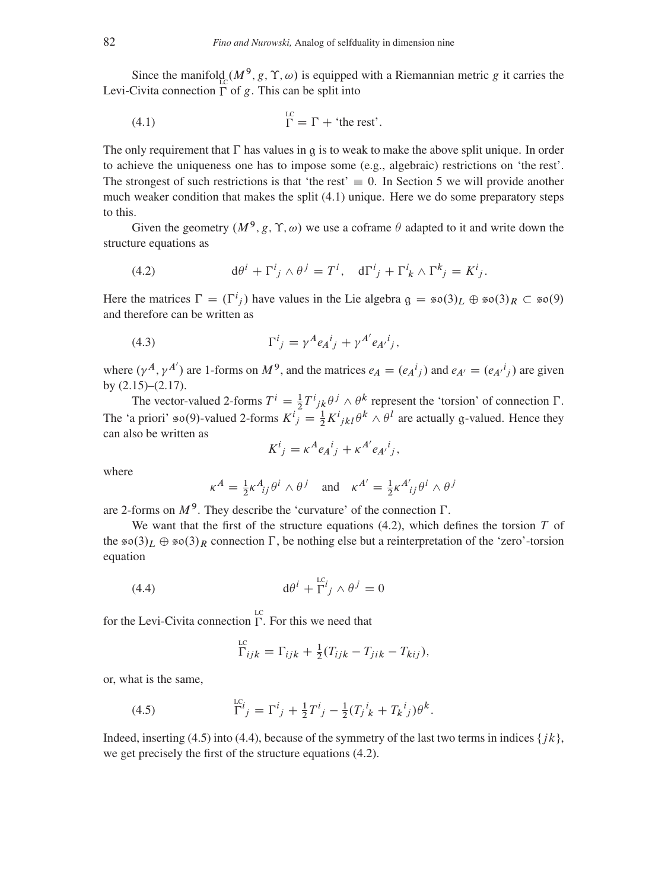Since the manifold $(M^9, g, \Upsilon, \omega)$ is equipped with a Riemannian metric $g$ it carries the Levi-Civita connection $\overset{\scriptscriptstyle LC}{\Gamma}$ of $g$. This can be split into

$$\overset{\scriptscriptstyle LC}{\Gamma} = \Gamma + \text{`the rest'}. \tag{4.1}$$

The only requirement that $\Gamma$ has values in $\mathfrak{g}$ is to weak to make the above split unique. In order to achieve the uniqueness one has to impose some (e.g., algebraic) restrictions on 'the rest'. The strongest of such restrictions is that 'the rest' $\equiv 0$. In Section 5 we will provide another much weaker condition that makes the split (4.1) unique. Here we do some preparatory steps to this.

Given the geometry $(M^9, g, \Upsilon, \omega)$ we use a coframe $\theta$ adapted to it and write down the structure equations as

$$\mathrm{d}\theta^i + \Gamma^i{}_j \wedge \theta^j = T^i, \quad \mathrm{d}\Gamma^i{}_j + \Gamma^i{}_k \wedge \Gamma^k{}_j = K^i{}_j. \tag{4.2}$$

Here the matrices $\Gamma = (\Gamma^i{}_j)$ have values in the Lie algebra $\mathfrak{g} = \mathfrak{so}(3)_L \oplus \mathfrak{so}(3)_R \subset \mathfrak{so}(9)$ and therefore can be written as

$$\Gamma^i{}_j = \gamma^A e_A{}^i{}_j + \gamma^{A'} e_{A'}{}^i{}_j, \tag{4.3}$$

where $(\gamma^A, \gamma^{A'})$ are 1-forms on $M^9$, and the matrices $e_A = (e_A{}^i{}_j)$ and $e_{A'} = (e_{A'}{}^i{}_j)$ are given by (2.15)–(2.17).

The vector-valued 2-forms $T^i = \frac{1}{2}T^i{}_{jk}\theta^j \wedge \theta^k$ represent the 'torsion' of connection $\Gamma$. The 'a priori' $\mathfrak{so}(9)$-valued 2-forms $K^i{}_j = \frac{1}{2}K^i{}_{jkl}\theta^k \wedge \theta^l$ are actually $\mathfrak{g}$-valued. Hence they can also be written as

$$K^i{}_j = \kappa^A e_A{}^i{}_j + \kappa^{A'} e_{A'}{}^i{}_j,$$

where

$$\kappa^A = \tfrac{1}{2}\kappa^A{}_{ij}\theta^i \wedge \theta^j \quad \text{and} \quad \kappa^{A'} = \tfrac{1}{2}\kappa^{A'}{}_{ij}\theta^i \wedge \theta^j$$

are 2-forms on $M^9$. They describe the 'curvature' of the connection $\Gamma$.

We want that the first of the structure equations (4.2), which defines the torsion $T$ of the $\mathfrak{so}(3)_L \oplus \mathfrak{so}(3)_R$ connection $\Gamma$, be nothing else but a reinterpretation of the 'zero'-torsion equation

$$\mathrm{d}\theta^i + \overset{\scriptscriptstyle LC}{\Gamma}{}^i{}_j \wedge \theta^j = 0 \tag{4.4}$$

for the Levi-Civita connection $\overset{\scriptscriptstyle LC}{\Gamma}$. For this we need that

$$\overset{\scriptscriptstyle LC}{\Gamma}{}_{ijk} = \Gamma_{ijk} + \tfrac{1}{2}(T_{ijk} - T_{jik} - T_{kij}),$$

or, what is the same,

$$\overset{\scriptscriptstyle LC}{\Gamma}{}^i{}_j = \Gamma^i{}_j + \tfrac{1}{2}T^i{}_j - \tfrac{1}{2}(T_j{}^i{}_k + T_k{}^i{}_j)\theta^k. \tag{4.5}$$

Indeed, inserting (4.5) into (4.4), because of the symmetry of the last two terms in indices $\{jk\}$, we get precisely the first of the structure equations (4.2).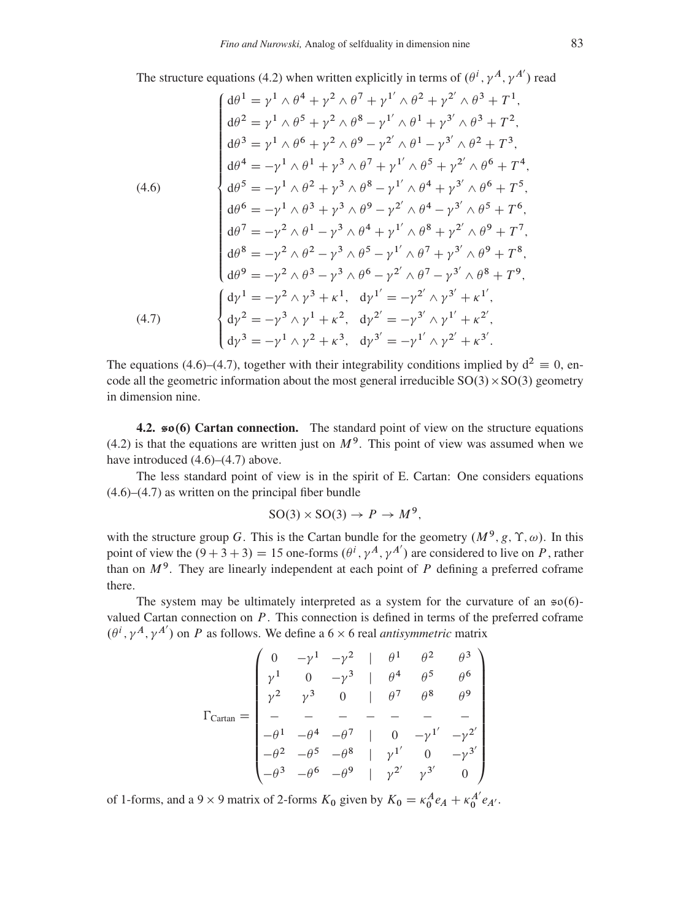The structure equations (4.2) when written explicitly in terms of $(\theta^i, \gamma^A, \gamma^{A'})$ read

$$
(4.6) \qquad \begin{cases}
d\theta^1 = \gamma^1 \wedge \theta^4 + \gamma^2 \wedge \theta^7 + \gamma^{1'} \wedge \theta^2 + \gamma^{2'} \wedge \theta^3 + T^1, \\
d\theta^2 = \gamma^1 \wedge \theta^5 + \gamma^2 \wedge \theta^8 - \gamma^{1'} \wedge \theta^1 + \gamma^{3'} \wedge \theta^3 + T^2, \\
d\theta^3 = \gamma^1 \wedge \theta^6 + \gamma^2 \wedge \theta^9 - \gamma^{2'} \wedge \theta^1 - \gamma^{3'} \wedge \theta^2 + T^3, \\
d\theta^4 = -\gamma^1 \wedge \theta^1 + \gamma^3 \wedge \theta^7 + \gamma^{1'} \wedge \theta^5 + \gamma^{2'} \wedge \theta^6 + T^4, \\
d\theta^5 = -\gamma^1 \wedge \theta^2 + \gamma^3 \wedge \theta^8 - \gamma^{1'} \wedge \theta^4 + \gamma^{3'} \wedge \theta^6 + T^5, \\
d\theta^6 = -\gamma^1 \wedge \theta^3 + \gamma^3 \wedge \theta^9 - \gamma^{2'} \wedge \theta^4 - \gamma^{3'} \wedge \theta^5 + T^6, \\
d\theta^7 = -\gamma^2 \wedge \theta^1 - \gamma^3 \wedge \theta^4 + \gamma^{1'} \wedge \theta^8 + \gamma^{2'} \wedge \theta^9 + T^7, \\
d\theta^8 = -\gamma^2 \wedge \theta^2 - \gamma^3 \wedge \theta^5 - \gamma^{1'} \wedge \theta^7 + \gamma^{3'} \wedge \theta^9 + T^8, \\
d\theta^9 = -\gamma^2 \wedge \theta^3 - \gamma^3 \wedge \theta^6 - \gamma^{2'} \wedge \theta^7 - \gamma^{3'} \wedge \theta^8 + T^9,
\end{cases}
$$

$$
(4.7) \qquad \begin{cases}
d\gamma^1 = -\gamma^2 \wedge \gamma^3 + \kappa^1, \quad d\gamma^{1'} = -\gamma^{2'} \wedge \gamma^{3'} + \kappa^{1'}, \\
d\gamma^2 = -\gamma^3 \wedge \gamma^1 + \kappa^2, \quad d\gamma^{2'} = -\gamma^{3'} \wedge \gamma^{1'} + \kappa^{2'}, \\
d\gamma^3 = -\gamma^1 \wedge \gamma^2 + \kappa^3, \quad d\gamma^{3'} = -\gamma^{1'} \wedge \gamma^{2'} + \kappa^{3'}.
\end{cases}
$$

The equations (4.6)–(4.7), together with their integrability conditions implied by $d^2 \equiv 0$, encode all the geometric information about the most general irreducible $SO(3) \times SO(3)$ geometry in dimension nine.

**4.2. $\mathfrak{so}(6)$ Cartan connection.** The standard point of view on the structure equations (4.2) is that the equations are written just on $M^9$. This point of view was assumed when we have introduced (4.6)–(4.7) above.

The less standard point of view is in the spirit of E. Cartan: One considers equations (4.6)–(4.7) as written on the principal fiber bundle

$$SO(3) \times SO(3) \to P \to M^9,$$

with the structure group $G$. This is the Cartan bundle for the geometry $(M^9, g, \Upsilon, \omega)$. In this point of view the $(9 + 3 + 3) = 15$ one-forms $(\theta^i, \gamma^A, \gamma^{A'})$ are considered to live on $P$, rather than on $M^9$. They are linearly independent at each point of $P$ defining a preferred coframe there.

The system may be ultimately interpreted as a system for the curvature of an $\mathfrak{so}(6)$-valued Cartan connection on $P$. This connection is defined in terms of the preferred coframe $(\theta^i, \gamma^A, \gamma^{A'})$ on $P$ as follows. We define a $6 \times 6$ real *antisymmetric* matrix

$$
\Gamma_{\text{Cartan}} = \begin{pmatrix}
0 & -\gamma^1 & -\gamma^2 & | & \theta^1 & \theta^2 & \theta^3 \\
\gamma^1 & 0 & -\gamma^3 & | & \theta^4 & \theta^5 & \theta^6 \\
\gamma^2 & \gamma^3 & 0 & | & \theta^7 & \theta^8 & \theta^9 \\
- & - & - & - & - & - & - \\
-\theta^1 & -\theta^4 & -\theta^7 & | & 0 & -\gamma^{1'} & -\gamma^{2'} \\
-\theta^2 & -\theta^5 & -\theta^8 & | & \gamma^{1'} & 0 & -\gamma^{3'} \\
-\theta^3 & -\theta^6 & -\theta^9 & | & \gamma^{2'} & \gamma^{3'} & 0
\end{pmatrix}
$$

of 1-forms, and a $9 \times 9$ matrix of 2-forms $K_0$ given by $K_0 = \kappa_0^A e_A + \kappa_0^{A'} e_{A'}$.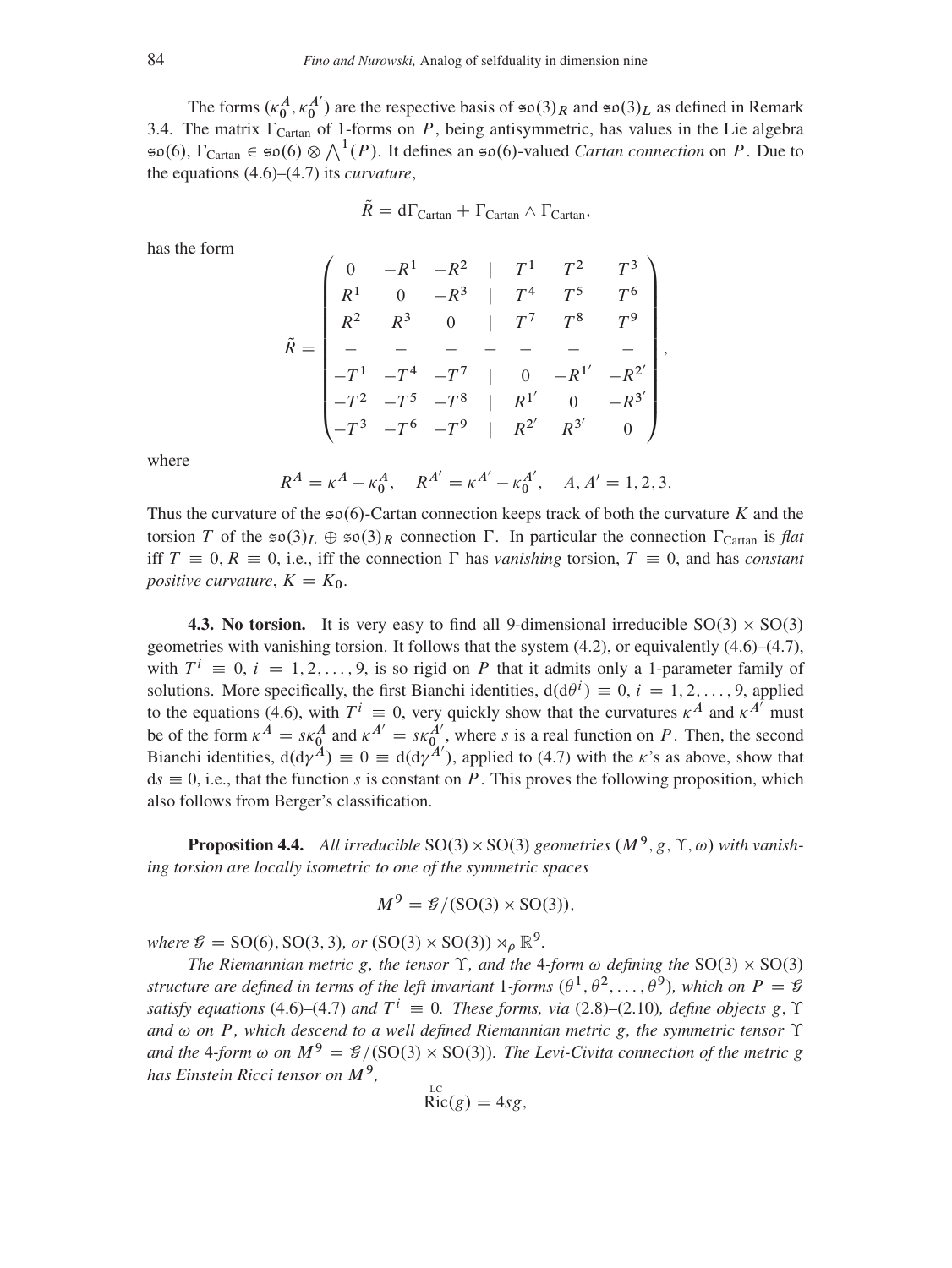The forms $(\kappa_0^A, \kappa_0^{A'})$ are the respective basis of $\mathfrak{so}(3)_R$ and $\mathfrak{so}(3)_L$ as defined in Remark 3.4. The matrix $\Gamma_{\text{Cartan}}$ of 1-forms on $P$, being antisymmetric, has values in the Lie algebra $\mathfrak{so}(6)$, $\Gamma_{\text{Cartan}} \in \mathfrak{so}(6) \otimes \bigwedge^1(P)$. It defines an $\mathfrak{so}(6)$-valued *Cartan connection* on $P$. Due to the equations (4.6)–(4.7) its *curvature*,

$$\tilde{R} = \mathrm{d}\Gamma_{\text{Cartan}} + \Gamma_{\text{Cartan}} \wedge \Gamma_{\text{Cartan}},$$

has the form

$$\tilde{R} = \begin{pmatrix} 0 & -R^1 & -R^2 & | & T^1 & T^2 & T^3 \\ R^1 & 0 & -R^3 & | & T^4 & T^5 & T^6 \\ R^2 & R^3 & 0 & | & T^7 & T^8 & T^9 \\ - & - & - & - & - & - & - \\ -T^1 & -T^4 & -T^7 & | & 0 & -R^{1'} & -R^{2'} \\ -T^2 & -T^5 & -T^8 & | & R^{1'} & 0 & -R^{3'} \\ -T^3 & -T^6 & -T^9 & | & R^{2'} & R^{3'} & 0 \end{pmatrix},$$

where

$$R^A = \kappa^A - \kappa_0^A, \quad R^{A'} = \kappa^{A'} - \kappa_0^{A'}, \quad A, A' = 1, 2, 3.$$

Thus the curvature of the $\mathfrak{so}(6)$-Cartan connection keeps track of both the curvature $K$ and the torsion $T$ of the $\mathfrak{so}(3)_L \oplus \mathfrak{so}(3)_R$ connection $\Gamma$. In particular the connection $\Gamma_{\text{Cartan}}$ is *flat* iff $T \equiv 0$, $R \equiv 0$, i.e., iff the connection $\Gamma$ has *vanishing* torsion, $T \equiv 0$, and has *constant positive curvature*, $K = K_0$.

**4.3. No torsion.** It is very easy to find all 9-dimensional irreducible $\mathrm{SO}(3) \times \mathrm{SO}(3)$ geometries with vanishing torsion. It follows that the system (4.2), or equivalently (4.6)–(4.7), with $T^i \equiv 0$, $i = 1, 2, \ldots, 9$, is so rigid on $P$ that it admits only a 1-parameter family of solutions. More specifically, the first Bianchi identities, $\mathrm{d}(\mathrm{d}\theta^i) \equiv 0$, $i = 1, 2, \ldots, 9$, applied to the equations (4.6), with $T^i \equiv 0$, very quickly show that the curvatures $\kappa^A$ and $\kappa^{A'}$ must be of the form $\kappa^A = s\kappa_0^A$ and $\kappa^{A'} = s\kappa_0^{A'}$, where $s$ is a real function on $P$. Then, the second Bianchi identities, $\mathrm{d}(\mathrm{d}\gamma^A) \equiv 0 \equiv \mathrm{d}(\mathrm{d}\gamma^{A'})$, applied to (4.7) with the $\kappa$'s as above, show that $\mathrm{d}s \equiv 0$, i.e., that the function $s$ is constant on $P$. This proves the following proposition, which also follows from Berger's classification.

**Proposition 4.4.** *All irreducible* $\mathrm{SO}(3) \times \mathrm{SO}(3)$ *geometries* $(M^9, g, \Upsilon, \omega)$ *with vanishing torsion are locally isometric to one of the symmetric spaces*

$$M^9 = \mathcal{G}/(\mathrm{SO}(3) \times \mathrm{SO}(3)),$$

*where* $\mathcal{G} = \mathrm{SO}(6), \mathrm{SO}(3,3)$*, or* $(\mathrm{SO}(3) \times \mathrm{SO}(3)) \rtimes_\rho \mathbb{R}^9$.

*The Riemannian metric* $g$*, the tensor* $\Upsilon$*, and the* 4*-form* $\omega$ *defining the* $\mathrm{SO}(3) \times \mathrm{SO}(3)$ *structure are defined in terms of the left invariant* 1*-forms* $(\theta^1, \theta^2, \ldots, \theta^9)$*, which on* $P = \mathcal{G}$ *satisfy equations* (4.6)–(4.7) *and* $T^i \equiv 0$*. These forms, via* (2.8)–(2.10)*, define objects* $g, \Upsilon$ *and* $\omega$ *on* $P$*, which descend to a well defined Riemannian metric* $g$*, the symmetric tensor* $\Upsilon$ *and the* 4*-form* $\omega$ *on* $M^9 = \mathcal{G}/(\mathrm{SO}(3) \times \mathrm{SO}(3))$*. The Levi-Civita connection of the metric* $g$ *has Einstein Ricci tensor on* $M^9$*,*

$$\overset{\text{LC}}{\mathrm{Ric}}(g) = 4sg,$$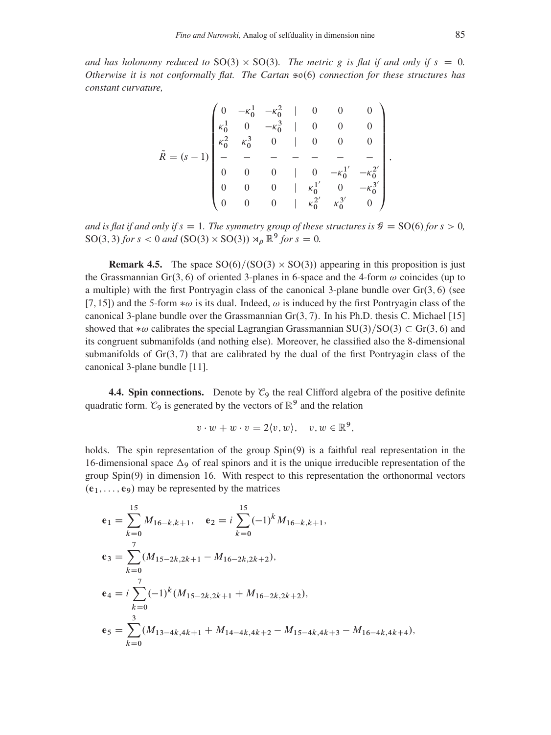*and has holonomy reduced to* $\mathrm{SO}(3)\times\mathrm{SO}(3)$*. The metric* $g$ *is flat if and only if* $s = 0$*. Otherwise it is not conformally flat. The Cartan* $\mathfrak{so}(6)$ *connection for these structures has constant curvature,*

$$\tilde{R} = (s-1)\begin{pmatrix} 0 & -\kappa_0^1 & -\kappa_0^2 & | & 0 & 0 & 0 \\ \kappa_0^1 & 0 & -\kappa_0^3 & | & 0 & 0 & 0 \\ \kappa_0^2 & \kappa_0^3 & 0 & | & 0 & 0 & 0 \\ - & - & - & - & - & - & - \\ 0 & 0 & 0 & | & 0 & -\kappa_0^{1'} & -\kappa_0^{2'} \\ 0 & 0 & 0 & | & \kappa_0^{1'} & 0 & -\kappa_0^{3'} \\ 0 & 0 & 0 & | & \kappa_0^{2'} & \kappa_0^{3'} & 0 \end{pmatrix},$$

*and is flat if and only if* $s = 1$*. The symmetry group of these structures is* $\mathcal{G} = \mathrm{SO}(6)$ *for* $s > 0$*,* $\mathrm{SO}(3,3)$ *for* $s < 0$ *and* $(\mathrm{SO}(3)\times\mathrm{SO}(3)) \rtimes_\rho \mathbb{R}^9$ *for* $s = 0$*.*

**Remark 4.5.** The space $\mathrm{SO}(6)/(\mathrm{SO}(3)\times\mathrm{SO}(3))$ appearing in this proposition is just the Grassmannian $\mathrm{Gr}(3,6)$ of oriented 3-planes in 6-space and the 4-form $\omega$ coincides (up to a multiple) with the first Pontryagin class of the canonical 3-plane bundle over $\mathrm{Gr}(3,6)$ (see [7, 15]) and the 5-form $*\omega$ is its dual. Indeed, $\omega$ is induced by the first Pontryagin class of the canonical 3-plane bundle over the Grassmannian $\mathrm{Gr}(3,7)$. In his Ph.D. thesis C. Michael [15] showed that $*\omega$ calibrates the special Lagrangian Grassmannian $\mathrm{SU}(3)/\mathrm{SO}(3) \subset \mathrm{Gr}(3,6)$ and its congruent submanifolds (and nothing else). Moreover, he classified also the 8-dimensional submanifolds of $\mathrm{Gr}(3,7)$ that are calibrated by the dual of the first Pontryagin class of the canonical 3-plane bundle [11].

**4.4. Spin connections.** Denote by $\mathcal{C}_9$ the real Clifford algebra of the positive definite quadratic form. $\mathcal{C}_9$ is generated by the vectors of $\mathbb{R}^9$ and the relation

$$v\cdot w + w\cdot v = 2\langle v, w\rangle, \quad v, w \in \mathbb{R}^9,$$

holds. The spin representation of the group $\mathrm{Spin}(9)$ is a faithful real representation in the 16-dimensional space $\Delta_9$ of real spinors and it is the unique irreducible representation of the group $\mathrm{Spin}(9)$ in dimension 16. With respect to this representation the orthonormal vectors $(\mathbf{e}_1, \dots, \mathbf{e}_9)$ may be represented by the matrices

$$\mathbf{e}_1 = \sum_{k=0}^{15} M_{16-k,k+1}, \quad \mathbf{e}_2 = i\sum_{k=0}^{15}(-1)^k M_{16-k,k+1},$$

$$\mathbf{e}_3 = \sum_{k=0}^{7}(M_{15-2k,2k+1} - M_{16-2k,2k+2}),$$

$$\mathbf{e}_4 = i\sum_{k=0}^{7}(-1)^k(M_{15-2k,2k+1} + M_{16-2k,2k+2}),$$

$$\mathbf{e}_5 = \sum_{k=0}^{3}(M_{13-4k,4k+1} + M_{14-4k,4k+2} - M_{15-4k,4k+3} - M_{16-4k,4k+4}),$$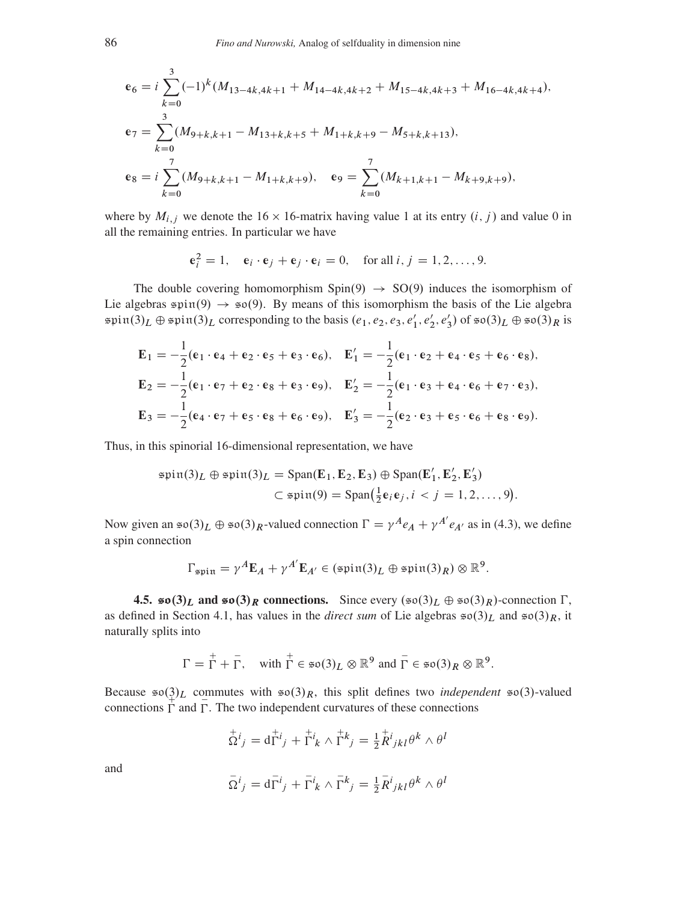$$\mathfrak{e}_6 = i\sum_{k=0}^{3}(-1)^k(M_{13-4k,4k+1} + M_{14-4k,4k+2} + M_{15-4k,4k+3} + M_{16-4k,4k+4}),$$

$$\mathfrak{e}_7 = \sum_{k=0}^{3}(M_{9+k,k+1} - M_{13+k,k+5} + M_{1+k,k+9} - M_{5+k,k+13}),$$

$$\mathfrak{e}_8 = i\sum_{k=0}^{7}(M_{9+k,k+1} - M_{1+k,k+9}), \quad \mathfrak{e}_9 = \sum_{k=0}^{7}(M_{k+1,k+1} - M_{k+9,k+9}),$$

where by $M_{i,j}$ we denote the $16 \times 16$-matrix having value 1 at its entry $(i, j)$ and value 0 in all the remaining entries. In particular we have

$$\mathfrak{e}_i^2 = 1, \quad \mathfrak{e}_i \cdot \mathfrak{e}_j + \mathfrak{e}_j \cdot \mathfrak{e}_i = 0, \quad \text{for all } i, j = 1, 2, \ldots, 9.$$

The double covering homomorphism $\mathrm{Spin}(9) \to \mathrm{SO}(9)$ induces the isomorphism of Lie algebras $\mathfrak{spin}(9) \to \mathfrak{so}(9)$. By means of this isomorphism the basis of the Lie algebra $\mathfrak{spin}(3)_L \oplus \mathfrak{spin}(3)_L$ corresponding to the basis $(e_1, e_2, e_3, e_1', e_2', e_3')$ of $\mathfrak{so}(3)_L \oplus \mathfrak{so}(3)_R$ is

$$\mathbf{E}_1 = -\frac{1}{2}(\mathfrak{e}_1 \cdot \mathfrak{e}_4 + \mathfrak{e}_2 \cdot \mathfrak{e}_5 + \mathfrak{e}_3 \cdot \mathfrak{e}_6), \quad \mathbf{E}_1' = -\frac{1}{2}(\mathfrak{e}_1 \cdot \mathfrak{e}_2 + \mathfrak{e}_4 \cdot \mathfrak{e}_5 + \mathfrak{e}_6 \cdot \mathfrak{e}_8),$$

$$\mathbf{E}_2 = -\frac{1}{2}(\mathfrak{e}_1 \cdot \mathfrak{e}_7 + \mathfrak{e}_2 \cdot \mathfrak{e}_8 + \mathfrak{e}_3 \cdot \mathfrak{e}_9), \quad \mathbf{E}_2' = -\frac{1}{2}(\mathfrak{e}_1 \cdot \mathfrak{e}_3 + \mathfrak{e}_4 \cdot \mathfrak{e}_6 + \mathfrak{e}_7 \cdot \mathfrak{e}_3),$$

$$\mathbf{E}_3 = -\frac{1}{2}(\mathfrak{e}_4 \cdot \mathfrak{e}_7 + \mathfrak{e}_5 \cdot \mathfrak{e}_8 + \mathfrak{e}_6 \cdot \mathfrak{e}_9), \quad \mathbf{E}_3' = -\frac{1}{2}(\mathfrak{e}_2 \cdot \mathfrak{e}_3 + \mathfrak{e}_5 \cdot \mathfrak{e}_6 + \mathfrak{e}_8 \cdot \mathfrak{e}_9).$$

Thus, in this spinorial 16-dimensional representation, we have

$$\begin{aligned}\mathfrak{spin}(3)_L \oplus \mathfrak{spin}(3)_L &= \mathrm{Span}(\mathbf{E}_1, \mathbf{E}_2, \mathbf{E}_3) \oplus \mathrm{Span}(\mathbf{E}_1', \mathbf{E}_2', \mathbf{E}_3') \\ &\subset \mathfrak{spin}(9) = \mathrm{Span}\big(\tfrac{1}{2}\mathfrak{e}_i\mathfrak{e}_j, i < j = 1, 2, \ldots, 9\big).\end{aligned}$$

Now given an $\mathfrak{so}(3)_L \oplus \mathfrak{so}(3)_R$-valued connection $\Gamma = \gamma^A e_A + \gamma^{A'} e_{A'}$ as in (4.3), we define a spin connection

$$\Gamma_{\mathfrak{spin}} = \gamma^A \mathbf{E}_A + \gamma^{A'} \mathbf{E}_{A'} \in (\mathfrak{spin}(3)_L \oplus \mathfrak{spin}(3)_R) \otimes \mathbb{R}^9.$$

**4.5. $\mathfrak{so}(3)_L$ and $\mathfrak{so}(3)_R$ connections.** Since every $(\mathfrak{so}(3)_L \oplus \mathfrak{so}(3)_R)$-connection $\Gamma$, as defined in Section 4.1, has values in the *direct sum* of Lie algebras $\mathfrak{so}(3)_L$ and $\mathfrak{so}(3)_R$, it naturally splits into

$$\Gamma = \overset{+}{\Gamma} + \overset{-}{\Gamma}, \quad \text{with } \overset{+}{\Gamma} \in \mathfrak{so}(3)_L \otimes \mathbb{R}^9 \text{ and } \overset{-}{\Gamma} \in \mathfrak{so}(3)_R \otimes \mathbb{R}^9.$$

Because $\mathfrak{so}(3)_L$ commutes with $\mathfrak{so}(3)_R$, this split defines two *independent* $\mathfrak{so}(3)$-valued connections $\overset{+}{\Gamma}$ and $\overset{-}{\Gamma}$. The two independent curvatures of these connections

$$\overset{+}{\Omega}{}^i{}_j = \mathrm{d}\overset{+}{\Gamma}{}^i{}_j + \overset{+}{\Gamma}{}^i{}_k \wedge \overset{+}{\Gamma}{}^k{}_j = \tfrac{1}{2}\overset{+}{R}{}^i{}_{jkl}\theta^k \wedge \theta^l$$

and

$$\overset{-}{\Omega}{}^i{}_j = \mathrm{d}\overset{-}{\Gamma}{}^i{}_j + \overset{-}{\Gamma}{}^i{}_k \wedge \overset{-}{\Gamma}{}^k{}_j = \tfrac{1}{2}\overset{-}{R}{}^i{}_{jkl}\theta^k \wedge \theta^l$$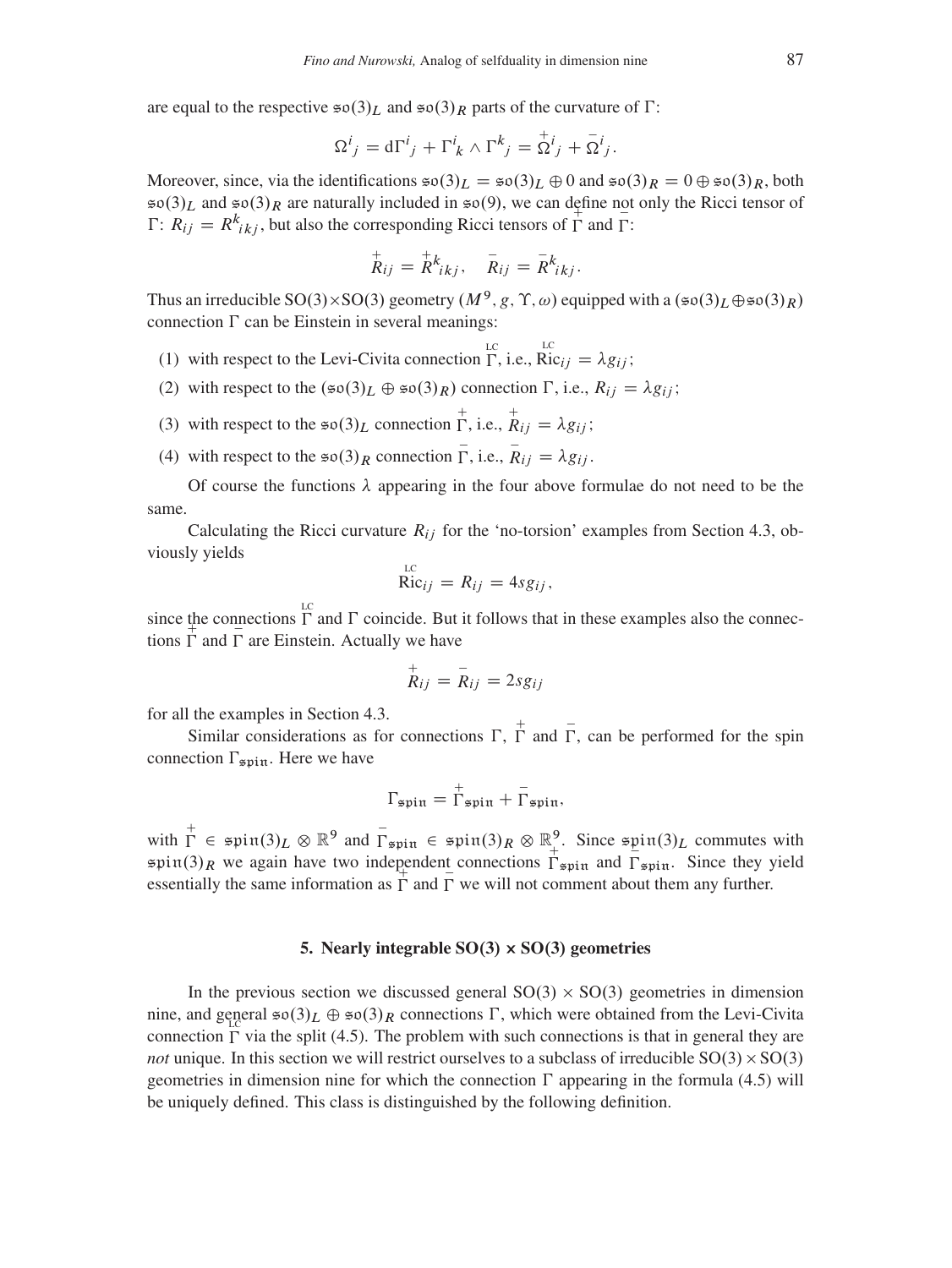are equal to the respective $\mathfrak{so}(3)_L$ and $\mathfrak{so}(3)_R$ parts of the curvature of $\Gamma$:

$$\Omega^i{}_j = \mathrm{d}\Gamma^i{}_j + \Gamma^i{}_k \wedge \Gamma^k{}_j = \overset{+}{\Omega}{}^i{}_j + \overset{-}{\Omega}{}^i{}_j.$$

Moreover, since, via the identifications $\mathfrak{so}(3)_L = \mathfrak{so}(3)_L \oplus 0$ and $\mathfrak{so}(3)_R = 0 \oplus \mathfrak{so}(3)_R$, both $\mathfrak{so}(3)_L$ and $\mathfrak{so}(3)_R$ are naturally included in $\mathfrak{so}(9)$, we can define not only the Ricci tensor of $\Gamma$: $R_{ij} = R^k{}_{ikj}$, but also the corresponding Ricci tensors of $\overset{+}{\Gamma}$ and $\overset{-}{\Gamma}$:

$$\overset{+}{R}_{ij} = \overset{+}{R}{}^k{}_{ikj}, \quad \overset{-}{R}_{ij} = \overset{-}{R}{}^k{}_{ikj}.$$

Thus an irreducible $\mathrm{SO}(3)\times\mathrm{SO}(3)$ geometry $(M^9, g, \Upsilon, \omega)$ equipped with a $(\mathfrak{so}(3)_L \oplus \mathfrak{so}(3)_R)$ connection $\Gamma$ can be Einstein in several meanings:

(1) with respect to the Levi-Civita connection $\overset{\text{LC}}{\Gamma}$, i.e., $\overset{\text{LC}}{\mathrm{Ric}}_{ij} = \lambda g_{ij}$;

(2) with respect to the $(\mathfrak{so}(3)_L \oplus \mathfrak{so}(3)_R)$ connection $\Gamma$, i.e., $R_{ij} = \lambda g_{ij}$;

(3) with respect to the $\mathfrak{so}(3)_L$ connection $\overset{+}{\Gamma}$, i.e., $\overset{+}{R}_{ij} = \lambda g_{ij}$;

(4) with respect to the $\mathfrak{so}(3)_R$ connection $\overset{-}{\Gamma}$, i.e., $\overset{-}{R}_{ij} = \lambda g_{ij}$.

Of course the functions $\lambda$ appearing in the four above formulae do not need to be the same.

Calculating the Ricci curvature $R_{ij}$ for the 'no-torsion' examples from Section 4.3, obviously yields

$$\overset{\text{LC}}{\mathrm{Ric}}_{ij} = R_{ij} = 4sg_{ij},$$

since the connections $\overset{\text{LC}}{\Gamma}$ and $\Gamma$ coincide. But it follows that in these examples also the connections $\overset{+}{\Gamma}$ and $\overset{-}{\Gamma}$ are Einstein. Actually we have

$$\overset{+}{R}_{ij} = \overset{-}{R}_{ij} = 2sg_{ij}$$

for all the examples in Section 4.3.

Similar considerations as for connections $\Gamma$, $\overset{+}{\Gamma}$ and $\overset{-}{\Gamma}$, can be performed for the spin connection $\Gamma_{\mathfrak{spin}}$. Here we have

$$\Gamma_{\mathfrak{spin}} = \overset{+}{\Gamma}_{\mathfrak{spin}} + \overset{-}{\Gamma}_{\mathfrak{spin}},$$

with $\overset{+}{\Gamma} \in \mathfrak{spin}(3)_L \otimes \mathbb{R}^9$ and $\overset{-}{\Gamma}_{\mathfrak{spin}} \in \mathfrak{spin}(3)_R \otimes \mathbb{R}^9$. Since $\mathfrak{spin}(3)_L$ commutes with $\mathfrak{spin}(3)_R$ we again have two independent connections $\overset{+}{\Gamma}_{\mathfrak{spin}}$ and $\overset{-}{\Gamma}_{\mathfrak{spin}}$. Since they yield essentially the same information as $\overset{+}{\Gamma}$ and $\overset{-}{\Gamma}$ we will not comment about them any further.

## 5. Nearly integrable SO(3) × SO(3) geometries

In the previous section we discussed general $\mathrm{SO}(3) \times \mathrm{SO}(3)$ geometries in dimension nine, and general $\mathfrak{so}(3)_L \oplus \mathfrak{so}(3)_R$ connections $\Gamma$, which were obtained from the Levi-Civita connection $\overset{\text{LC}}{\Gamma}$ via the split (4.5). The problem with such connections is that in general they are *not* unique. In this section we will restrict ourselves to a subclass of irreducible $\mathrm{SO}(3)\times\mathrm{SO}(3)$ geometries in dimension nine for which the connection $\Gamma$ appearing in the formula (4.5) will be uniquely defined. This class is distinguished by the following definition.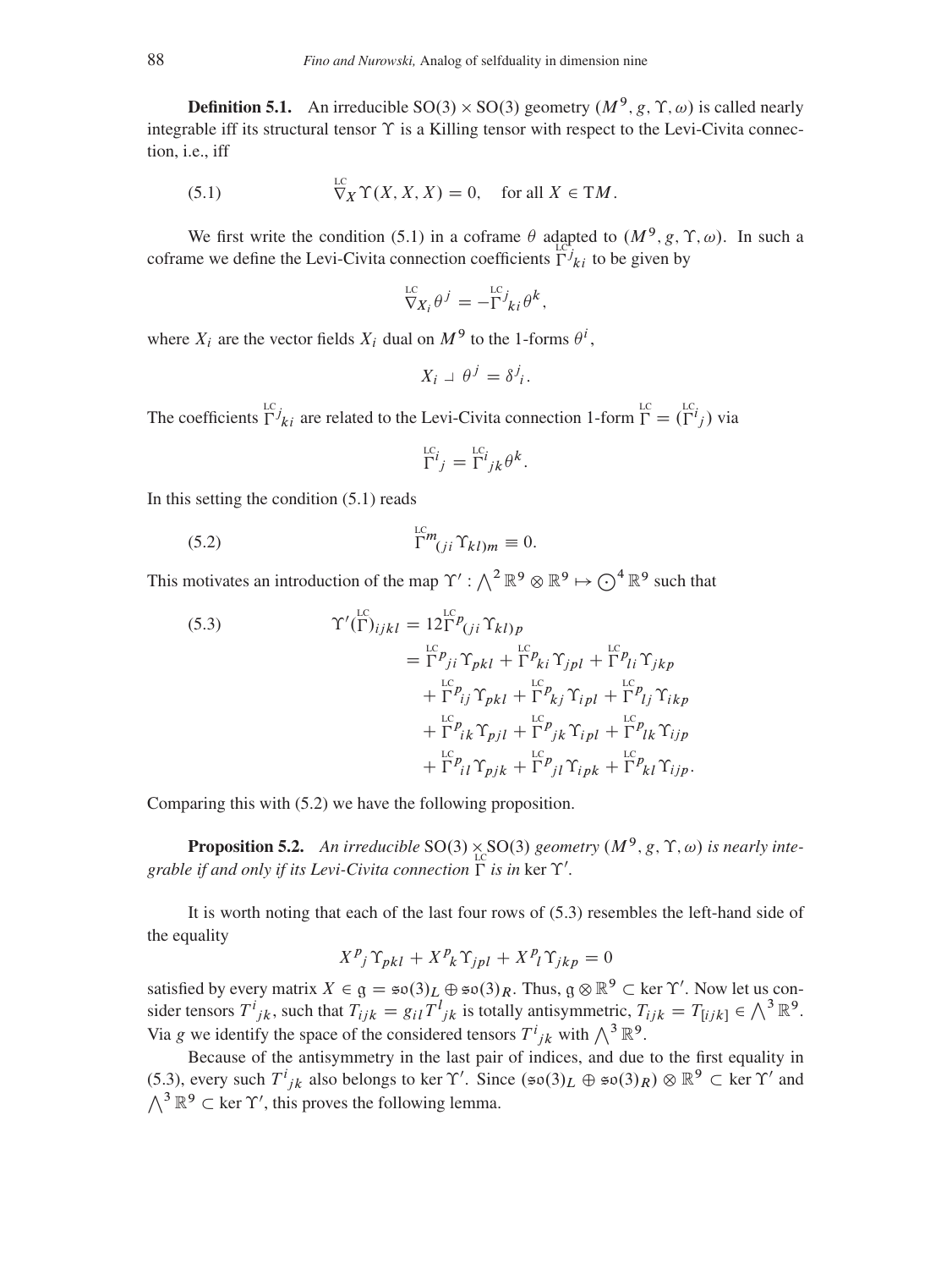**Definition 5.1.** An irreducible $\mathrm{SO}(3) \times \mathrm{SO}(3)$ geometry $(M^9, g, \Upsilon, \omega)$ is called nearly integrable iff its structural tensor $\Upsilon$ is a Killing tensor with respect to the Levi-Civita connection, i.e., iff

$$\overset{\text{LC}}{\nabla}_X \Upsilon(X, X, X) = 0, \quad \text{for all } X \in \mathrm{T}M. \tag{5.1}$$

We first write the condition (5.1) in a coframe $\theta$ adapted to $(M^9, g, \Upsilon, \omega)$. In such a coframe we define the Levi-Civita connection coefficients $\overset{\text{LC}}{\Gamma}{}^j{}_{ki}$ to be given by

$$\overset{\text{LC}}{\nabla}_{X_i} \theta^j = -\overset{\text{LC}}{\Gamma}{}^j{}_{ki} \theta^k,$$

where $X_i$ are the vector fields $X_i$ dual on $M^9$ to the 1-forms $\theta^i$,

$$X_i \lrcorner\, \theta^j = \delta^j{}_i.$$

The coefficients $\overset{\text{LC}}{\Gamma}{}^j{}_{ki}$ are related to the Levi-Civita connection 1-form $\overset{\text{LC}}{\Gamma} = (\overset{\text{LC}}{\Gamma}{}^i{}_j)$ via

$$\overset{\text{LC}}{\Gamma}{}^i{}_j = \overset{\text{LC}}{\Gamma}{}^i{}_{jk} \theta^k.$$

In this setting the condition (5.1) reads

$$\overset{\text{LC}}{\Gamma}{}^m{}_{(ji} \Upsilon_{kl)m} \equiv 0. \tag{5.2}$$

This motivates an introduction of the map $\Upsilon' : \bigwedge^2 \mathbb{R}^9 \otimes \mathbb{R}^9 \mapsto \bigodot^4 \mathbb{R}^9$ such that

$$\begin{aligned}
\Upsilon'(\overset{\text{LC}}{\Gamma})_{ijkl} &= 12 \overset{\text{LC}}{\Gamma}{}^p{}_{(ji} \Upsilon_{kl)p} \\
&= \overset{\text{LC}}{\Gamma}{}^p{}_{ji} \Upsilon_{pkl} + \overset{\text{LC}}{\Gamma}{}^p{}_{ki} \Upsilon_{jpl} + \overset{\text{LC}}{\Gamma}{}^p{}_{li} \Upsilon_{jkp} \\
&\quad + \overset{\text{LC}}{\Gamma}{}^p{}_{ij} \Upsilon_{pkl} + \overset{\text{LC}}{\Gamma}{}^p{}_{kj} \Upsilon_{ipl} + \overset{\text{LC}}{\Gamma}{}^p{}_{lj} \Upsilon_{ikp} \\
&\quad + \overset{\text{LC}}{\Gamma}{}^p{}_{ik} \Upsilon_{pjl} + \overset{\text{LC}}{\Gamma}{}^p{}_{jk} \Upsilon_{ipl} + \overset{\text{LC}}{\Gamma}{}^p{}_{lk} \Upsilon_{ijp} \\
&\quad + \overset{\text{LC}}{\Gamma}{}^p{}_{il} \Upsilon_{pjk} + \overset{\text{LC}}{\Gamma}{}^p{}_{jl} \Upsilon_{ipk} + \overset{\text{LC}}{\Gamma}{}^p{}_{kl} \Upsilon_{ijp}.
\end{aligned} \tag{5.3}$$

Comparing this with (5.2) we have the following proposition.

**Proposition 5.2.** *An irreducible* $\mathrm{SO}(3) \times \mathrm{SO}(3)$ *geometry* $(M^9, g, \Upsilon, \omega)$ *is nearly integrable if and only if its Levi-Civita connection* $\overset{\text{LC}}{\Gamma}$ *is in* $\ker \Upsilon'$.

It is worth noting that each of the last four rows of (5.3) resembles the left-hand side of the equality

$$X^p{}_j \Upsilon_{pkl} + X^p{}_k \Upsilon_{jpl} + X^p{}_l \Upsilon_{jkp} = 0$$

satisfied by every matrix $X \in \mathfrak{g} = \mathfrak{so}(3)_L \oplus \mathfrak{so}(3)_R$. Thus, $\mathfrak{g} \otimes \mathbb{R}^9 \subset \ker \Upsilon'$. Now let us consider tensors $T^i{}_{jk}$, such that $T_{ijk} = g_{il} T^l{}_{jk}$ is totally antisymmetric, $T_{ijk} = T_{[ijk]} \in \bigwedge^3 \mathbb{R}^9$. Via $g$ we identify the space of the considered tensors $T^i{}_{jk}$ with $\bigwedge^3 \mathbb{R}^9$.

Because of the antisymmetry in the last pair of indices, and due to the first equality in (5.3), every such $T^i{}_{jk}$ also belongs to $\ker \Upsilon'$. Since $(\mathfrak{so}(3)_L \oplus \mathfrak{so}(3)_R) \otimes \mathbb{R}^9 \subset \ker \Upsilon'$ and $\bigwedge^3 \mathbb{R}^9 \subset \ker \Upsilon'$, this proves the following lemma.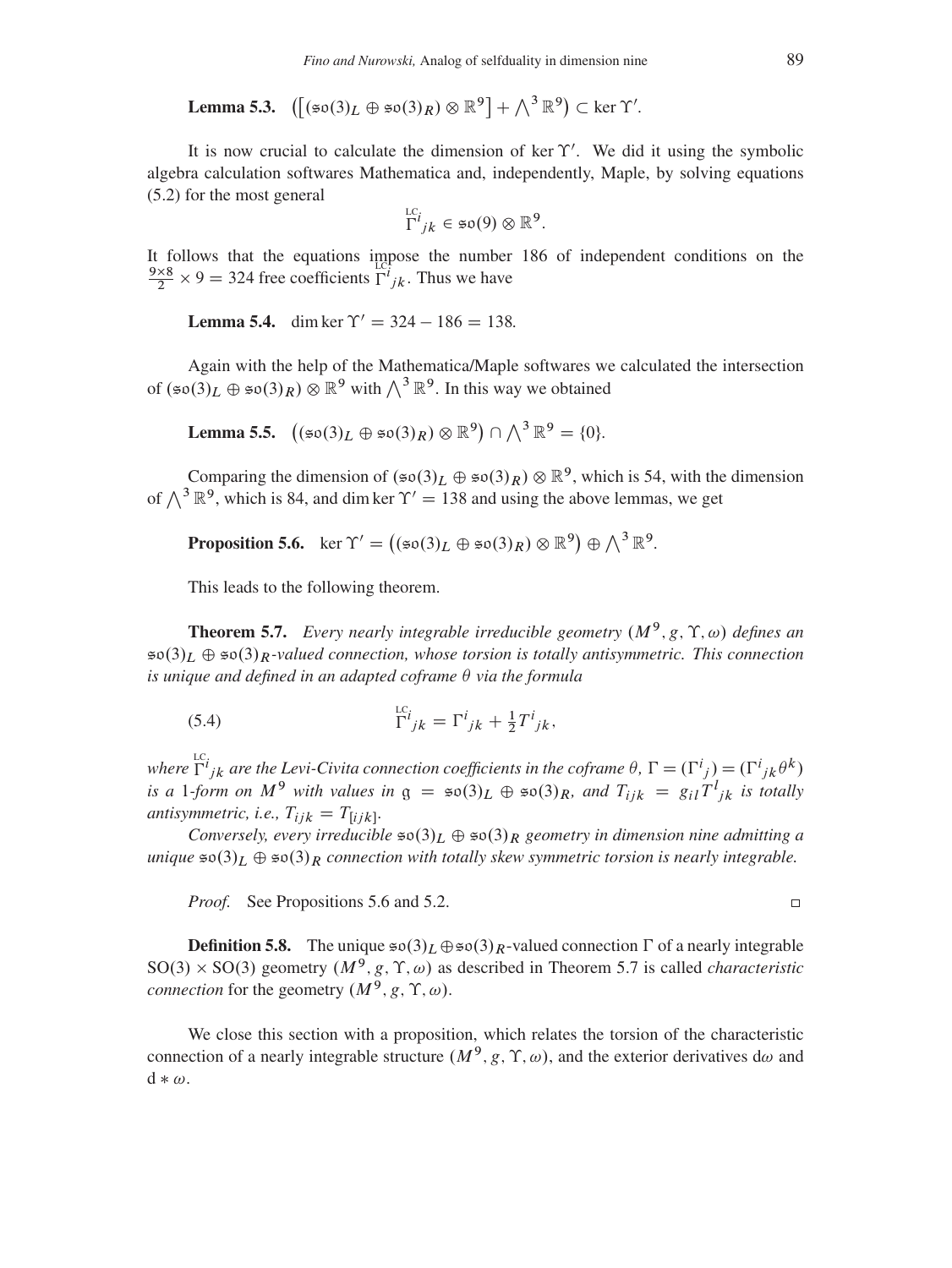**Lemma 5.3.** $\big(\big[(\mathfrak{so}(3)_L \oplus \mathfrak{so}(3)_R) \otimes \mathbb{R}^9\big] + \bigwedge^3 \mathbb{R}^9\big) \subset \ker \Upsilon'$.

It is now crucial to calculate the dimension of $\ker \Upsilon'$. We did it using the symbolic algebra calculation softwares Mathematica and, independently, Maple, by solving equations (5.2) for the most general

$$\overset{\text{LC}}{\Gamma}{}^i{}_{jk} \in \mathfrak{so}(9) \otimes \mathbb{R}^9.$$

It follows that the equations impose the number 186 of independent conditions on the $\frac{9\times 8}{2} \times 9 = 324$ free coefficients $\overset{\text{LC}}{\Gamma}{}^i{}_{jk}$. Thus we have

**Lemma 5.4.** $\dim \ker \Upsilon' = 324 - 186 = 138$.

Again with the help of the Mathematica/Maple softwares we calculated the intersection of $(\mathfrak{so}(3)_L \oplus \mathfrak{so}(3)_R) \otimes \mathbb{R}^9$ with $\bigwedge^3 \mathbb{R}^9$. In this way we obtained

**Lemma 5.5.** $\big((\mathfrak{so}(3)_L \oplus \mathfrak{so}(3)_R) \otimes \mathbb{R}^9\big) \cap \bigwedge^3 \mathbb{R}^9 = \{0\}$.

Comparing the dimension of $(\mathfrak{so}(3)_L \oplus \mathfrak{so}(3)_R) \otimes \mathbb{R}^9$, which is 54, with the dimension of $\bigwedge^3 \mathbb{R}^9$, which is 84, and $\dim \ker \Upsilon' = 138$ and using the above lemmas, we get

**Proposition 5.6.** $\ker \Upsilon' = \big((\mathfrak{so}(3)_L \oplus \mathfrak{so}(3)_R) \otimes \mathbb{R}^9\big) \oplus \bigwedge^3 \mathbb{R}^9$.

This leads to the following theorem.

**Theorem 5.7.** *Every nearly integrable irreducible geometry $(M^9, g, \Upsilon, \omega)$ defines an $\mathfrak{so}(3)_L \oplus \mathfrak{so}(3)_R$-valued connection, whose torsion is totally antisymmetric. This connection is unique and defined in an adapted coframe $\theta$ via the formula*

$$\overset{\text{LC}}{\Gamma}{}^i{}_{jk} = \Gamma^i{}_{jk} + \tfrac{1}{2} T^i{}_{jk}, \tag{5.4}$$

*where $\overset{\text{LC}}{\Gamma}{}^i{}_{jk}$ are the Levi-Civita connection coefficients in the coframe $\theta$, $\Gamma = (\Gamma^i{}_j) = (\Gamma^i{}_{jk}\theta^k)$ is a 1-form on $M^9$ with values in $\mathfrak{g} = \mathfrak{so}(3)_L \oplus \mathfrak{so}(3)_R$, and $T_{ijk} = g_{il} T^l{}_{jk}$ is totally antisymmetric, i.e., $T_{ijk} = T_{[ijk]}$.*

*Conversely, every irreducible $\mathfrak{so}(3)_L \oplus \mathfrak{so}(3)_R$ geometry in dimension nine admitting a unique $\mathfrak{so}(3)_L \oplus \mathfrak{so}(3)_R$ connection with totally skew symmetric torsion is nearly integrable.*

*Proof.* See Propositions 5.6 and 5.2. □

**Definition 5.8.** The unique $\mathfrak{so}(3)_L \oplus \mathfrak{so}(3)_R$-valued connection $\Gamma$ of a nearly integrable $\mathrm{SO}(3) \times \mathrm{SO}(3)$ geometry $(M^9, g, \Upsilon, \omega)$ as described in Theorem 5.7 is called *characteristic connection* for the geometry $(M^9, g, \Upsilon, \omega)$.

We close this section with a proposition, which relates the torsion of the characteristic connection of a nearly integrable structure $(M^9, g, \Upsilon, \omega)$, and the exterior derivatives $\mathrm{d}\omega$ and $\mathrm{d} * \omega$.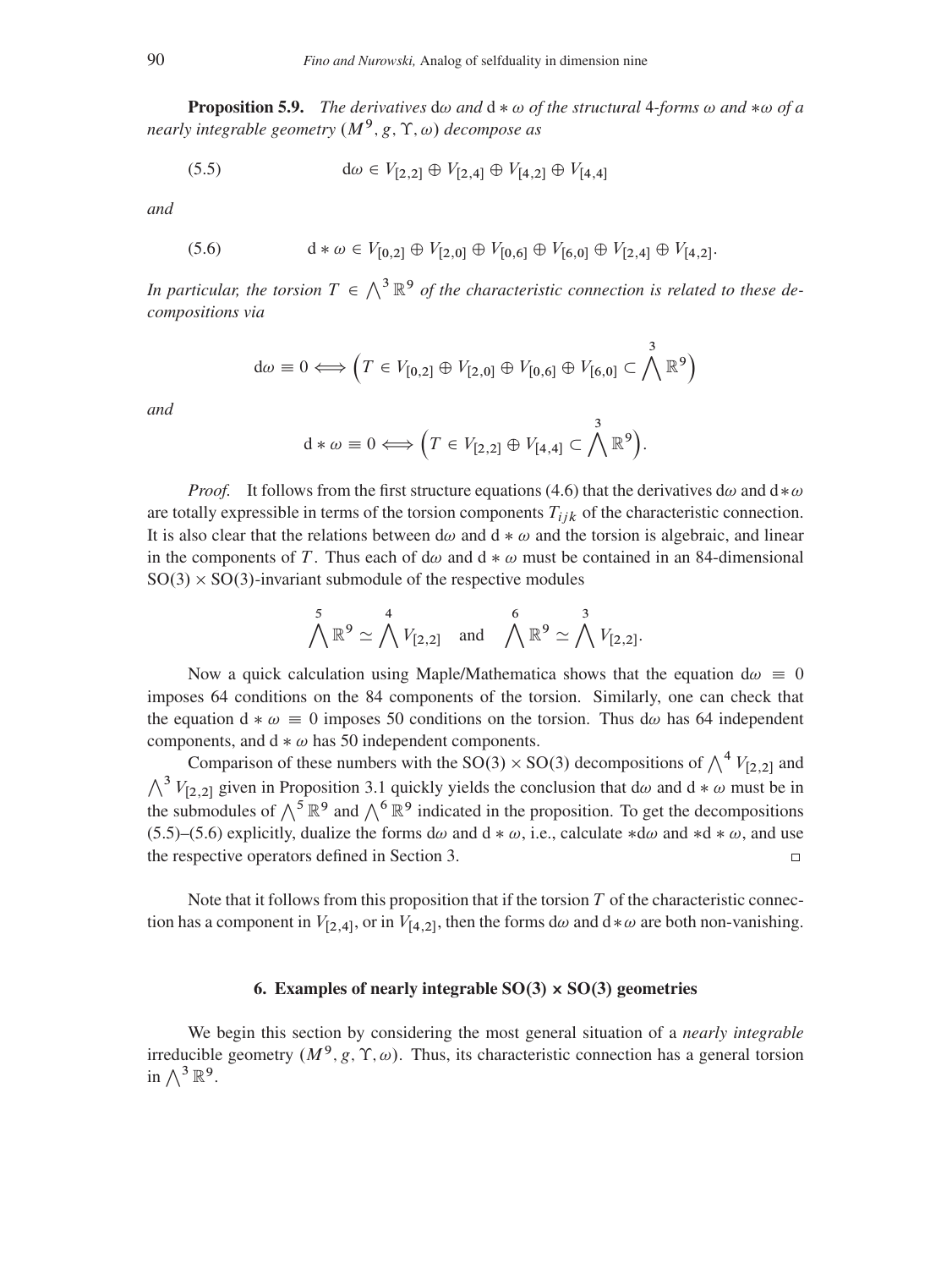**Proposition 5.9.** *The derivatives* $\mathrm{d}\omega$ *and* $\mathrm{d} * \omega$ *of the structural* 4*-forms* $\omega$ *and* $*\omega$ *of a nearly integrable geometry* $(M^9, g, \Upsilon, \omega)$ *decompose as*

$$\mathrm{d}\omega \in V_{[2,2]} \oplus V_{[2,4]} \oplus V_{[4,2]} \oplus V_{[4,4]} \tag{5.5}$$

*and*

$$\mathrm{d} * \omega \in V_{[0,2]} \oplus V_{[2,0]} \oplus V_{[0,6]} \oplus V_{[6,0]} \oplus V_{[2,4]} \oplus V_{[4,2]}. \tag{5.6}$$

*In particular, the torsion* $T \in \bigwedge^3 \mathbb{R}^9$ *of the characteristic connection is related to these decompositions via*

$$\mathrm{d}\omega \equiv 0 \iff \Big(T \in V_{[0,2]} \oplus V_{[2,0]} \oplus V_{[0,6]} \oplus V_{[6,0]} \subset \bigwedge^3 \mathbb{R}^9\Big)$$

*and*

$$\mathrm{d} * \omega \equiv 0 \iff \Big(T \in V_{[2,2]} \oplus V_{[4,4]} \subset \bigwedge^3 \mathbb{R}^9\Big).$$

*Proof.* It follows from the first structure equations (4.6) that the derivatives $\mathrm{d}\omega$ and $\mathrm{d}*\omega$ are totally expressible in terms of the torsion components $T_{ijk}$ of the characteristic connection. It is also clear that the relations between $\mathrm{d}\omega$ and $\mathrm{d} * \omega$ and the torsion is algebraic, and linear in the components of $T$. Thus each of $\mathrm{d}\omega$ and $\mathrm{d} * \omega$ must be contained in an 84-dimensional $\mathrm{SO}(3) \times \mathrm{SO}(3)$-invariant submodule of the respective modules

$$\bigwedge^5 \mathbb{R}^9 \simeq \bigwedge^4 V_{[2,2]} \quad \text{and} \quad \bigwedge^6 \mathbb{R}^9 \simeq \bigwedge^3 V_{[2,2]}.$$

Now a quick calculation using Maple/Mathematica shows that the equation $\mathrm{d}\omega \equiv 0$ imposes 64 conditions on the 84 components of the torsion. Similarly, one can check that the equation $\mathrm{d} * \omega \equiv 0$ imposes 50 conditions on the torsion. Thus $\mathrm{d}\omega$ has 64 independent components, and $\mathrm{d} * \omega$ has 50 independent components.

Comparison of these numbers with the $\mathrm{SO}(3) \times \mathrm{SO}(3)$ decompositions of $\bigwedge^4 V_{[2,2]}$ and $\bigwedge^3 V_{[2,2]}$ given in Proposition 3.1 quickly yields the conclusion that $\mathrm{d}\omega$ and $\mathrm{d} * \omega$ must be in the submodules of $\bigwedge^5 \mathbb{R}^9$ and $\bigwedge^6 \mathbb{R}^9$ indicated in the proposition. To get the decompositions (5.5)–(5.6) explicitly, dualize the forms $\mathrm{d}\omega$ and $\mathrm{d} * \omega$, i.e., calculate $*\mathrm{d}\omega$ and $*\mathrm{d} * \omega$, and use the respective operators defined in Section 3. □

Note that it follows from this proposition that if the torsion $T$ of the characteristic connection has a component in $V_{[2,4]}$, or in $V_{[4,2]}$, then the forms $\mathrm{d}\omega$ and $\mathrm{d}*\omega$ are both non-vanishing.

## 6. Examples of nearly integrable SO(3) × SO(3) geometries

We begin this section by considering the most general situation of a *nearly integrable* irreducible geometry $(M^9, g, \Upsilon, \omega)$. Thus, its characteristic connection has a general torsion in $\bigwedge^3 \mathbb{R}^9$.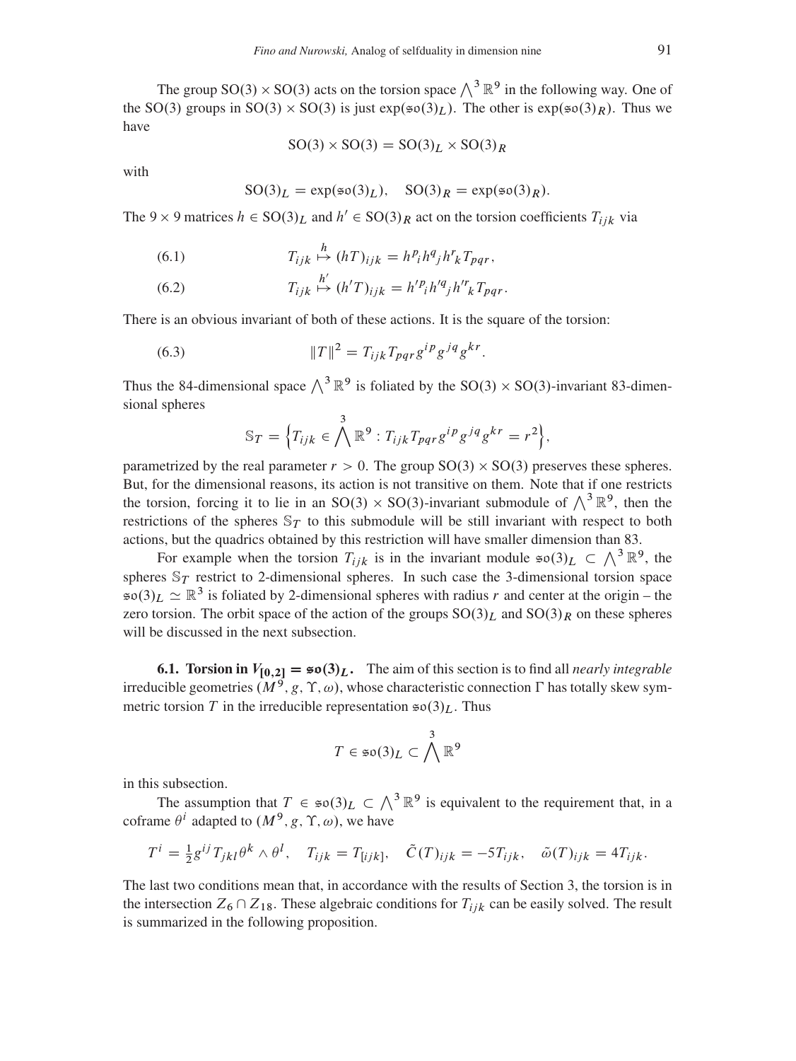The group $\mathrm{SO}(3) \times \mathrm{SO}(3)$ acts on the torsion space $\bigwedge^3 \mathbb{R}^9$ in the following way. One of the $\mathrm{SO}(3)$ groups in $\mathrm{SO}(3) \times \mathrm{SO}(3)$ is just $\exp(\mathfrak{so}(3)_L)$. The other is $\exp(\mathfrak{so}(3)_R)$. Thus we have

$$\mathrm{SO}(3) \times \mathrm{SO}(3) = \mathrm{SO}(3)_L \times \mathrm{SO}(3)_R$$

with

$$\mathrm{SO}(3)_L = \exp(\mathfrak{so}(3)_L), \quad \mathrm{SO}(3)_R = \exp(\mathfrak{so}(3)_R).$$

The $9 \times 9$ matrices $h \in \mathrm{SO}(3)_L$ and $h' \in \mathrm{SO}(3)_R$ act on the torsion coefficients $T_{ijk}$ via

$$T_{ijk} \overset{h}{\mapsto} (hT)_{ijk} = h^p{}_i h^q{}_j h^r{}_k T_{pqr}, \tag{6.1}$$

$$T_{ijk} \overset{h'}{\mapsto} (h'T)_{ijk} = h'^p{}_i h'^q{}_j h'^r{}_k T_{pqr}. \tag{6.2}$$

There is an obvious invariant of both of these actions. It is the square of the torsion:

$$\|T\|^2 = T_{ijk} T_{pqr} g^{ip} g^{jq} g^{kr}. \tag{6.3}$$

Thus the 84-dimensional space $\bigwedge^3 \mathbb{R}^9$ is foliated by the $\mathrm{SO}(3) \times \mathrm{SO}(3)$-invariant 83-dimensional spheres

$$\mathbb{S}_T = \Big\{ T_{ijk} \in \bigwedge^3 \mathbb{R}^9 : T_{ijk} T_{pqr} g^{ip} g^{jq} g^{kr} = r^2 \Big\},$$

parametrized by the real parameter $r > 0$. The group $\mathrm{SO}(3) \times \mathrm{SO}(3)$ preserves these spheres. But, for the dimensional reasons, its action is not transitive on them. Note that if one restricts the torsion, forcing it to lie in an $\mathrm{SO}(3) \times \mathrm{SO}(3)$-invariant submodule of $\bigwedge^3 \mathbb{R}^9$, then the restrictions of the spheres $\mathbb{S}_T$ to this submodule will be still invariant with respect to both actions, but the quadrics obtained by this restriction will have smaller dimension than 83.

For example when the torsion $T_{ijk}$ is in the invariant module $\mathfrak{so}(3)_L \subset \bigwedge^3 \mathbb{R}^9$, the spheres $\mathbb{S}_T$ restrict to 2-dimensional spheres. In such case the 3-dimensional torsion space $\mathfrak{so}(3)_L \simeq \mathbb{R}^3$ is foliated by 2-dimensional spheres with radius $r$ and center at the origin – the zero torsion. The orbit space of the action of the groups $\mathrm{SO}(3)_L$ and $\mathrm{SO}(3)_R$ on these spheres will be discussed in the next subsection.

**6.1. Torsion in $V_{[0,2]} = \mathfrak{so}(3)_L$.** The aim of this section is to find all *nearly integrable* irreducible geometries $(M^9, g, \Upsilon, \omega)$, whose characteristic connection $\Gamma$ has totally skew symmetric torsion $T$ in the irreducible representation $\mathfrak{so}(3)_L$. Thus

$$T \in \mathfrak{so}(3)_L \subset \bigwedge^3 \mathbb{R}^9$$

in this subsection.

The assumption that $T \in \mathfrak{so}(3)_L \subset \bigwedge^3 \mathbb{R}^9$ is equivalent to the requirement that, in a coframe $\theta^i$ adapted to $(M^9, g, \Upsilon, \omega)$, we have

$$T^i = \tfrac{1}{2} g^{ij} T_{jkl} \theta^k \wedge \theta^l, \quad T_{ijk} = T_{[ijk]}, \quad \tilde{C}(T)_{ijk} = -5 T_{ijk}, \quad \tilde{\omega}(T)_{ijk} = 4 T_{ijk}.$$

The last two conditions mean that, in accordance with the results of Section 3, the torsion is in the intersection $Z_6 \cap Z_{18}$. These algebraic conditions for $T_{ijk}$ can be easily solved. The result is summarized in the following proposition.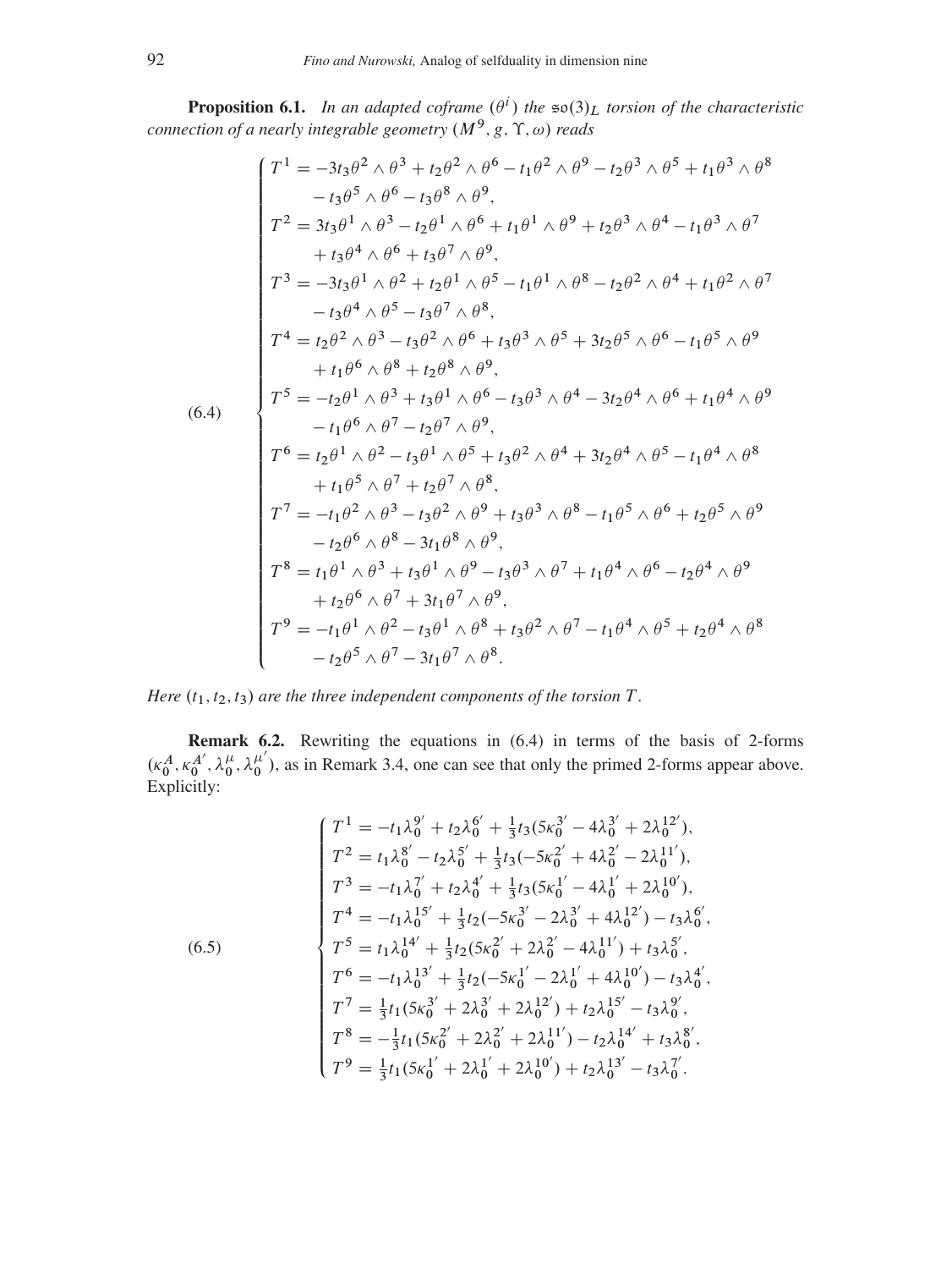**Proposition 6.1.** *In an adapted coframe $(\theta^i)$ the $\mathfrak{so}(3)_L$ torsion of the characteristic connection of a nearly integrable geometry $(M^9, g, \Upsilon, \omega)$ reads*

$$
(6.4) \quad \begin{cases}
T^1 = -3t_3\theta^2\wedge\theta^3 + t_2\theta^2\wedge\theta^6 - t_1\theta^2\wedge\theta^9 - t_2\theta^3\wedge\theta^5 + t_1\theta^3\wedge\theta^8 \\
\qquad - t_3\theta^5\wedge\theta^6 - t_3\theta^8\wedge\theta^9, \\
T^2 = 3t_3\theta^1\wedge\theta^3 - t_2\theta^1\wedge\theta^6 + t_1\theta^1\wedge\theta^9 + t_2\theta^3\wedge\theta^4 - t_1\theta^3\wedge\theta^7 \\
\qquad + t_3\theta^4\wedge\theta^6 + t_3\theta^7\wedge\theta^9, \\
T^3 = -3t_3\theta^1\wedge\theta^2 + t_2\theta^1\wedge\theta^5 - t_1\theta^1\wedge\theta^8 - t_2\theta^2\wedge\theta^4 + t_1\theta^2\wedge\theta^7 \\
\qquad - t_3\theta^4\wedge\theta^5 - t_3\theta^7\wedge\theta^8, \\
T^4 = t_2\theta^2\wedge\theta^3 - t_3\theta^2\wedge\theta^6 + t_3\theta^3\wedge\theta^5 + 3t_2\theta^5\wedge\theta^6 - t_1\theta^5\wedge\theta^9 \\
\qquad + t_1\theta^6\wedge\theta^8 + t_2\theta^8\wedge\theta^9, \\
T^5 = -t_2\theta^1\wedge\theta^3 + t_3\theta^1\wedge\theta^6 - t_3\theta^3\wedge\theta^4 - 3t_2\theta^4\wedge\theta^6 + t_1\theta^4\wedge\theta^9 \\
\qquad - t_1\theta^6\wedge\theta^7 - t_2\theta^7\wedge\theta^9, \\
T^6 = t_2\theta^1\wedge\theta^2 - t_3\theta^1\wedge\theta^5 + t_3\theta^2\wedge\theta^4 + 3t_2\theta^4\wedge\theta^5 - t_1\theta^4\wedge\theta^8 \\
\qquad + t_1\theta^5\wedge\theta^7 + t_2\theta^7\wedge\theta^8, \\
T^7 = -t_1\theta^2\wedge\theta^3 - t_3\theta^2\wedge\theta^9 + t_3\theta^3\wedge\theta^8 - t_1\theta^5\wedge\theta^6 + t_2\theta^5\wedge\theta^9 \\
\qquad - t_2\theta^6\wedge\theta^8 - 3t_1\theta^8\wedge\theta^9, \\
T^8 = t_1\theta^1\wedge\theta^3 + t_3\theta^1\wedge\theta^9 - t_3\theta^3\wedge\theta^7 + t_1\theta^4\wedge\theta^6 - t_2\theta^4\wedge\theta^9 \\
\qquad + t_2\theta^6\wedge\theta^7 + 3t_1\theta^7\wedge\theta^9, \\
T^9 = -t_1\theta^1\wedge\theta^2 - t_3\theta^1\wedge\theta^8 + t_3\theta^2\wedge\theta^7 - t_1\theta^4\wedge\theta^5 + t_2\theta^4\wedge\theta^8 \\
\qquad - t_2\theta^5\wedge\theta^7 - 3t_1\theta^7\wedge\theta^8.
\end{cases}
$$

*Here $(t_1, t_2, t_3)$ are the three independent components of the torsion $T$.*

**Remark 6.2.** Rewriting the equations in (6.4) in terms of the basis of 2-forms $(\kappa_0^A, \kappa_0^{A'}, \lambda_0^\mu, \lambda_0^{\mu'})$, as in Remark 3.4, one can see that only the primed 2-forms appear above. Explicitly:

$$
(6.5) \quad \begin{cases}
T^1 = -t_1\lambda_0^{9'} + t_2\lambda_0^{6'} + \frac{1}{3}t_3(5\kappa_0^{3'} - 4\lambda_0^{3'} + 2\lambda_0^{12'}), \\
T^2 = t_1\lambda_0^{8'} - t_2\lambda_0^{5'} + \frac{1}{3}t_3(-5\kappa_0^{2'} + 4\lambda_0^{2'} - 2\lambda_0^{11'}), \\
T^3 = -t_1\lambda_0^{7'} + t_2\lambda_0^{4'} + \frac{1}{3}t_3(5\kappa_0^{1'} - 4\lambda_0^{1'} + 2\lambda_0^{10'}), \\
T^4 = -t_1\lambda_0^{15'} + \frac{1}{3}t_2(-5\kappa_0^{3'} - 2\lambda_0^{3'} + 4\lambda_0^{12'}) - t_3\lambda_0^{6'}, \\
T^5 = t_1\lambda_0^{14'} + \frac{1}{3}t_2(5\kappa_0^{2'} + 2\lambda_0^{2'} - 4\lambda_0^{11'}) + t_3\lambda_0^{5'}, \\
T^6 = -t_1\lambda_0^{13'} + \frac{1}{3}t_2(-5\kappa_0^{1'} - 2\lambda_0^{1'} + 4\lambda_0^{10'}) - t_3\lambda_0^{4'}, \\
T^7 = \frac{1}{3}t_1(5\kappa_0^{3'} + 2\lambda_0^{3'} + 2\lambda_0^{12'}) + t_2\lambda_0^{15'} - t_3\lambda_0^{9'}, \\
T^8 = -\frac{1}{3}t_1(5\kappa_0^{2'} + 2\lambda_0^{2'} + 2\lambda_0^{11'}) - t_2\lambda_0^{14'} + t_3\lambda_0^{8'}, \\
T^9 = \frac{1}{3}t_1(5\kappa_0^{1'} + 2\lambda_0^{1'} + 2\lambda_0^{10'}) + t_2\lambda_0^{13'} - t_3\lambda_0^{7'}.
\end{cases}
$$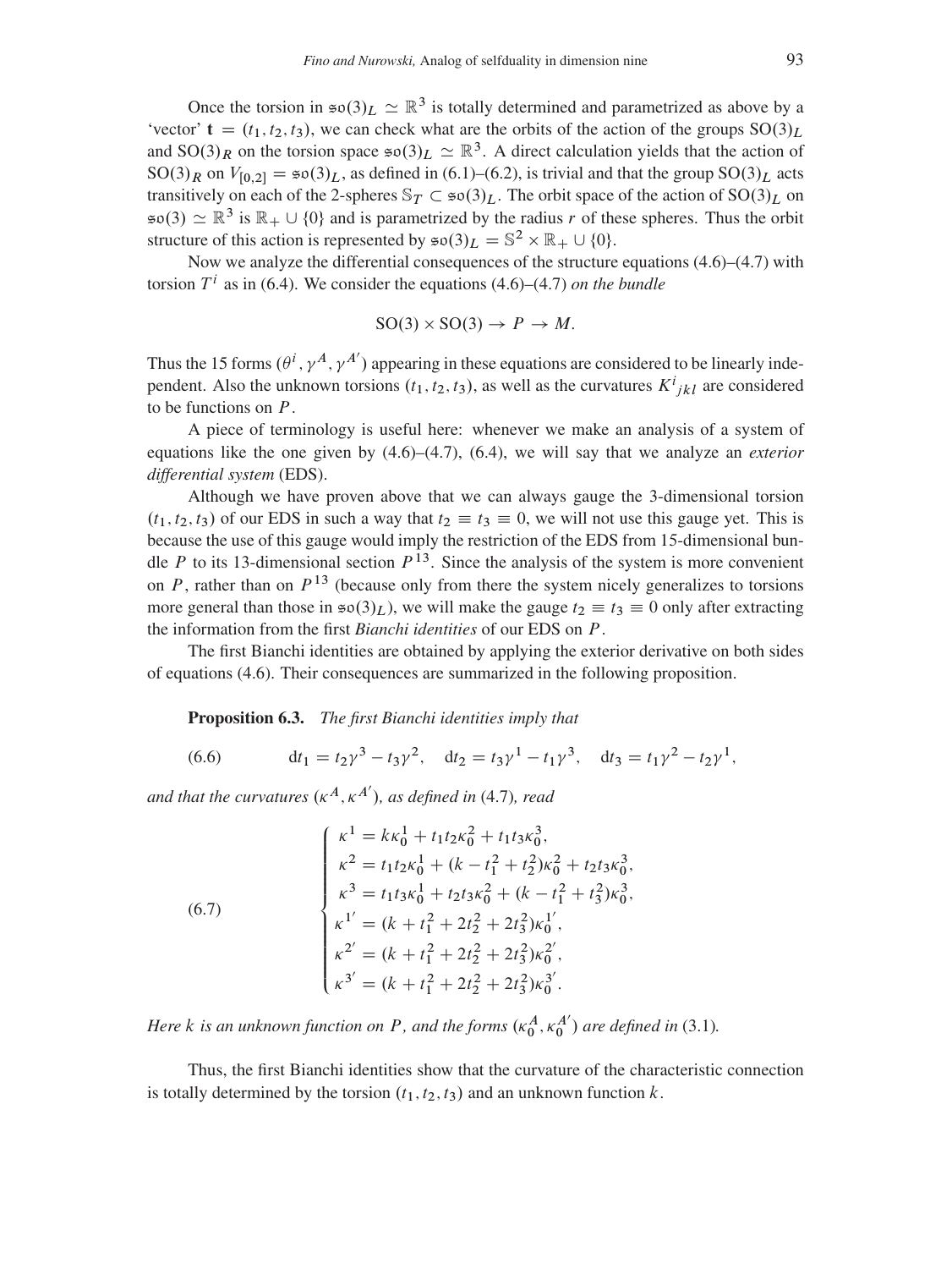Once the torsion in $\mathfrak{so}(3)_L \simeq \mathbb{R}^3$ is totally determined and parametrized as above by a 'vector' $\mathbf{t} = (t_1, t_2, t_3)$, we can check what are the orbits of the action of the groups $\mathrm{SO}(3)_L$ and $\mathrm{SO}(3)_R$ on the torsion space $\mathfrak{so}(3)_L \simeq \mathbb{R}^3$. A direct calculation yields that the action of $\mathrm{SO}(3)_R$ on $V_{[0,2]} = \mathfrak{so}(3)_L$, as defined in (6.1)–(6.2), is trivial and that the group $\mathrm{SO}(3)_L$ acts transitively on each of the 2-spheres $\mathbb{S}_T \subset \mathfrak{so}(3)_L$. The orbit space of the action of $\mathrm{SO}(3)_L$ on $\mathfrak{so}(3) \simeq \mathbb{R}^3$ is $\mathbb{R}_+ \cup \{0\}$ and is parametrized by the radius $r$ of these spheres. Thus the orbit structure of this action is represented by $\mathfrak{so}(3)_L = \mathbb{S}^2 \times \mathbb{R}_+ \cup \{0\}$.

Now we analyze the differential consequences of the structure equations (4.6)–(4.7) with torsion $T^i$ as in (6.4). We consider the equations (4.6)–(4.7) *on the bundle*

$$\mathrm{SO}(3) \times \mathrm{SO}(3) \to P \to M.$$

Thus the 15 forms $(\theta^i, \gamma^A, \gamma^{A'})$ appearing in these equations are considered to be linearly independent. Also the unknown torsions $(t_1, t_2, t_3)$, as well as the curvatures $K^i{}_{jkl}$ are considered to be functions on $P$.

A piece of terminology is useful here: whenever we make an analysis of a system of equations like the one given by (4.6)–(4.7), (6.4), we will say that we analyze an *exterior differential system* (EDS).

Although we have proven above that we can always gauge the 3-dimensional torsion $(t_1, t_2, t_3)$ of our EDS in such a way that $t_2 \equiv t_3 \equiv 0$, we will not use this gauge yet. This is because the use of this gauge would imply the restriction of the EDS from 15-dimensional bundle $P$ to its 13-dimensional section $P^{13}$. Since the analysis of the system is more convenient on $P$, rather than on $P^{13}$ (because only from there the system nicely generalizes to torsions more general than those in $\mathfrak{so}(3)_L$), we will make the gauge $t_2 \equiv t_3 \equiv 0$ only after extracting the information from the first *Bianchi identities* of our EDS on $P$.

The first Bianchi identities are obtained by applying the exterior derivative on both sides of equations (4.6). Their consequences are summarized in the following proposition.

**Proposition 6.3.** *The first Bianchi identities imply that*

$$\mathrm{d}t_1 = t_2\gamma^3 - t_3\gamma^2, \quad \mathrm{d}t_2 = t_3\gamma^1 - t_1\gamma^3, \quad \mathrm{d}t_3 = t_1\gamma^2 - t_2\gamma^1, \tag{6.6}$$

*and that the curvatures $(\kappa^A, \kappa^{A'})$, as defined in* (4.7)*, read*

$$\begin{cases} \kappa^1 = k\kappa_0^1 + t_1t_2\kappa_0^2 + t_1t_3\kappa_0^3, \\ \kappa^2 = t_1t_2\kappa_0^1 + (k - t_1^2 + t_2^2)\kappa_0^2 + t_2t_3\kappa_0^3, \\ \kappa^3 = t_1t_3\kappa_0^1 + t_2t_3\kappa_0^2 + (k - t_1^2 + t_3^2)\kappa_0^3, \\ \kappa^{1'} = (k + t_1^2 + 2t_2^2 + 2t_3^2)\kappa_0^{1'}, \\ \kappa^{2'} = (k + t_1^2 + 2t_2^2 + 2t_3^2)\kappa_0^{2'}, \\ \kappa^{3'} = (k + t_1^2 + 2t_2^2 + 2t_3^2)\kappa_0^{3'}. \end{cases} \tag{6.7}$$

*Here $k$ is an unknown function on $P$, and the forms $(\kappa_0^A, \kappa_0^{A'})$ are defined in* (3.1)*.*

Thus, the first Bianchi identities show that the curvature of the characteristic connection is totally determined by the torsion $(t_1, t_2, t_3)$ and an unknown function $k$.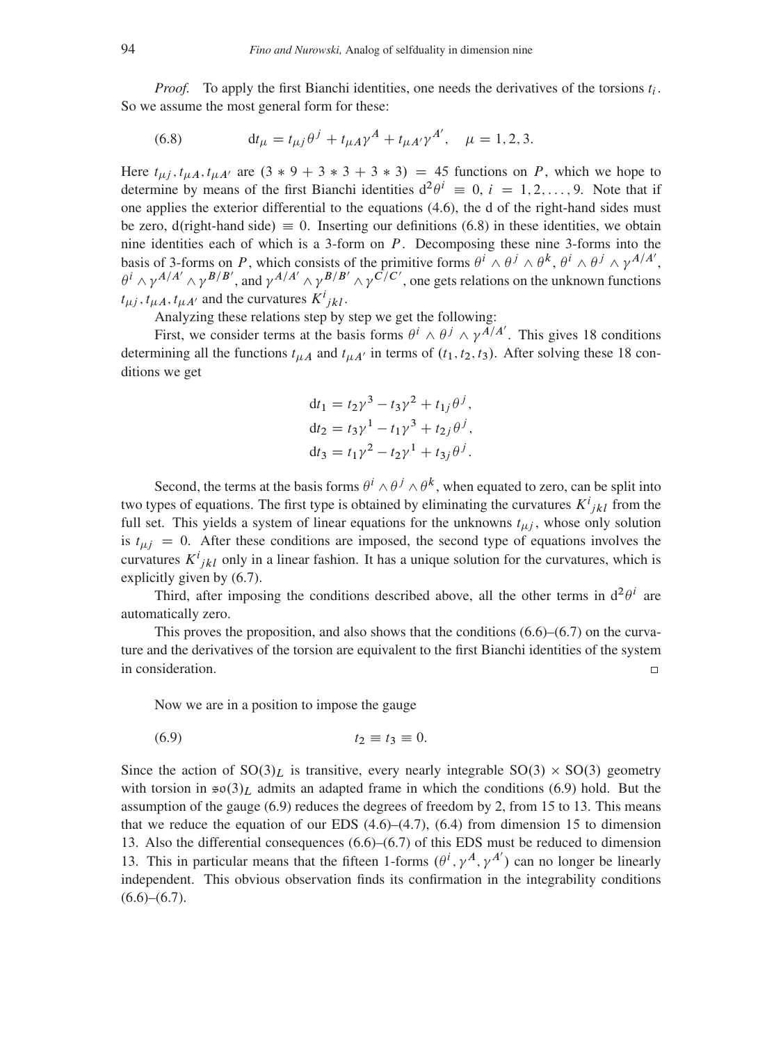*Proof.* To apply the first Bianchi identities, one needs the derivatives of the torsions $t_i$. So we assume the most general form for these:

$$\mathrm{d}t_\mu = t_{\mu j}\theta^j + t_{\mu A}\gamma^A + t_{\mu A'}\gamma^{A'}, \quad \mu = 1, 2, 3. \tag{6.8}$$

Here $t_{\mu j}, t_{\mu A}, t_{\mu A'}$ are $(3 * 9 + 3 * 3 + 3 * 3) = 45$ functions on $P$, which we hope to determine by means of the first Bianchi identities $\mathrm{d}^2\theta^i \equiv 0$, $i = 1, 2, \ldots, 9$. Note that if one applies the exterior differential to the equations (4.6), the d of the right-hand sides must be zero, d(right-hand side) $\equiv 0$. Inserting our definitions (6.8) in these identities, we obtain nine identities each of which is a 3-form on $P$. Decomposing these nine 3-forms into the basis of 3-forms on $P$, which consists of the primitive forms $\theta^i \wedge \theta^j \wedge \theta^k$, $\theta^i \wedge \theta^j \wedge \gamma^{A/A'}$, $\theta^i \wedge \gamma^{A/A'} \wedge \gamma^{B/B'}$, and $\gamma^{A/A'} \wedge \gamma^{B/B'} \wedge \gamma^{C/C'}$, one gets relations on the unknown functions $t_{\mu j}, t_{\mu A}, t_{\mu A'}$ and the curvatures $K^i{}_{jkl}$.

Analyzing these relations step by step we get the following:

First, we consider terms at the basis forms $\theta^i \wedge \theta^j \wedge \gamma^{A/A'}$. This gives 18 conditions determining all the functions $t_{\mu A}$ and $t_{\mu A'}$ in terms of $(t_1, t_2, t_3)$. After solving these 18 conditions we get

$$\begin{aligned}
\mathrm{d}t_1 &= t_2\gamma^3 - t_3\gamma^2 + t_{1j}\theta^j,\\
\mathrm{d}t_2 &= t_3\gamma^1 - t_1\gamma^3 + t_{2j}\theta^j,\\
\mathrm{d}t_3 &= t_1\gamma^2 - t_2\gamma^1 + t_{3j}\theta^j.
\end{aligned}$$

Second, the terms at the basis forms $\theta^i \wedge \theta^j \wedge \theta^k$, when equated to zero, can be split into two types of equations. The first type is obtained by eliminating the curvatures $K^i{}_{jkl}$ from the full set. This yields a system of linear equations for the unknowns $t_{\mu j}$, whose only solution is $t_{\mu j} = 0$. After these conditions are imposed, the second type of equations involves the curvatures $K^i{}_{jkl}$ only in a linear fashion. It has a unique solution for the curvatures, which is explicitly given by (6.7).

Third, after imposing the conditions described above, all the other terms in $\mathrm{d}^2\theta^i$ are automatically zero.

This proves the proposition, and also shows that the conditions (6.6)–(6.7) on the curvature and the derivatives of the torsion are equivalent to the first Bianchi identities of the system in consideration. □

Now we are in a position to impose the gauge

$$t_2 \equiv t_3 \equiv 0. \tag{6.9}$$

Since the action of $\mathrm{SO}(3)_L$ is transitive, every nearly integrable $\mathrm{SO}(3) \times \mathrm{SO}(3)$ geometry with torsion in $\mathfrak{so}(3)_L$ admits an adapted frame in which the conditions (6.9) hold. But the assumption of the gauge (6.9) reduces the degrees of freedom by 2, from 15 to 13. This means that we reduce the equation of our EDS (4.6)–(4.7), (6.4) from dimension 15 to dimension 13. Also the differential consequences (6.6)–(6.7) of this EDS must be reduced to dimension 13. This in particular means that the fifteen 1-forms $(\theta^i, \gamma^A, \gamma^{A'})$ can no longer be linearly independent. This obvious observation finds its confirmation in the integrability conditions (6.6)–(6.7).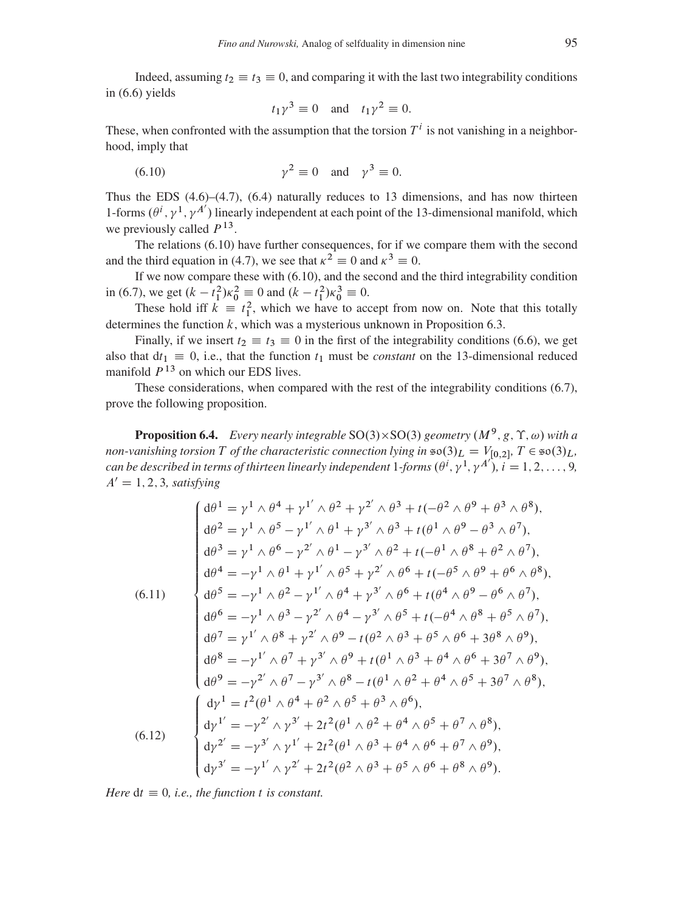Indeed, assuming $t_2 \equiv t_3 \equiv 0$, and comparing it with the last two integrability conditions in (6.6) yields

$$t_1 \gamma^3 \equiv 0 \quad \text{and} \quad t_1 \gamma^2 \equiv 0.$$

These, when confronted with the assumption that the torsion $T^i$ is not vanishing in a neighborhood, imply that

$$\gamma^2 \equiv 0 \quad \text{and} \quad \gamma^3 \equiv 0. \tag{6.10}$$

Thus the EDS (4.6)–(4.7), (6.4) naturally reduces to 13 dimensions, and has now thirteen 1-forms $(\theta^i, \gamma^1, \gamma^{A'})$ linearly independent at each point of the 13-dimensional manifold, which we previously called $P^{13}$.

The relations (6.10) have further consequences, for if we compare them with the second and the third equation in (4.7), we see that $\kappa^2 \equiv 0$ and $\kappa^3 \equiv 0$.

If we now compare these with (6.10), and the second and the third integrability condition in (6.7), we get $(k - t_1^2)\kappa_0^2 \equiv 0$ and $(k - t_1^2)\kappa_0^3 \equiv 0$.

These hold iff $k \equiv t_1^2$, which we have to accept from now on. Note that this totally determines the function $k$, which was a mysterious unknown in Proposition 6.3.

Finally, if we insert $t_2 \equiv t_3 \equiv 0$ in the first of the integrability conditions (6.6), we get also that $\mathrm{d}t_1 \equiv 0$, i.e., that the function $t_1$ must be *constant* on the 13-dimensional reduced manifold $P^{13}$ on which our EDS lives.

These considerations, when compared with the rest of the integrability conditions (6.7), prove the following proposition.

**Proposition 6.4.** *Every nearly integrable* $\mathrm{SO}(3)\times\mathrm{SO}(3)$ *geometry* $(M^9, g, \Upsilon, \omega)$ *with a non-vanishing torsion* $T$ *of the characteristic connection lying in* $\mathfrak{so}(3)_L = V_{[0,2]}$, $T \in \mathfrak{so}(3)_L$, *can be described in terms of thirteen linearly independent* 1*-forms* $(\theta^i, \gamma^1, \gamma^{A'})$, $i = 1, 2, \ldots, 9$, $A' = 1, 2, 3$, *satisfying*

$$\left\{\begin{aligned}
\mathrm{d}\theta^1 &= \gamma^1\wedge\theta^4 + \gamma^{1'}\wedge\theta^2 + \gamma^{2'}\wedge\theta^3 + t(-\theta^2\wedge\theta^9 + \theta^3\wedge\theta^8),\\
\mathrm{d}\theta^2 &= \gamma^1\wedge\theta^5 - \gamma^{1'}\wedge\theta^1 + \gamma^{3'}\wedge\theta^3 + t(\theta^1\wedge\theta^9 - \theta^3\wedge\theta^7),\\
\mathrm{d}\theta^3 &= \gamma^1\wedge\theta^6 - \gamma^{2'}\wedge\theta^1 - \gamma^{3'}\wedge\theta^2 + t(-\theta^1\wedge\theta^8 + \theta^2\wedge\theta^7),\\
\mathrm{d}\theta^4 &= -\gamma^1\wedge\theta^1 + \gamma^{1'}\wedge\theta^5 + \gamma^{2'}\wedge\theta^6 + t(-\theta^5\wedge\theta^9 + \theta^6\wedge\theta^8),\\
\mathrm{d}\theta^5 &= -\gamma^1\wedge\theta^2 - \gamma^{1'}\wedge\theta^4 + \gamma^{3'}\wedge\theta^6 + t(\theta^4\wedge\theta^9 - \theta^6\wedge\theta^7),\\
\mathrm{d}\theta^6 &= -\gamma^1\wedge\theta^3 - \gamma^{2'}\wedge\theta^4 - \gamma^{3'}\wedge\theta^5 + t(-\theta^4\wedge\theta^8 + \theta^5\wedge\theta^7),\\
\mathrm{d}\theta^7 &= \gamma^{1'}\wedge\theta^8 + \gamma^{2'}\wedge\theta^9 - t(\theta^2\wedge\theta^3 + \theta^5\wedge\theta^6 + 3\theta^8\wedge\theta^9),\\
\mathrm{d}\theta^8 &= -\gamma^{1'}\wedge\theta^7 + \gamma^{3'}\wedge\theta^9 + t(\theta^1\wedge\theta^3 + \theta^4\wedge\theta^6 + 3\theta^7\wedge\theta^9),\\
\mathrm{d}\theta^9 &= -\gamma^{2'}\wedge\theta^7 - \gamma^{3'}\wedge\theta^8 - t(\theta^1\wedge\theta^2 + \theta^4\wedge\theta^5 + 3\theta^7\wedge\theta^8),
\end{aligned}\right. \tag{6.11}$$

$$\left\{\begin{aligned}
\mathrm{d}\gamma^1 &= t^2(\theta^1\wedge\theta^4 + \theta^2\wedge\theta^5 + \theta^3\wedge\theta^6),\\
\mathrm{d}\gamma^{1'} &= -\gamma^{2'}\wedge\gamma^{3'} + 2t^2(\theta^1\wedge\theta^2 + \theta^4\wedge\theta^5 + \theta^7\wedge\theta^8),\\
\mathrm{d}\gamma^{2'} &= -\gamma^{3'}\wedge\gamma^{1'} + 2t^2(\theta^1\wedge\theta^3 + \theta^4\wedge\theta^6 + \theta^7\wedge\theta^9),\\
\mathrm{d}\gamma^{3'} &= -\gamma^{1'}\wedge\gamma^{2'} + 2t^2(\theta^2\wedge\theta^3 + \theta^5\wedge\theta^6 + \theta^8\wedge\theta^9).
\end{aligned}\right. \tag{6.12}$$

*Here* $\mathrm{d}t \equiv 0$, *i.e., the function* $t$ *is constant.*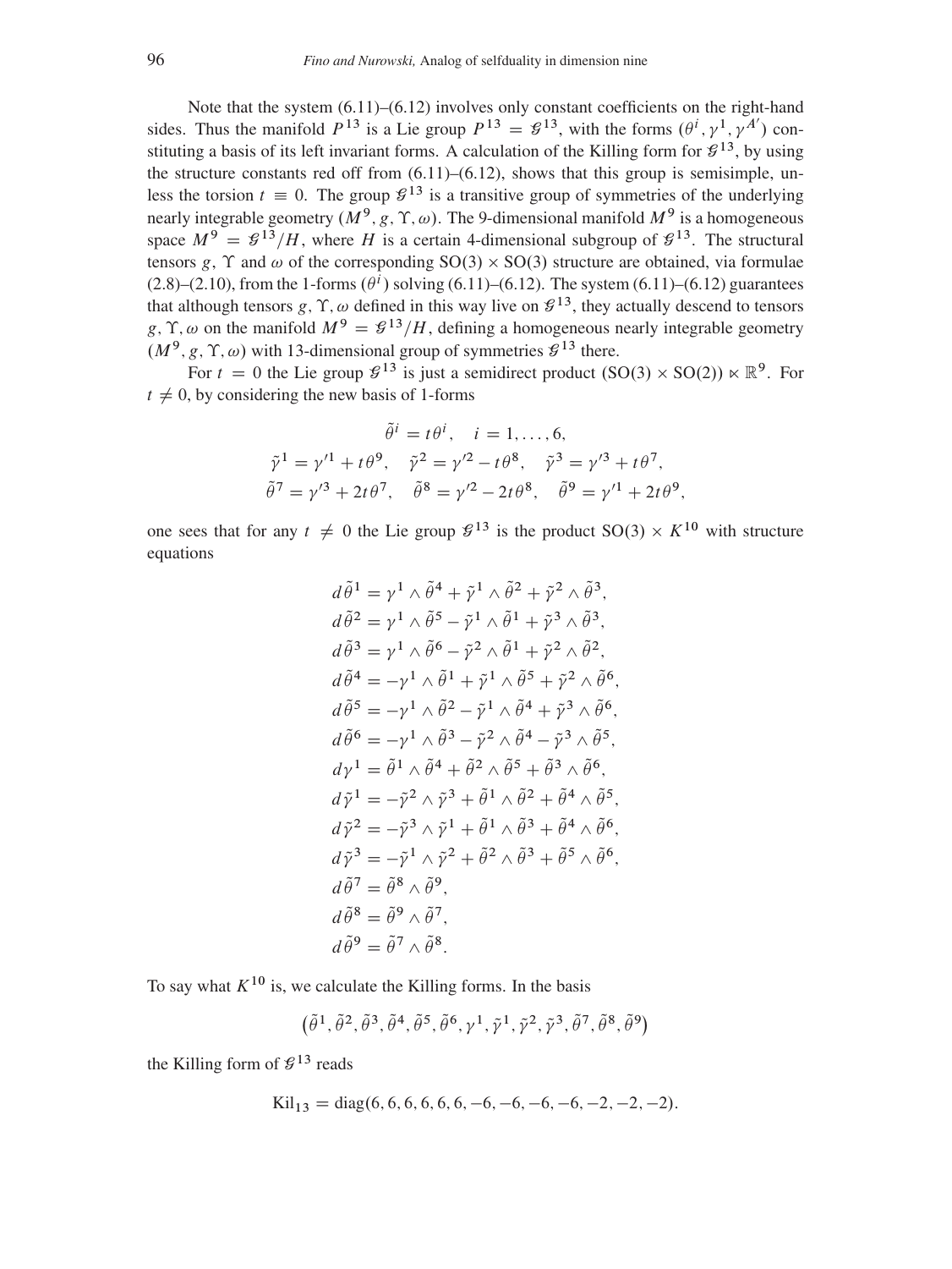Note that the system (6.11)–(6.12) involves only constant coefficients on the right-hand sides. Thus the manifold $P^{13}$ is a Lie group $P^{13} = \mathcal{G}^{13}$, with the forms $(\theta^i, \gamma^1, \gamma^{A'})$ constituting a basis of its left invariant forms. A calculation of the Killing form for $\mathcal{G}^{13}$, by using the structure constants red off from (6.11)–(6.12), shows that this group is semisimple, unless the torsion $t \equiv 0$. The group $\mathcal{G}^{13}$ is a transitive group of symmetries of the underlying nearly integrable geometry $(M^9, g, \Upsilon, \omega)$. The 9-dimensional manifold $M^9$ is a homogeneous space $M^9 = \mathcal{G}^{13}/H$, where $H$ is a certain 4-dimensional subgroup of $\mathcal{G}^{13}$. The structural tensors $g$, $\Upsilon$ and $\omega$ of the corresponding $\mathrm{SO}(3) \times \mathrm{SO}(3)$ structure are obtained, via formulae (2.8)–(2.10), from the 1-forms $(\theta^i)$ solving (6.11)–(6.12). The system (6.11)–(6.12) guarantees that although tensors $g, \Upsilon, \omega$ defined in this way live on $\mathcal{G}^{13}$, they actually descend to tensors $g, \Upsilon, \omega$ on the manifold $M^9 = \mathcal{G}^{13}/H$, defining a homogeneous nearly integrable geometry $(M^9, g, \Upsilon, \omega)$ with 13-dimensional group of symmetries $\mathcal{G}^{13}$ there.

For $t = 0$ the Lie group $\mathcal{G}^{13}$ is just a semidirect product $(\mathrm{SO}(3) \times \mathrm{SO}(2)) \ltimes \mathbb{R}^9$. For $t \neq 0$, by considering the new basis of 1-forms

$$
\begin{gathered}
\tilde{\theta}^i = t\theta^i, \quad i = 1, \ldots, 6, \\
\tilde{\gamma}^1 = \gamma'^1 + t\theta^9, \quad \tilde{\gamma}^2 = \gamma'^2 - t\theta^8, \quad \tilde{\gamma}^3 = \gamma'^3 + t\theta^7, \\
\tilde{\theta}^7 = \gamma'^3 + 2t\theta^7, \quad \tilde{\theta}^8 = \gamma'^2 - 2t\theta^8, \quad \tilde{\theta}^9 = \gamma'^1 + 2t\theta^9,
\end{gathered}
$$

one sees that for any $t \neq 0$ the Lie group $\mathcal{G}^{13}$ is the product $\mathrm{SO}(3) \times K^{10}$ with structure equations

$$
\begin{aligned}
d\tilde{\theta}^1 &= \gamma^1 \wedge \tilde{\theta}^4 + \tilde{\gamma}^1 \wedge \tilde{\theta}^2 + \tilde{\gamma}^2 \wedge \tilde{\theta}^3, \\
d\tilde{\theta}^2 &= \gamma^1 \wedge \tilde{\theta}^5 - \tilde{\gamma}^1 \wedge \tilde{\theta}^1 + \tilde{\gamma}^3 \wedge \tilde{\theta}^3, \\
d\tilde{\theta}^3 &= \gamma^1 \wedge \tilde{\theta}^6 - \tilde{\gamma}^2 \wedge \tilde{\theta}^1 + \tilde{\gamma}^2 \wedge \tilde{\theta}^2, \\
d\tilde{\theta}^4 &= -\gamma^1 \wedge \tilde{\theta}^1 + \tilde{\gamma}^1 \wedge \tilde{\theta}^5 + \tilde{\gamma}^2 \wedge \tilde{\theta}^6, \\
d\tilde{\theta}^5 &= -\gamma^1 \wedge \tilde{\theta}^2 - \tilde{\gamma}^1 \wedge \tilde{\theta}^4 + \tilde{\gamma}^3 \wedge \tilde{\theta}^6, \\
d\tilde{\theta}^6 &= -\gamma^1 \wedge \tilde{\theta}^3 - \tilde{\gamma}^2 \wedge \tilde{\theta}^4 - \tilde{\gamma}^3 \wedge \tilde{\theta}^5, \\
d\gamma^1 &= \tilde{\theta}^1 \wedge \tilde{\theta}^4 + \tilde{\theta}^2 \wedge \tilde{\theta}^5 + \tilde{\theta}^3 \wedge \tilde{\theta}^6, \\
d\tilde{\gamma}^1 &= -\tilde{\gamma}^2 \wedge \tilde{\gamma}^3 + \tilde{\theta}^1 \wedge \tilde{\theta}^2 + \tilde{\theta}^4 \wedge \tilde{\theta}^5, \\
d\tilde{\gamma}^2 &= -\tilde{\gamma}^3 \wedge \tilde{\gamma}^1 + \tilde{\theta}^1 \wedge \tilde{\theta}^3 + \tilde{\theta}^4 \wedge \tilde{\theta}^6, \\
d\tilde{\gamma}^3 &= -\tilde{\gamma}^1 \wedge \tilde{\gamma}^2 + \tilde{\theta}^2 \wedge \tilde{\theta}^3 + \tilde{\theta}^5 \wedge \tilde{\theta}^6, \\
d\tilde{\theta}^7 &= \tilde{\theta}^8 \wedge \tilde{\theta}^9, \\
d\tilde{\theta}^8 &= \tilde{\theta}^9 \wedge \tilde{\theta}^7, \\
d\tilde{\theta}^9 &= \tilde{\theta}^7 \wedge \tilde{\theta}^8.
\end{aligned}
$$

To say what $K^{10}$ is, we calculate the Killing forms. In the basis

$$
\left(\tilde{\theta}^1, \tilde{\theta}^2, \tilde{\theta}^3, \tilde{\theta}^4, \tilde{\theta}^5, \tilde{\theta}^6, \gamma^1, \tilde{\gamma}^1, \tilde{\gamma}^2, \tilde{\gamma}^3, \tilde{\theta}^7, \tilde{\theta}^8, \tilde{\theta}^9\right)
$$

the Killing form of $\mathcal{G}^{13}$ reads

$$
\mathrm{Kil}_{13} = \mathrm{diag}(6, 6, 6, 6, 6, 6, -6, -6, -6, -6, -2, -2, -2).
$$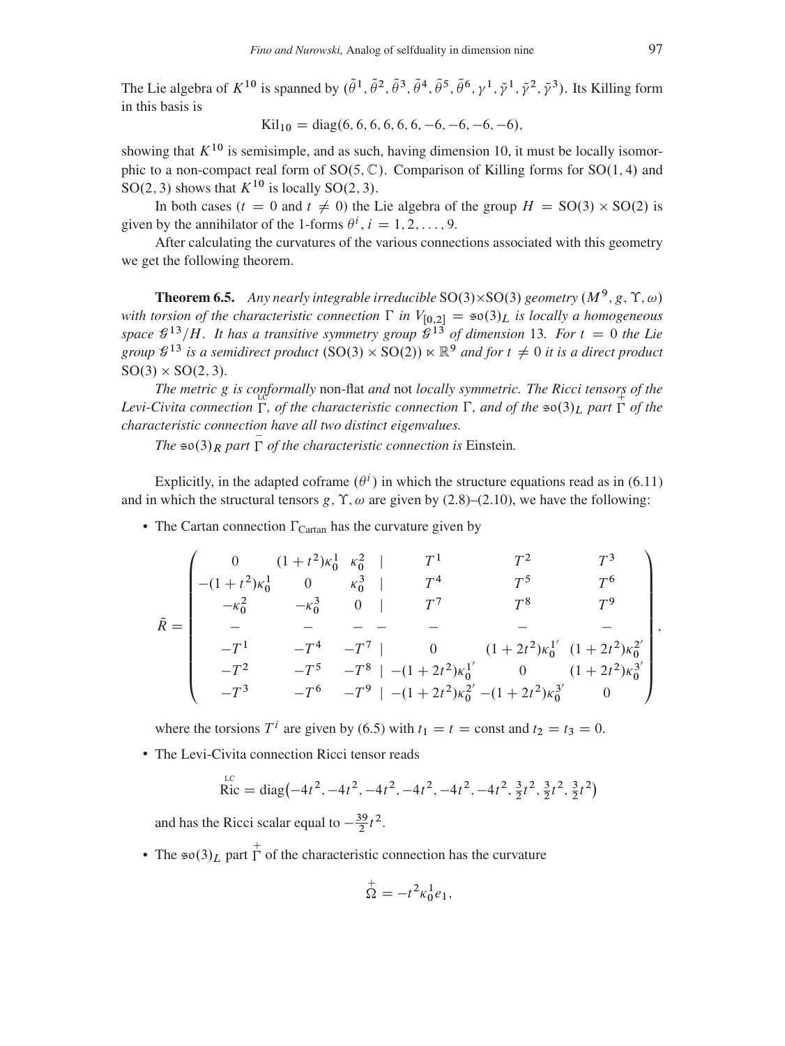The Lie algebra of $K^{10}$ is spanned by $(\tilde{\theta}^1, \tilde{\theta}^2, \tilde{\theta}^3, \tilde{\theta}^4, \tilde{\theta}^5, \tilde{\theta}^6, \gamma^1, \tilde{\gamma}^1, \tilde{\gamma}^2, \tilde{\gamma}^3)$. Its Killing form in this basis is

$$\mathrm{Kil}_{10} = \mathrm{diag}(6, 6, 6, 6, 6, 6, -6, -6, -6, -6),$$

showing that $K^{10}$ is semisimple, and as such, having dimension 10, it must be locally isomorphic to a non-compact real form of $\mathrm{SO}(5, \mathbb{C})$. Comparison of Killing forms for $\mathrm{SO}(1, 4)$ and $\mathrm{SO}(2, 3)$ shows that $K^{10}$ is locally $\mathrm{SO}(2, 3)$.

In both cases ($t = 0$ and $t \neq 0$) the Lie algebra of the group $H = \mathrm{SO}(3) \times \mathrm{SO}(2)$ is given by the annihilator of the 1-forms $\theta^i$, $i = 1, 2, \ldots, 9$.

After calculating the curvatures of the various connections associated with this geometry we get the following theorem.

**Theorem 6.5.** *Any nearly integrable irreducible* $\mathrm{SO}(3)\times\mathrm{SO}(3)$ *geometry* $(M^9, g, \Upsilon, \omega)$ *with torsion of the characteristic connection* $\Gamma$ *in* $V_{[0,2]} = \mathfrak{so}(3)_L$ *is locally a homogeneous space* $\mathcal{G}^{13}/H$*. It has a transitive symmetry group* $\mathcal{G}^{13}$ *of dimension* 13*. For* $t = 0$ *the Lie group* $\mathcal{G}^{13}$ *is a semidirect product* $(\mathrm{SO}(3) \times \mathrm{SO}(2)) \ltimes \mathbb{R}^9$ *and for* $t \neq 0$ *it is a direct product* $\mathrm{SO}(3) \times \mathrm{SO}(2, 3)$.

*The metric* $g$ *is conformally* non-flat *and* not *locally symmetric. The Ricci tensors of the Levi-Civita connection* $\overset{\mathrm{LC}}{\Gamma}$*, of the characteristic connection* $\Gamma$*, and of the* $\mathfrak{so}(3)_L$ *part* $\overset{+}{\Gamma}$ *of the characteristic connection have all two distinct eigenvalues.*

*The* $\mathfrak{so}(3)_R$ *part* $\overset{-}{\Gamma}$ *of the characteristic connection is* Einstein*.*

Explicitly, in the adapted coframe $(\theta^i)$ in which the structure equations read as in (6.11) and in which the structural tensors $g, \Upsilon, \omega$ are given by (2.8)–(2.10), we have the following:

- The Cartan connection $\Gamma_{\mathrm{Cartan}}$ has the curvature given by

$$\tilde{R} = \begin{pmatrix} 0 & (1+t^2)\kappa_0^1 & \kappa_0^2 & | & T^1 & T^2 & T^3 \\ -(1+t^2)\kappa_0^1 & 0 & \kappa_0^3 & | & T^4 & T^5 & T^6 \\ -\kappa_0^2 & -\kappa_0^3 & 0 & | & T^7 & T^8 & T^9 \\ - & - & - & - & - & - & - \\ -T^1 & -T^4 & -T^7 & | & 0 & (1+2t^2)\kappa_0^{1'} & (1+2t^2)\kappa_0^{2'} \\ -T^2 & -T^5 & -T^8 & | & -(1+2t^2)\kappa_0^{1'} & 0 & (1+2t^2)\kappa_0^{3'} \\ -T^3 & -T^6 & -T^9 & | & -(1+2t^2)\kappa_0^{2'} & -(1+2t^2)\kappa_0^{3'} & 0 \end{pmatrix},$$

  where the torsions $T^i$ are given by (6.5) with $t_1 = t = \mathrm{const}$ and $t_2 = t_3 = 0$.

- The Levi-Civita connection Ricci tensor reads

$$\overset{\mathrm{LC}}{\mathrm{Ric}} = \mathrm{diag}\big(-4t^2, -4t^2, -4t^2, -4t^2, -4t^2, -4t^2, \tfrac{3}{2}t^2, \tfrac{3}{2}t^2, \tfrac{3}{2}t^2\big)$$

  and has the Ricci scalar equal to $-\frac{39}{2}t^2$.

- The $\mathfrak{so}(3)_L$ part $\overset{+}{\Gamma}$ of the characteristic connection has the curvature

$$\overset{+}{\Omega} = -t^2\kappa_0^1 e_1,$$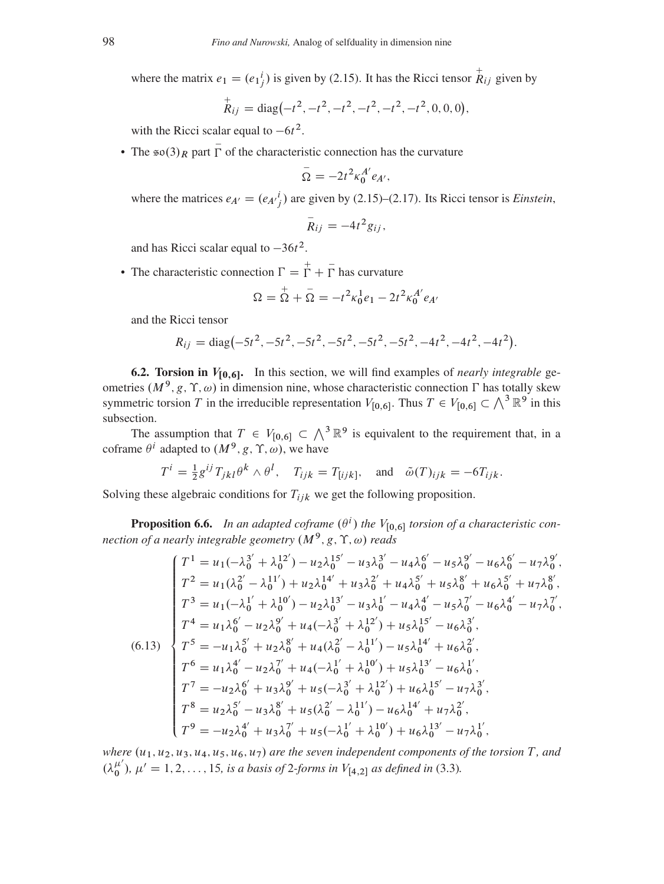where the matrix $e_1 = ({e_1}^i{}_j)$ is given by (2.15). It has the Ricci tensor $\overset{+}{R}_{ij}$ given by

$$\overset{+}{R}_{ij} = \mathrm{diag}\big(-t^2, -t^2, -t^2, -t^2, -t^2, -t^2, 0, 0, 0\big),$$

with the Ricci scalar equal to $-6t^2$.

- The $\mathfrak{so}(3)_R$ part $\overset{-}{\Gamma}$ of the characteristic connection has the curvature

$$\overset{-}{\Omega} = -2t^2 \kappa_0^{A'} e_{A'},$$

where the matrices $e_{A'} = ({e_{A'}}^i{}_j)$ are given by (2.15)–(2.17). Its Ricci tensor is *Einstein*,

$$\overset{-}{R}_{ij} = -4t^2 g_{ij},$$

and has Ricci scalar equal to $-36t^2$.

- The characteristic connection $\Gamma = \overset{+}{\Gamma} + \overset{-}{\Gamma}$ has curvature

$$\Omega = \overset{+}{\Omega} + \overset{-}{\Omega} = -t^2 \kappa_0^1 e_1 - 2t^2 \kappa_0^{A'} e_{A'}$$

and the Ricci tensor

$$R_{ij} = \mathrm{diag}\big(-5t^2, -5t^2, -5t^2, -5t^2, -5t^2, -5t^2, -4t^2, -4t^2, -4t^2\big).$$

**6.2. Torsion in $V_{[0,6]}$.** In this section, we will find examples of *nearly integrable* geometries $(M^9, g, \Upsilon, \omega)$ in dimension nine, whose characteristic connection $\Gamma$ has totally skew symmetric torsion $T$ in the irreducible representation $V_{[0,6]}$. Thus $T \in V_{[0,6]} \subset \bigwedge^3 \mathbb{R}^9$ in this subsection.

The assumption that $T \in V_{[0,6]} \subset \bigwedge^3 \mathbb{R}^9$ is equivalent to the requirement that, in a coframe $\theta^i$ adapted to $(M^9, g, \Upsilon, \omega)$, we have

$$T^i = \tfrac{1}{2} g^{ij} T_{jkl} \theta^k \wedge \theta^l, \quad T_{ijk} = T_{[ijk]}, \quad \text{and} \quad \tilde{\omega}(T)_{ijk} = -6 T_{ijk}.$$

Solving these algebraic conditions for $T_{ijk}$ we get the following proposition.

**Proposition 6.6.** *In an adapted coframe $(\theta^i)$ the $V_{[0,6]}$ torsion of a characteristic connection of a nearly integrable geometry $(M^9, g, \Upsilon, \omega)$ reads*

$$(6.13)\quad \begin{cases} T^1 = u_1(-\lambda_0^{3'} + \lambda_0^{12'}) - u_2\lambda_0^{15'} - u_3\lambda_0^{3'} - u_4\lambda_0^{6'} - u_5\lambda_0^{9'} - u_6\lambda_0^{6'} - u_7\lambda_0^{9'}, \\ T^2 = u_1(\lambda_0^{2'} - \lambda_0^{11'}) + u_2\lambda_0^{14'} + u_3\lambda_0^{2'} + u_4\lambda_0^{5'} + u_5\lambda_0^{8'} + u_6\lambda_0^{5'} + u_7\lambda_0^{8'}, \\ T^3 = u_1(-\lambda_0^{1'} + \lambda_0^{10'}) - u_2\lambda_0^{13'} - u_3\lambda_0^{1'} - u_4\lambda_0^{4'} - u_5\lambda_0^{7'} - u_6\lambda_0^{4'} - u_7\lambda_0^{7'}, \\ T^4 = u_1\lambda_0^{6'} - u_2\lambda_0^{9'} + u_4(-\lambda_0^{3'} + \lambda_0^{12'}) + u_5\lambda_0^{15'} - u_6\lambda_0^{3'}, \\ T^5 = -u_1\lambda_0^{5'} + u_2\lambda_0^{8'} + u_4(\lambda_0^{2'} - \lambda_0^{11'}) - u_5\lambda_0^{14'} + u_6\lambda_0^{2'}, \\ T^6 = u_1\lambda_0^{4'} - u_2\lambda_0^{7'} + u_4(-\lambda_0^{1'} + \lambda_0^{10'}) + u_5\lambda_0^{13'} - u_6\lambda_0^{1'}, \\ T^7 = -u_2\lambda_0^{6'} + u_3\lambda_0^{9'} + u_5(-\lambda_0^{3'} + \lambda_0^{12'}) + u_6\lambda_0^{15'} - u_7\lambda_0^{3'}, \\ T^8 = u_2\lambda_0^{5'} - u_3\lambda_0^{8'} + u_5(\lambda_0^{2'} - \lambda_0^{11'}) - u_6\lambda_0^{14'} + u_7\lambda_0^{2'}, \\ T^9 = -u_2\lambda_0^{4'} + u_3\lambda_0^{7'} + u_5(-\lambda_0^{1'} + \lambda_0^{10'}) + u_6\lambda_0^{13'} - u_7\lambda_0^{1'}, \end{cases}$$

*where $(u_1, u_2, u_3, u_4, u_5, u_6, u_7)$ are the seven independent components of the torsion $T$, and $(\lambda_0^{\mu'})$, $\mu' = 1, 2, \ldots, 15$, is a basis of 2-forms in $V_{[4,2]}$ as defined in* (3.3).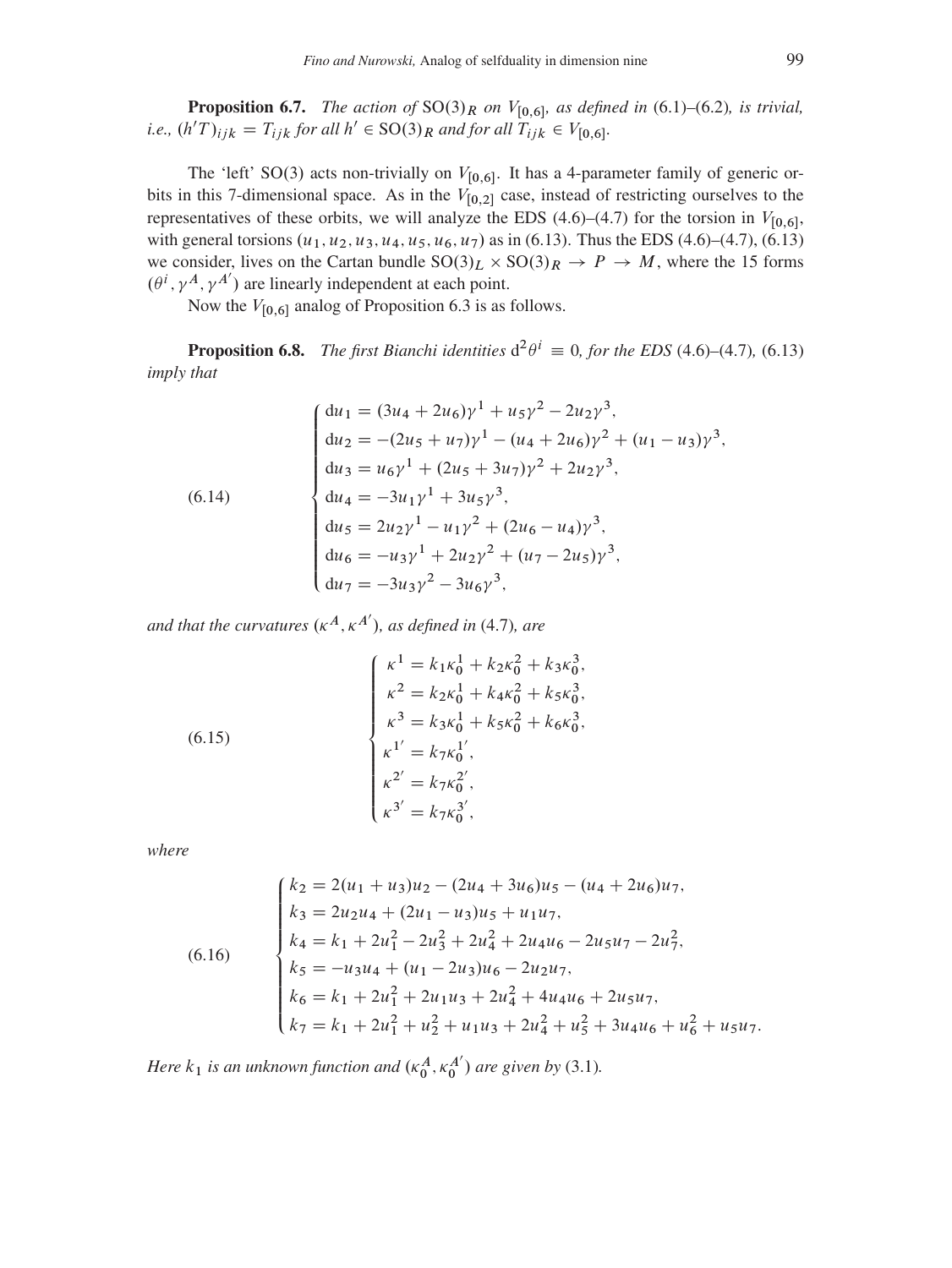**Proposition 6.7.** *The action of* $\mathrm{SO}(3)_R$ *on* $V_{[0,6]}$*, as defined in* (6.1)–(6.2)*, is trivial, i.e.,* $(h'T)_{ijk} = T_{ijk}$ *for all* $h' \in \mathrm{SO}(3)_R$ *and for all* $T_{ijk} \in V_{[0,6]}$.

The 'left' SO(3) acts non-trivially on $V_{[0,6]}$. It has a 4-parameter family of generic orbits in this 7-dimensional space. As in the $V_{[0,2]}$ case, instead of restricting ourselves to the representatives of these orbits, we will analyze the EDS (4.6)–(4.7) for the torsion in $V_{[0,6]}$, with general torsions $(u_1, u_2, u_3, u_4, u_5, u_6, u_7)$ as in (6.13). Thus the EDS (4.6)–(4.7), (6.13) we consider, lives on the Cartan bundle $\mathrm{SO}(3)_L \times \mathrm{SO}(3)_R \to P \to M$, where the 15 forms $(\theta^i, \gamma^A, \gamma^{A'})$ are linearly independent at each point.

Now the $V_{[0,6]}$ analog of Proposition 6.3 is as follows.

**Proposition 6.8.** *The first Bianchi identities* $\mathrm{d}^2\theta^i \equiv 0$*, for the EDS* (4.6)–(4.7)*,* (6.13) *imply that*

$$
(6.14)\qquad
\begin{cases}
\mathrm{d}u_1 = (3u_4 + 2u_6)\gamma^1 + u_5\gamma^2 - 2u_2\gamma^3,\\
\mathrm{d}u_2 = -(2u_5 + u_7)\gamma^1 - (u_4 + 2u_6)\gamma^2 + (u_1 - u_3)\gamma^3,\\
\mathrm{d}u_3 = u_6\gamma^1 + (2u_5 + 3u_7)\gamma^2 + 2u_2\gamma^3,\\
\mathrm{d}u_4 = -3u_1\gamma^1 + 3u_5\gamma^3,\\
\mathrm{d}u_5 = 2u_2\gamma^1 - u_1\gamma^2 + (2u_6 - u_4)\gamma^3,\\
\mathrm{d}u_6 = -u_3\gamma^1 + 2u_2\gamma^2 + (u_7 - 2u_5)\gamma^3,\\
\mathrm{d}u_7 = -3u_3\gamma^2 - 3u_6\gamma^3,
\end{cases}
$$

*and that the curvatures* $(\kappa^A, \kappa^{A'})$*, as defined in* (4.7)*, are*

$$
(6.15)\qquad
\begin{cases}
\kappa^1 = k_1\kappa_0^1 + k_2\kappa_0^2 + k_3\kappa_0^3,\\
\kappa^2 = k_2\kappa_0^1 + k_4\kappa_0^2 + k_5\kappa_0^3,\\
\kappa^3 = k_3\kappa_0^1 + k_5\kappa_0^2 + k_6\kappa_0^3,\\
\kappa^{1'} = k_7\kappa_0^{1'},\\
\kappa^{2'} = k_7\kappa_0^{2'},\\
\kappa^{3'} = k_7\kappa_0^{3'},
\end{cases}
$$

*where*

$$
(6.16)\qquad
\begin{cases}
k_2 = 2(u_1 + u_3)u_2 - (2u_4 + 3u_6)u_5 - (u_4 + 2u_6)u_7,\\
k_3 = 2u_2u_4 + (2u_1 - u_3)u_5 + u_1u_7,\\
k_4 = k_1 + 2u_1^2 - 2u_3^2 + 2u_4^2 + 2u_4u_6 - 2u_5u_7 - 2u_7^2,\\
k_5 = -u_3u_4 + (u_1 - 2u_3)u_6 - 2u_2u_7,\\
k_6 = k_1 + 2u_1^2 + 2u_1u_3 + 2u_4^2 + 4u_4u_6 + 2u_5u_7,\\
k_7 = k_1 + 2u_1^2 + u_2^2 + u_1u_3 + 2u_4^2 + u_5^2 + 3u_4u_6 + u_6^2 + u_5u_7.
\end{cases}
$$

*Here* $k_1$ *is an unknown function and* $(\kappa_0^A, \kappa_0^{A'})$ *are given by* (3.1)*.*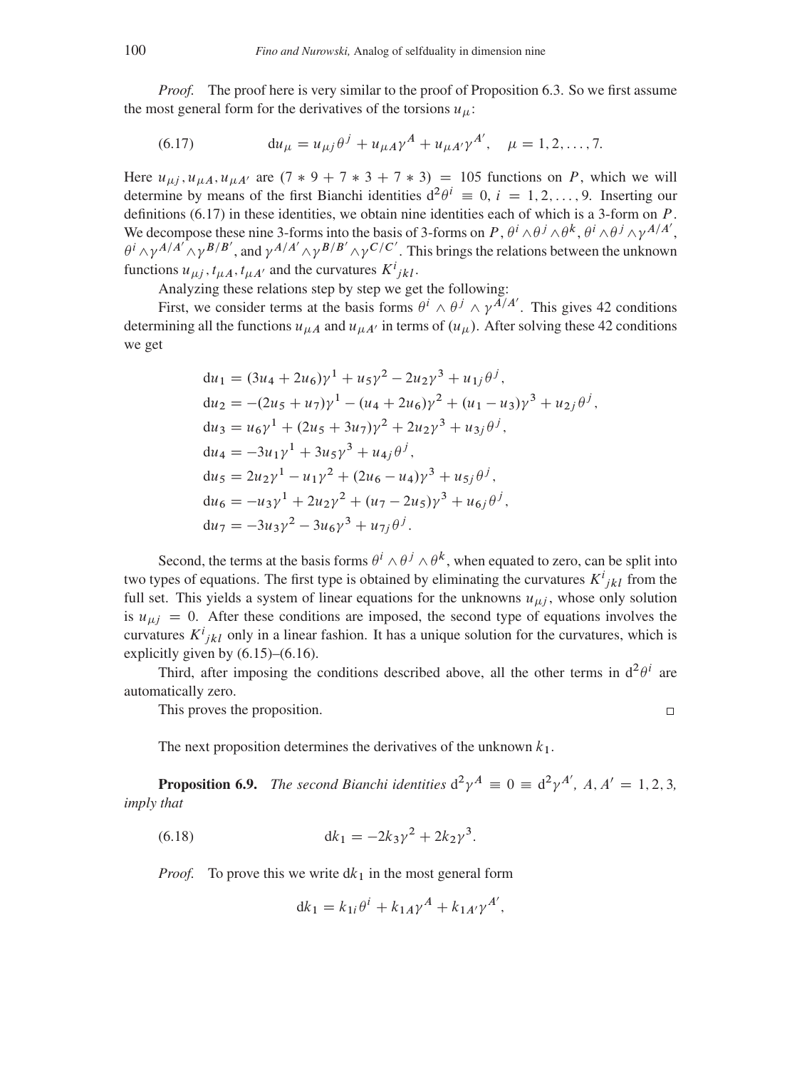*Proof.* The proof here is very similar to the proof of Proposition 6.3. So we first assume the most general form for the derivatives of the torsions $u_\mu$:

$$\mathrm{d}u_\mu = u_{\mu j}\theta^j + u_{\mu A}\gamma^A + u_{\mu A'}\gamma^{A'}, \quad \mu = 1, 2, \ldots, 7. \tag{6.17}$$

Here $u_{\mu j}, u_{\mu A}, u_{\mu A'}$ are $(7 * 9 + 7 * 3 + 7 * 3) = 105$ functions on $P$, which we will determine by means of the first Bianchi identities $\mathrm{d}^2\theta^i \equiv 0$, $i = 1, 2, \ldots, 9$. Inserting our definitions (6.17) in these identities, we obtain nine identities each of which is a 3-form on $P$. We decompose these nine 3-forms into the basis of 3-forms on $P$, $\theta^i \wedge \theta^j \wedge \theta^k$, $\theta^i \wedge \theta^j \wedge \gamma^{A/A'}$, $\theta^i \wedge \gamma^{A/A'} \wedge \gamma^{B/B'}$, and $\gamma^{A/A'} \wedge \gamma^{B/B'} \wedge \gamma^{C/C'}$. This brings the relations between the unknown functions $u_{\mu j}, t_{\mu A}, t_{\mu A'}$ and the curvatures $K^i{}_{jkl}$.

Analyzing these relations step by step we get the following:

First, we consider terms at the basis forms $\theta^i \wedge \theta^j \wedge \gamma^{A/A'}$. This gives 42 conditions determining all the functions $u_{\mu A}$ and $u_{\mu A'}$ in terms of $(u_\mu)$. After solving these 42 conditions we get

$$\begin{aligned}
\mathrm{d}u_1 &= (3u_4 + 2u_6)\gamma^1 + u_5\gamma^2 - 2u_2\gamma^3 + u_{1j}\theta^j,\\
\mathrm{d}u_2 &= -(2u_5 + u_7)\gamma^1 - (u_4 + 2u_6)\gamma^2 + (u_1 - u_3)\gamma^3 + u_{2j}\theta^j,\\
\mathrm{d}u_3 &= u_6\gamma^1 + (2u_5 + 3u_7)\gamma^2 + 2u_2\gamma^3 + u_{3j}\theta^j,\\
\mathrm{d}u_4 &= -3u_1\gamma^1 + 3u_5\gamma^3 + u_{4j}\theta^j,\\
\mathrm{d}u_5 &= 2u_2\gamma^1 - u_1\gamma^2 + (2u_6 - u_4)\gamma^3 + u_{5j}\theta^j,\\
\mathrm{d}u_6 &= -u_3\gamma^1 + 2u_2\gamma^2 + (u_7 - 2u_5)\gamma^3 + u_{6j}\theta^j,\\
\mathrm{d}u_7 &= -3u_3\gamma^2 - 3u_6\gamma^3 + u_{7j}\theta^j.
\end{aligned}$$

Second, the terms at the basis forms $\theta^i \wedge \theta^j \wedge \theta^k$, when equated to zero, can be split into two types of equations. The first type is obtained by eliminating the curvatures $K^i{}_{jkl}$ from the full set. This yields a system of linear equations for the unknowns $u_{\mu j}$, whose only solution is $u_{\mu j} = 0$. After these conditions are imposed, the second type of equations involves the curvatures $K^i{}_{jkl}$ only in a linear fashion. It has a unique solution for the curvatures, which is explicitly given by (6.15)–(6.16).

Third, after imposing the conditions described above, all the other terms in $\mathrm{d}^2\theta^i$ are automatically zero.

This proves the proposition. □

The next proposition determines the derivatives of the unknown $k_1$.

**Proposition 6.9.** *The second Bianchi identities $\mathrm{d}^2\gamma^A \equiv 0 \equiv \mathrm{d}^2\gamma^{A'}$, $A, A' = 1, 2, 3$, imply that*

$$\mathrm{d}k_1 = -2k_3\gamma^2 + 2k_2\gamma^3. \tag{6.18}$$

*Proof.* To prove this we write $\mathrm{d}k_1$ in the most general form

$$\mathrm{d}k_1 = k_{1i}\theta^i + k_{1A}\gamma^A + k_{1A'}\gamma^{A'},$$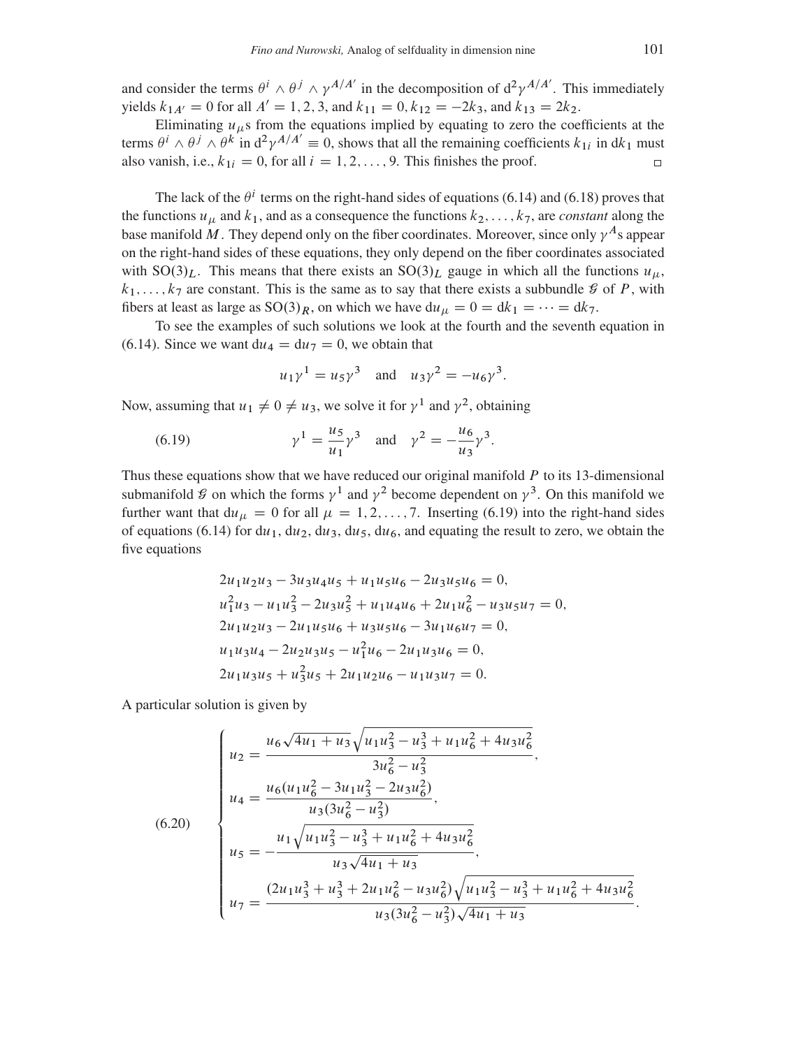and consider the terms $\theta^i \wedge \theta^j \wedge \gamma^{A/A'}$ in the decomposition of $\mathrm{d}^2\gamma^{A/A'}$. This immediately yields $k_{1A'} = 0$ for all $A' = 1, 2, 3$, and $k_{11} = 0, k_{12} = -2k_3$, and $k_{13} = 2k_2$.

Eliminating $u_\mu$s from the equations implied by equating to zero the coefficients at the terms $\theta^i \wedge \theta^j \wedge \theta^k$ in $\mathrm{d}^2\gamma^{A/A'} \equiv 0$, shows that all the remaining coefficients $k_{1i}$ in $\mathrm{d}k_1$ must also vanish, i.e., $k_{1i} = 0$, for all $i = 1, 2, \ldots, 9$. This finishes the proof. □

The lack of the $\theta^i$ terms on the right-hand sides of equations (6.14) and (6.18) proves that the functions $u_\mu$ and $k_1$, and as a consequence the functions $k_2, \ldots, k_7$, are *constant* along the base manifold $M$. They depend only on the fiber coordinates. Moreover, since only $\gamma^A$s appear on the right-hand sides of these equations, they only depend on the fiber coordinates associated with $\mathrm{SO}(3)_L$. This means that there exists an $\mathrm{SO}(3)_L$ gauge in which all the functions $u_\mu$, $k_1, \ldots, k_7$ are constant. This is the same as to say that there exists a subbundle $\mathcal{G}$ of $P$, with fibers at least as large as $\mathrm{SO}(3)_R$, on which we have $\mathrm{d}u_\mu = 0 = \mathrm{d}k_1 = \cdots = \mathrm{d}k_7$.

To see the examples of such solutions we look at the fourth and the seventh equation in (6.14). Since we want $\mathrm{d}u_4 = \mathrm{d}u_7 = 0$, we obtain that

$$u_1\gamma^1 = u_5\gamma^3 \quad \text{and} \quad u_3\gamma^2 = -u_6\gamma^3.$$

Now, assuming that $u_1 \neq 0 \neq u_3$, we solve it for $\gamma^1$ and $\gamma^2$, obtaining

$$\gamma^1 = \frac{u_5}{u_1}\gamma^3 \quad \text{and} \quad \gamma^2 = -\frac{u_6}{u_3}\gamma^3. \tag{6.19}$$

Thus these equations show that we have reduced our original manifold $P$ to its 13-dimensional submanifold $\mathcal{G}$ on which the forms $\gamma^1$ and $\gamma^2$ become dependent on $\gamma^3$. On this manifold we further want that $\mathrm{d}u_\mu = 0$ for all $\mu = 1, 2, \ldots, 7$. Inserting (6.19) into the right-hand sides of equations (6.14) for $\mathrm{d}u_1$, $\mathrm{d}u_2$, $\mathrm{d}u_3$, $\mathrm{d}u_5$, $\mathrm{d}u_6$, and equating the result to zero, we obtain the five equations

$$\begin{aligned}
&2u_1u_2u_3 - 3u_3u_4u_5 + u_1u_5u_6 - 2u_3u_5u_6 = 0,\\
&u_1^2u_3 - u_1u_3^2 - 2u_3u_5^2 + u_1u_4u_6 + 2u_1u_6^2 - u_3u_5u_7 = 0,\\
&2u_1u_2u_3 - 2u_1u_5u_6 + u_3u_5u_6 - 3u_1u_6u_7 = 0,\\
&u_1u_3u_4 - 2u_2u_3u_5 - u_1^2u_6 - 2u_1u_3u_6 = 0,\\
&2u_1u_3u_5 + u_3^2u_5 + 2u_1u_2u_6 - u_1u_3u_7 = 0.
\end{aligned}$$

A particular solution is given by

$$\begin{cases}
u_2 = \dfrac{u_6\sqrt{4u_1 + u_3}\sqrt{u_1u_3^2 - u_3^3 + u_1u_6^2 + 4u_3u_6^2}}{3u_6^2 - u_3^2},\\[2ex]
u_4 = \dfrac{u_6(u_1u_6^2 - 3u_1u_3^2 - 2u_3u_6^2)}{u_3(3u_6^2 - u_3^2)},\\[2ex]
u_5 = -\dfrac{u_1\sqrt{u_1u_3^2 - u_3^3 + u_1u_6^2 + 4u_3u_6^2}}{u_3\sqrt{4u_1 + u_3}},\\[2ex]
u_7 = \dfrac{(2u_1u_3^3 + u_3^3 + 2u_1u_6^2 - u_3u_6^2)\sqrt{u_1u_3^2 - u_3^3 + u_1u_6^2 + 4u_3u_6^2}}{u_3(3u_6^2 - u_3^2)\sqrt{4u_1 + u_3}}.
\end{cases} \tag{6.20}$$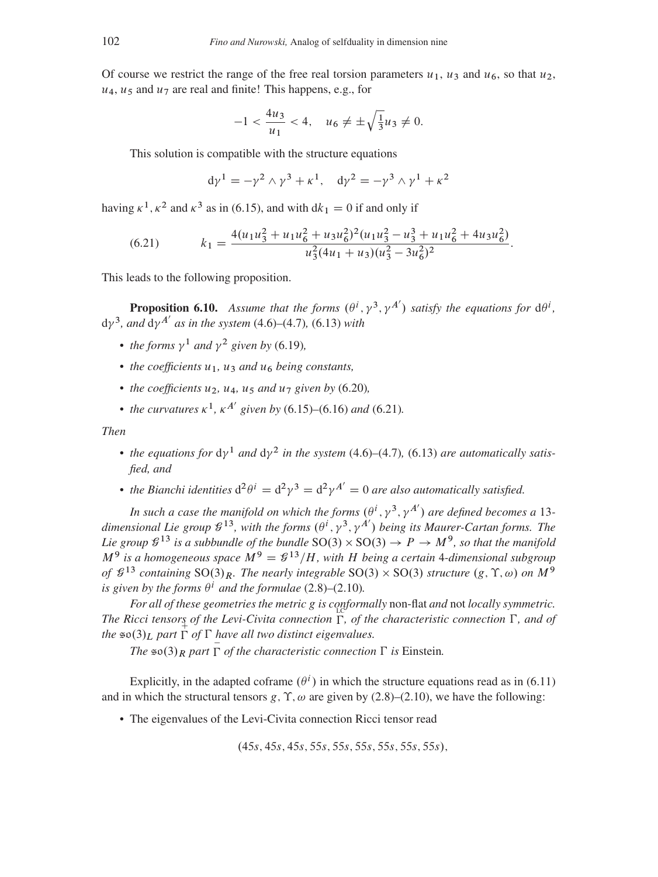Of course we restrict the range of the free real torsion parameters $u_1$, $u_3$ and $u_6$, so that $u_2$, $u_4$, $u_5$ and $u_7$ are real and finite! This happens, e.g., for

$$-1 < \frac{4u_3}{u_1} < 4, \quad u_6 \neq \pm\sqrt{\tfrac{1}{3}}u_3 \neq 0.$$

This solution is compatible with the structure equations

$$\mathrm{d}\gamma^1 = -\gamma^2 \wedge \gamma^3 + \kappa^1, \quad \mathrm{d}\gamma^2 = -\gamma^3 \wedge \gamma^1 + \kappa^2$$

having $\kappa^1, \kappa^2$ and $\kappa^3$ as in (6.15), and with $\mathrm{d}k_1 = 0$ if and only if

$$k_1 = \frac{4(u_1u_3^2 + u_1u_6^2 + u_3u_6^2)^2(u_1u_3^2 - u_3^3 + u_1u_6^2 + 4u_3u_6^2)}{u_3^2(4u_1 + u_3)(u_3^2 - 3u_6^2)^2}. \tag{6.21}$$

This leads to the following proposition.

**Proposition 6.10.** *Assume that the forms $(\theta^i, \gamma^3, \gamma^{A'})$ satisfy the equations for $\mathrm{d}\theta^i$, $\mathrm{d}\gamma^3$, and $\mathrm{d}\gamma^{A'}$ as in the system* (4.6)–(4.7), (6.13) *with*

- *the forms $\gamma^1$ and $\gamma^2$ given by* (6.19),
- *the coefficients $u_1$, $u_3$ and $u_6$ being constants,*
- *the coefficients $u_2$, $u_4$, $u_5$ and $u_7$ given by* (6.20),
- *the curvatures $\kappa^1$, $\kappa^{A'}$ given by* (6.15)–(6.16) *and* (6.21).

*Then*

- *the equations for $\mathrm{d}\gamma^1$ and $\mathrm{d}\gamma^2$ in the system* (4.6)–(4.7), (6.13) *are automatically satisfied, and*
- *the Bianchi identities $\mathrm{d}^2\theta^i = \mathrm{d}^2\gamma^3 = \mathrm{d}^2\gamma^{A'} = 0$ are also automatically satisfied.*

*In such a case the manifold on which the forms $(\theta^i, \gamma^3, \gamma^{A'})$ are defined becomes a* 13*-dimensional Lie group $\mathcal{G}^{13}$, with the forms $(\theta^i, \gamma^3, \gamma^{A'})$ being its Maurer-Cartan forms. The Lie group $\mathcal{G}^{13}$ is a subbundle of the bundle $\mathrm{SO}(3) \times \mathrm{SO}(3) \to P \to M^9$, so that the manifold $M^9$ is a homogeneous space $M^9 = \mathcal{G}^{13}/H$, with $H$ being a certain* 4*-dimensional subgroup of $\mathcal{G}^{13}$ containing $\mathrm{SO}(3)_R$. The nearly integrable $\mathrm{SO}(3) \times \mathrm{SO}(3)$ structure $(g, \Upsilon, \omega)$ on $M^9$ is given by the forms $\theta^i$ and the formulae* (2.8)–(2.10).

*For all of these geometries the metric $g$ is conformally* non-flat *and* not *locally symmetric. The Ricci tensors of the Levi-Civita connection $\overset{\mathrm{LC}}{\Gamma}$, of the characteristic connection $\Gamma$, and of the $\mathfrak{so}(3)_L$ part $\overset{+}{\Gamma}$ of $\Gamma$ have all two distinct eigenvalues.*

*The $\mathfrak{so}(3)_R$ part $\overset{-}{\Gamma}$ of the characteristic connection $\Gamma$ is* Einstein.

Explicitly, in the adapted coframe $(\theta^i)$ in which the structure equations read as in (6.11) and in which the structural tensors $g, \Upsilon, \omega$ are given by (2.8)–(2.10), we have the following:

- The eigenvalues of the Levi-Civita connection Ricci tensor read

$$(45s, 45s, 45s, 55s, 55s, 55s, 55s, 55s, 55s),$$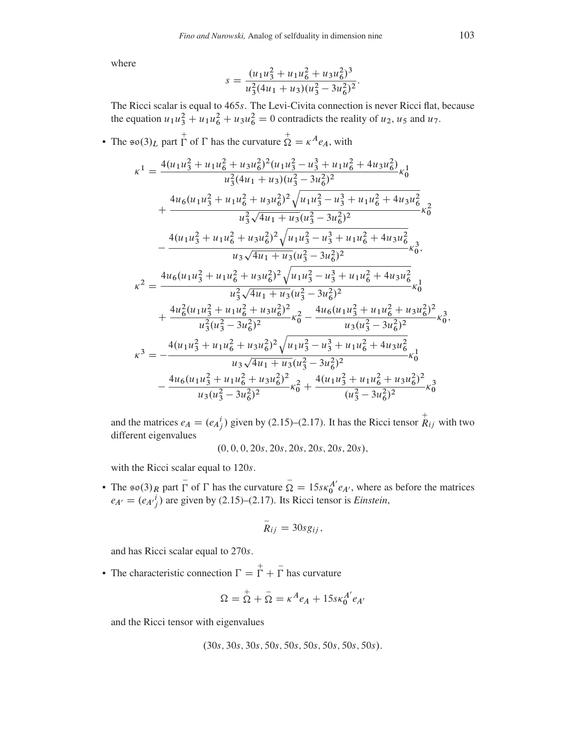where

$$s = \frac{(u_1 u_3^2 + u_1 u_6^2 + u_3 u_6^2)^3}{u_3^2(4u_1 + u_3)(u_3^2 - 3u_6^2)^2}.$$

The Ricci scalar is equal to $465s$. The Levi-Civita connection is never Ricci flat, because the equation $u_1 u_3^2 + u_1 u_6^2 + u_3 u_6^2 = 0$ contradicts the reality of $u_2$, $u_5$ and $u_7$.

- The $\mathfrak{so}(3)_L$ part $\overset{+}{\Gamma}$ of $\Gamma$ has the curvature $\overset{+}{\Omega} = \kappa^A e_A$, with

$$\begin{aligned}
\kappa^1 = {} & \frac{4(u_1 u_3^2 + u_1 u_6^2 + u_3 u_6^2)^2 (u_1 u_3^2 - u_3^3 + u_1 u_6^2 + 4u_3 u_6^2)}{u_3^2(4u_1 + u_3)(u_3^2 - 3u_6^2)^2} \kappa_0^1 \\
& + \frac{4u_6 (u_1 u_3^2 + u_1 u_6^2 + u_3 u_6^2)^2 \sqrt{u_1 u_3^2 - u_3^3 + u_1 u_6^2 + 4u_3 u_6^2}}{u_3^2 \sqrt{4u_1 + u_3}(u_3^2 - 3u_6^2)^2} \kappa_0^2 \\
& - \frac{4(u_1 u_3^2 + u_1 u_6^2 + u_3 u_6^2)^2 \sqrt{u_1 u_3^2 - u_3^3 + u_1 u_6^2 + 4u_3 u_6^2}}{u_3 \sqrt{4u_1 + u_3}(u_3^2 - 3u_6^2)^2} \kappa_0^3, \\
\kappa^2 = {} & \frac{4u_6 (u_1 u_3^2 + u_1 u_6^2 + u_3 u_6^2)^2 \sqrt{u_1 u_3^2 - u_3^3 + u_1 u_6^2 + 4u_3 u_6^2}}{u_3^2 \sqrt{4u_1 + u_3}(u_3^2 - 3u_6^2)^2} \kappa_0^1 \\
& + \frac{4u_6^2 (u_1 u_3^2 + u_1 u_6^2 + u_3 u_6^2)^2}{u_3^2 (u_3^2 - 3u_6^2)^2} \kappa_0^2 - \frac{4u_6 (u_1 u_3^2 + u_1 u_6^2 + u_3 u_6^2)^2}{u_3 (u_3^2 - 3u_6^2)^2} \kappa_0^3, \\
\kappa^3 = {} & -\frac{4(u_1 u_3^2 + u_1 u_6^2 + u_3 u_6^2)^2 \sqrt{u_1 u_3^2 - u_3^3 + u_1 u_6^2 + 4u_3 u_6^2}}{u_3 \sqrt{4u_1 + u_3}(u_3^2 - 3u_6^2)^2} \kappa_0^1 \\
& - \frac{4u_6 (u_1 u_3^2 + u_1 u_6^2 + u_3 u_6^2)^2}{u_3 (u_3^2 - 3u_6^2)^2} \kappa_0^2 + \frac{4(u_1 u_3^2 + u_1 u_6^2 + u_3 u_6^2)^2}{(u_3^2 - 3u_6^2)^2} \kappa_0^3
\end{aligned}$$

and the matrices $e_A = (e_A{}^i{}_j)$ given by (2.15)–(2.17). It has the Ricci tensor $\overset{+}{R}_{ij}$ with two different eigenvalues

$$(0, 0, 0, 20s, 20s, 20s, 20s, 20s, 20s),$$

with the Ricci scalar equal to $120s$.

- The $\mathfrak{so}(3)_R$ part $\overset{-}{\Gamma}$ of $\Gamma$ has the curvature $\overset{-}{\Omega} = 15s\kappa_0^{A'} e_{A'}$, where as before the matrices $e_{A'} = (e_{A'}{}^i{}_j)$ are given by (2.15)–(2.17). Its Ricci tensor is *Einstein*,

$$\overset{-}{R}_{ij} = 30s g_{ij},$$

and has Ricci scalar equal to $270s$.

- The characteristic connection $\Gamma = \overset{+}{\Gamma} + \overset{-}{\Gamma}$ has curvature

$$\Omega = \overset{+}{\Omega} + \overset{-}{\Omega} = \kappa^A e_A + 15s\kappa_0^{A'} e_{A'}$$

and the Ricci tensor with eigenvalues

$$(30s, 30s, 30s, 50s, 50s, 50s, 50s, 50s, 50s).$$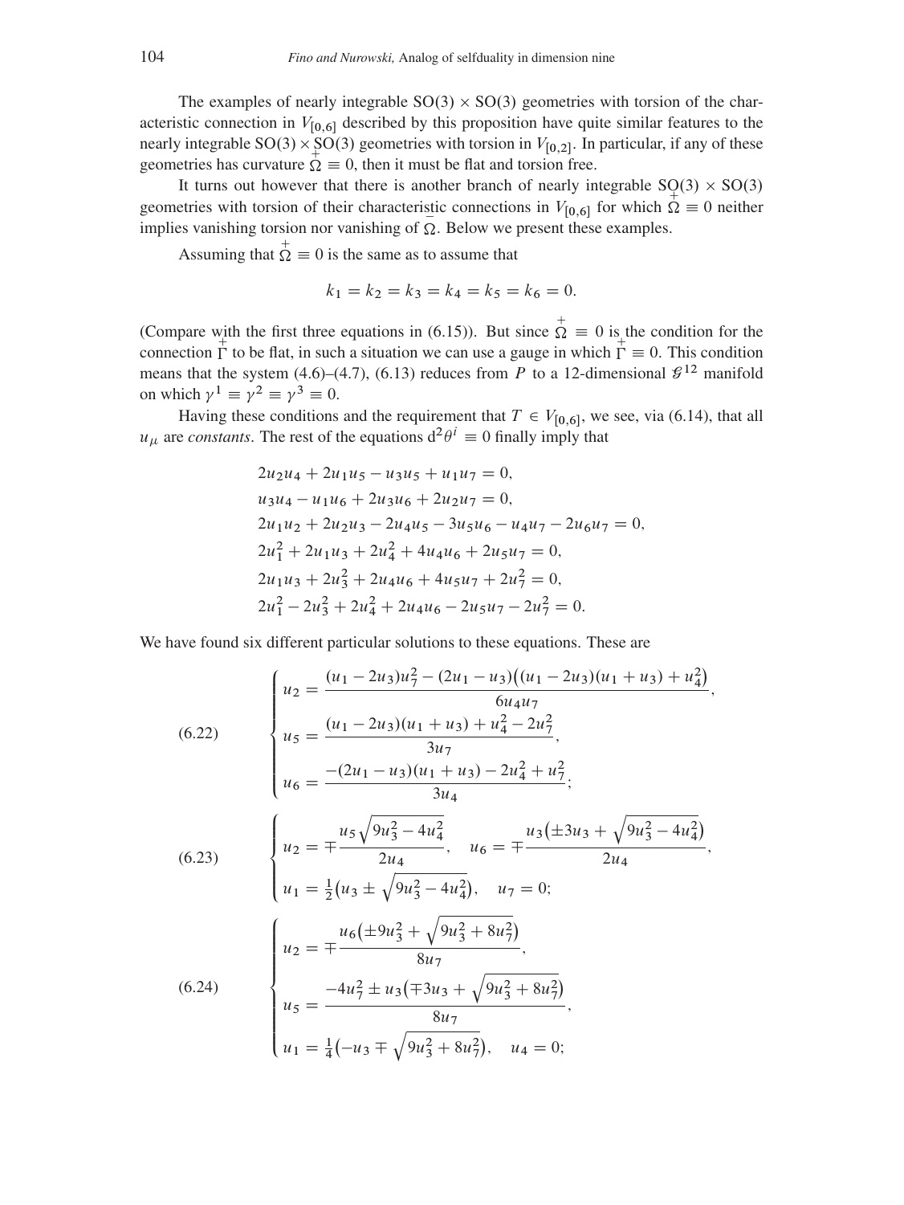The examples of nearly integrable $\mathrm{SO}(3) \times \mathrm{SO}(3)$ geometries with torsion of the characteristic connection in $V_{[0,6]}$ described by this proposition have quite similar features to the nearly integrable $\mathrm{SO}(3) \times \mathrm{SO}(3)$ geometries with torsion in $V_{[0,2]}$. In particular, if any of these geometries has curvature $\overset{+}{\Omega} \equiv 0$, then it must be flat and torsion free.

It turns out however that there is another branch of nearly integrable $\mathrm{SO}(3) \times \mathrm{SO}(3)$ geometries with torsion of their characteristic connections in $V_{[0,6]}$ for which $\overset{+}{\Omega} \equiv 0$ neither implies vanishing torsion nor vanishing of $\overset{-}{\Omega}$. Below we present these examples.

Assuming that $\overset{+}{\Omega} \equiv 0$ is the same as to assume that

$$k_1 = k_2 = k_3 = k_4 = k_5 = k_6 = 0.$$

(Compare with the first three equations in (6.15)). But since $\overset{+}{\Omega} \equiv 0$ is the condition for the connection $\overset{+}{\Gamma}$ to be flat, in such a situation we can use a gauge in which $\overset{+}{\Gamma} \equiv 0$. This condition means that the system (4.6)–(4.7), (6.13) reduces from $P$ to a 12-dimensional $\mathcal{G}^{12}$ manifold on which $\gamma^1 \equiv \gamma^2 \equiv \gamma^3 \equiv 0$.

Having these conditions and the requirement that $T \in V_{[0,6]}$, we see, via (6.14), that all $u_\mu$ are *constants*. The rest of the equations $\mathrm{d}^2\theta^i \equiv 0$ finally imply that

$$\begin{aligned}
&2u_2u_4 + 2u_1u_5 - u_3u_5 + u_1u_7 = 0,\\
&u_3u_4 - u_1u_6 + 2u_3u_6 + 2u_2u_7 = 0,\\
&2u_1u_2 + 2u_2u_3 - 2u_4u_5 - 3u_5u_6 - u_4u_7 - 2u_6u_7 = 0,\\
&2u_1^2 + 2u_1u_3 + 2u_4^2 + 4u_4u_6 + 2u_5u_7 = 0,\\
&2u_1u_3 + 2u_3^2 + 2u_4u_6 + 4u_5u_7 + 2u_7^2 = 0,\\
&2u_1^2 - 2u_3^2 + 2u_4^2 + 2u_4u_6 - 2u_5u_7 - 2u_7^2 = 0.
\end{aligned}$$

We have found six different particular solutions to these equations. These are

$$(6.22)\qquad \begin{cases} u_2 = \dfrac{(u_1 - 2u_3)u_7^2 - (2u_1 - u_3)\big((u_1 - 2u_3)(u_1 + u_3) + u_4^2\big)}{6u_4u_7},\\[2mm] u_5 = \dfrac{(u_1 - 2u_3)(u_1 + u_3) + u_4^2 - 2u_7^2}{3u_7},\\[2mm] u_6 = \dfrac{-(2u_1 - u_3)(u_1 + u_3) - 2u_4^2 + u_7^2}{3u_4}; \end{cases}$$

$$(6.23)\qquad \begin{cases} u_2 = \mp\dfrac{u_5\sqrt{9u_3^2 - 4u_4^2}}{2u_4}, \quad u_6 = \mp\dfrac{u_3\big(\pm 3u_3 + \sqrt{9u_3^2 - 4u_4^2}\big)}{2u_4},\\[2mm] u_1 = \tfrac{1}{2}\big(u_3 \pm \sqrt{9u_3^2 - 4u_4^2}\big), \quad u_7 = 0; \end{cases}$$

$$(6.24)\qquad \begin{cases} u_2 = \mp\dfrac{u_6\big(\pm 9u_3^2 + \sqrt{9u_3^2 + 8u_7^2}\big)}{8u_7},\\[2mm] u_5 = \dfrac{-4u_7^2 \pm u_3\big(\mp 3u_3 + \sqrt{9u_3^2 + 8u_7^2}\big)}{8u_7},\\[2mm] u_1 = \tfrac{1}{4}\big(-u_3 \mp \sqrt{9u_3^2 + 8u_7^2}\big), \quad u_4 = 0; \end{cases}$$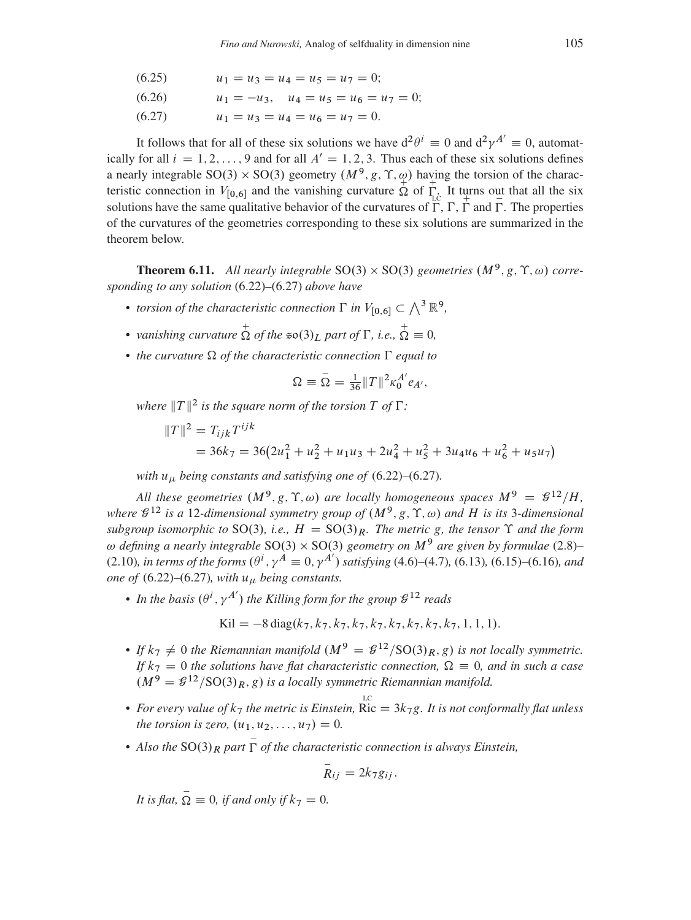(6.25) $\qquad u_1 = u_3 = u_4 = u_5 = u_7 = 0;$

(6.26) $\qquad u_1 = -u_3, \quad u_4 = u_5 = u_6 = u_7 = 0;$

(6.27) $\qquad u_1 = u_3 = u_4 = u_6 = u_7 = 0.$

It follows that for all of these six solutions we have $d^2\theta^i \equiv 0$ and $d^2\gamma^{A'} \equiv 0$, automatically for all $i = 1, 2, \ldots, 9$ and for all $A' = 1, 2, 3$. Thus each of these six solutions defines a nearly integrable $SO(3) \times SO(3)$ geometry $(M^9, g, \Upsilon, \omega)$ having the torsion of the characteristic connection in $V_{[0,6]}$ and the vanishing curvature $\overset{+}{\Omega}$ of $\overset{+}{\Gamma}_{\text{LC}}$. It turns out that all the six solutions have the same qualitative behavior of the curvatures of $\overset{\text{LC}}{\Gamma}$, $\Gamma$, $\overset{+}{\Gamma}$ and $\overset{-}{\Gamma}$. The properties of the curvatures of the geometries corresponding to these six solutions are summarized in the theorem below.

**Theorem 6.11.** *All nearly integrable* $SO(3) \times SO(3)$ *geometries* $(M^9, g, \Upsilon, \omega)$ *corresponding to any solution* (6.22)–(6.27) *above have*

- *torsion of the characteristic connection* $\Gamma$ *in* $V_{[0,6]} \subset \bigwedge^3 \mathbb{R}^9$,
- *vanishing curvature* $\overset{+}{\Omega}$ *of the* $\mathfrak{so}(3)_L$ *part of* $\Gamma$, *i.e.,* $\overset{+}{\Omega} \equiv 0$,
- *the curvature* $\Omega$ *of the characteristic connection* $\Gamma$ *equal to*

$$\Omega \equiv \overset{-}{\Omega} = \tfrac{1}{36}\|T\|^2 \kappa_0^{A'} e_{A'},$$

*where* $\|T\|^2$ *is the square norm of the torsion* $T$ *of* $\Gamma$*:*

$$\begin{aligned}\|T\|^2 &= T_{ijk}T^{ijk}\\ &= 36k_7 = 36\big(2u_1^2 + u_2^2 + u_1u_3 + 2u_4^2 + u_5^2 + 3u_4u_6 + u_6^2 + u_5u_7\big)\end{aligned}$$

*with* $u_\mu$ *being constants and satisfying one of* (6.22)–(6.27).

*All these geometries* $(M^9, g, \Upsilon, \omega)$ *are locally homogeneous spaces* $M^9 = \mathcal{G}^{12}/H$, *where* $\mathcal{G}^{12}$ *is a* 12*-dimensional symmetry group of* $(M^9, g, \Upsilon, \omega)$ *and* $H$ *is its* 3*-dimensional subgroup isomorphic to* $SO(3)$, *i.e.,* $H = SO(3)_R$. *The metric* $g$, *the tensor* $\Upsilon$ *and the form* $\omega$ *defining a nearly integrable* $SO(3) \times SO(3)$ *geometry on* $M^9$ *are given by formulae* (2.8)–(2.10)*, in terms of the forms* $(\theta^i, \gamma^A \equiv 0, \gamma^{A'})$ *satisfying* (4.6)–(4.7)*,* (6.13)*,* (6.15)–(6.16)*, and one of* (6.22)–(6.27)*, with* $u_\mu$ *being constants.*

- *In the basis* $(\theta^i, \gamma^{A'})$ *the Killing form for the group* $\mathcal{G}^{12}$ *reads*

$$\text{Kil} = -8\,\text{diag}(k_7, k_7, k_7, k_7, k_7, k_7, k_7, k_7, k_7, 1, 1, 1).$$

- *If* $k_7 \neq 0$ *the Riemannian manifold* $(M^9 = \mathcal{G}^{12}/SO(3)_R, g)$ *is not locally symmetric. If* $k_7 = 0$ *the solutions have flat characteristic connection,* $\Omega \equiv 0$, *and in such a case* $(M^9 = \mathcal{G}^{12}/SO(3)_R, g)$ *is a locally symmetric Riemannian manifold.*
- *For every value of* $k_7$ *the metric is Einstein,* $\overset{\text{LC}}{\text{Ric}} = 3k_7 g$. *It is not conformally flat unless the torsion is zero,* $(u_1, u_2, \ldots, u_7) = 0$.
- *Also the* $SO(3)_R$ *part* $\overset{-}{\Gamma}$ *of the characteristic connection is always Einstein,*

$$\overset{-}{R}_{ij} = 2k_7 g_{ij}.$$

*It is flat,* $\overset{-}{\Omega} \equiv 0$, *if and only if* $k_7 = 0$.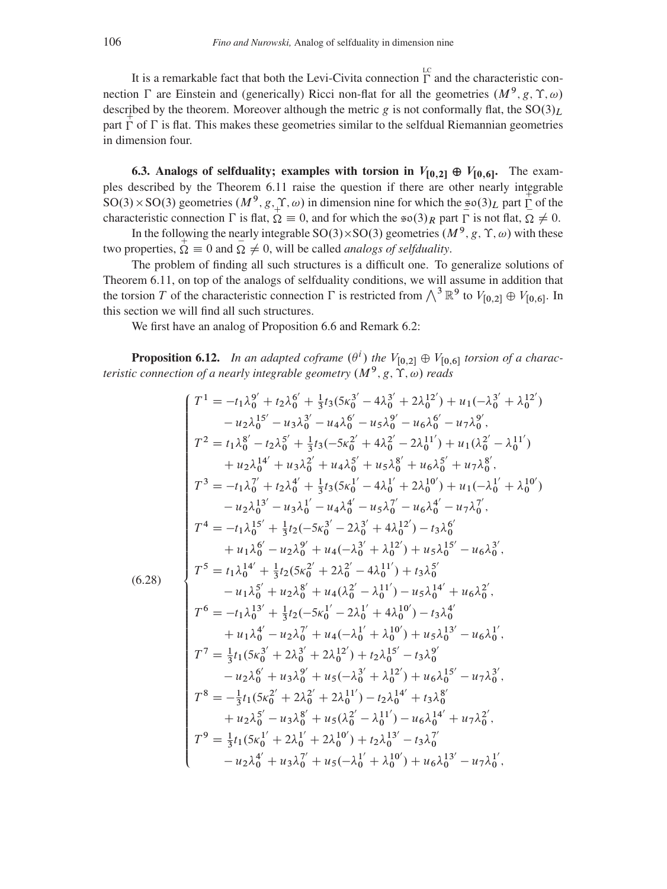It is a remarkable fact that both the Levi-Civita connection $\overset{\scriptscriptstyle LC}{\Gamma}$ and the characteristic connection $\Gamma$ are Einstein and (generically) Ricci non-flat for all the geometries $(M^9, g, \Upsilon, \omega)$ described by the theorem. Moreover although the metric $g$ is not conformally flat, the $\mathrm{SO}(3)_L$ part $\overset{+}{\Gamma}$ of $\Gamma$ is flat. This makes these geometries similar to the selfdual Riemannian geometries in dimension four.

**6.3. Analogs of selfduality; examples with torsion in $V_{[0,2]} \oplus V_{[0,6]}$.** The examples described by the Theorem 6.11 raise the question if there are other nearly integrable $\mathrm{SO}(3)\times\mathrm{SO}(3)$ geometries $(M^9, g, \Upsilon, \omega)$ in dimension nine for which the $\mathfrak{so}(3)_L$ part $\overset{+}{\Gamma}$ of the characteristic connection $\Gamma$ is flat, $\overset{+}{\Omega} \equiv 0$, and for which the $\mathfrak{so}(3)_R$ part $\overset{-}{\Gamma}$ is not flat, $\overset{-}{\Omega} \neq 0$.

In the following the nearly integrable $\mathrm{SO}(3)\times\mathrm{SO}(3)$ geometries $(M^9, g, \Upsilon, \omega)$ with these two properties, $\overset{+}{\Omega} \equiv 0$ and $\overset{-}{\Omega} \neq 0$, will be called *analogs of selfduality*.

The problem of finding all such structures is a difficult one. To generalize solutions of Theorem 6.11, on top of the analogs of selfduality conditions, we will assume in addition that the torsion $T$ of the characteristic connection $\Gamma$ is restricted from $\bigwedge^3 \mathbb{R}^9$ to $V_{[0,2]} \oplus V_{[0,6]}$. In this section we will find all such structures.

We first have an analog of Proposition 6.6 and Remark 6.2:

**Proposition 6.12.** *In an adapted coframe $(\theta^i)$ the $V_{[0,2]} \oplus V_{[0,6]}$ torsion of a characteristic connection of a nearly integrable geometry $(M^9, g, \Upsilon, \omega)$ reads*

$$
(6.28)\qquad
\begin{cases}
T^1 = -t_1\lambda_0^{9'} + t_2\lambda_0^{6'} + \tfrac{1}{3}t_3(5\kappa_0^{3'} - 4\lambda_0^{3'} + 2\lambda_0^{12'}) + u_1(-\lambda_0^{3'} + \lambda_0^{12'}) \\
\qquad - u_2\lambda_0^{15'} - u_3\lambda_0^{3'} - u_4\lambda_0^{6'} - u_5\lambda_0^{9'} - u_6\lambda_0^{6'} - u_7\lambda_0^{9'}, \\
T^2 = t_1\lambda_0^{8'} - t_2\lambda_0^{5'} + \tfrac{1}{3}t_3(-5\kappa_0^{2'} + 4\lambda_0^{2'} - 2\lambda_0^{11'}) + u_1(\lambda_0^{2'} - \lambda_0^{11'}) \\
\qquad + u_2\lambda_0^{14'} + u_3\lambda_0^{2'} + u_4\lambda_0^{5'} + u_5\lambda_0^{8'} + u_6\lambda_0^{5'} + u_7\lambda_0^{8'}, \\
T^3 = -t_1\lambda_0^{7'} + t_2\lambda_0^{4'} + \tfrac{1}{3}t_3(5\kappa_0^{1'} - 4\lambda_0^{1'} + 2\lambda_0^{10'}) + u_1(-\lambda_0^{1'} + \lambda_0^{10'}) \\
\qquad - u_2\lambda_0^{13'} - u_3\lambda_0^{1'} - u_4\lambda_0^{4'} - u_5\lambda_0^{7'} - u_6\lambda_0^{4'} - u_7\lambda_0^{7'}, \\
T^4 = -t_1\lambda_0^{15'} + \tfrac{1}{3}t_2(-5\kappa_0^{3'} - 2\lambda_0^{3'} + 4\lambda_0^{12'}) - t_3\lambda_0^{6'} \\
\qquad + u_1\lambda_0^{6'} - u_2\lambda_0^{9'} + u_4(-\lambda_0^{3'} + \lambda_0^{12'}) + u_5\lambda_0^{15'} - u_6\lambda_0^{3'}, \\
T^5 = t_1\lambda_0^{14'} + \tfrac{1}{3}t_2(5\kappa_0^{2'} + 2\lambda_0^{2'} - 4\lambda_0^{11'}) + t_3\lambda_0^{5'} \\
\qquad - u_1\lambda_0^{5'} + u_2\lambda_0^{8'} + u_4(\lambda_0^{2'} - \lambda_0^{11'}) - u_5\lambda_0^{14'} + u_6\lambda_0^{2'}, \\
T^6 = -t_1\lambda_0^{13'} + \tfrac{1}{3}t_2(-5\kappa_0^{1'} - 2\lambda_0^{1'} + 4\lambda_0^{10'}) - t_3\lambda_0^{4'} \\
\qquad + u_1\lambda_0^{4'} - u_2\lambda_0^{7'} + u_4(-\lambda_0^{1'} + \lambda_0^{10'}) + u_5\lambda_0^{13'} - u_6\lambda_0^{1'}, \\
T^7 = \tfrac{1}{3}t_1(5\kappa_0^{3'} + 2\lambda_0^{3'} + 2\lambda_0^{12'}) + t_2\lambda_0^{15'} - t_3\lambda_0^{9'} \\
\qquad - u_2\lambda_0^{6'} + u_3\lambda_0^{9'} + u_5(-\lambda_0^{3'} + \lambda_0^{12'}) + u_6\lambda_0^{15'} - u_7\lambda_0^{3'}, \\
T^8 = -\tfrac{1}{3}t_1(5\kappa_0^{2'} + 2\lambda_0^{2'} + 2\lambda_0^{11'}) - t_2\lambda_0^{14'} + t_3\lambda_0^{8'} \\
\qquad + u_2\lambda_0^{5'} - u_3\lambda_0^{8'} + u_5(\lambda_0^{2'} - \lambda_0^{11'}) - u_6\lambda_0^{14'} + u_7\lambda_0^{2'}, \\
T^9 = \tfrac{1}{3}t_1(5\kappa_0^{1'} + 2\lambda_0^{1'} + 2\lambda_0^{10'}) + t_2\lambda_0^{13'} - t_3\lambda_0^{7'} \\
\qquad - u_2\lambda_0^{4'} + u_3\lambda_0^{7'} + u_5(-\lambda_0^{1'} + \lambda_0^{10'}) + u_6\lambda_0^{13'} - u_7\lambda_0^{1'},
\end{cases}
$$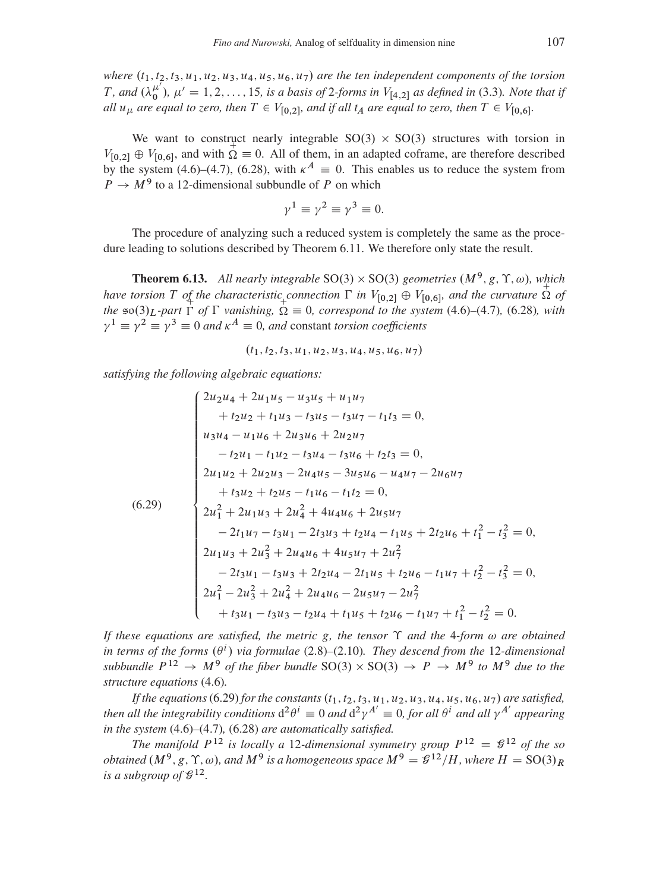*where $(t_1, t_2, t_3, u_1, u_2, u_3, u_4, u_5, u_6, u_7)$ are the ten independent components of the torsion $T$, and $(\lambda_{\mathbf{0}}^{\mu'})$, $\mu' = 1, 2, \ldots, 15$, is a basis of 2-forms in $V_{[4,2]}$ as defined in* (3.3)*. Note that if all $u_\mu$ are equal to zero, then $T \in V_{[0,2]}$, and if all $t_A$ are equal to zero, then $T \in V_{[0,6]}$.*

We want to construct nearly integrable $\mathrm{SO}(3) \times \mathrm{SO}(3)$ structures with torsion in $V_{[0,2]} \oplus V_{[0,6]}$, and with $\overset{+}{\Omega} \equiv 0$. All of them, in an adapted coframe, are therefore described by the system (4.6)–(4.7), (6.28), with $\kappa^A \equiv 0$. This enables us to reduce the system from $P \to M^9$ to a 12-dimensional subbundle of $P$ on which

$$\gamma^1 \equiv \gamma^2 \equiv \gamma^3 \equiv 0.$$

The procedure of analyzing such a reduced system is completely the same as the procedure leading to solutions described by Theorem 6.11. We therefore only state the result.

**Theorem 6.13.** *All nearly integrable $\mathrm{SO}(3) \times \mathrm{SO}(3)$ geometries $(M^9, g, \Upsilon, \omega)$, which have torsion $T$ of the characteristic connection $\Gamma$ in $V_{[0,2]} \oplus V_{[0,6]}$, and the curvature $\overset{+}{\Omega}$ of the $\mathfrak{so}(3)_L$-part $\overset{+}{\Gamma}$ of $\Gamma$ vanishing, $\overset{+}{\Omega} \equiv 0$, correspond to the system* (4.6)–(4.7)*,* (6.28)*, with $\gamma^1 \equiv \gamma^2 \equiv \gamma^3 \equiv 0$ and $\kappa^A \equiv 0$, and* constant *torsion coefficients*

$$(t_1, t_2, t_3, u_1, u_2, u_3, u_4, u_5, u_6, u_7)$$

*satisfying the following algebraic equations:*

$$
(6.29)\qquad
\begin{cases}
2u_2u_4 + 2u_1u_5 - u_3u_5 + u_1u_7 \\
\quad + t_2u_2 + t_1u_3 - t_3u_5 - t_3u_7 - t_1t_3 = 0, \\
u_3u_4 - u_1u_6 + 2u_3u_6 + 2u_2u_7 \\
\quad - t_2u_1 - t_1u_2 - t_3u_4 - t_3u_6 + t_2t_3 = 0, \\
2u_1u_2 + 2u_2u_3 - 2u_4u_5 - 3u_5u_6 - u_4u_7 - 2u_6u_7 \\
\quad + t_3u_2 + t_2u_5 - t_1u_6 - t_1t_2 = 0, \\
2u_1^2 + 2u_1u_3 + 2u_4^2 + 4u_4u_6 + 2u_5u_7 \\
\quad - 2t_1u_7 - t_3u_1 - 2t_3u_3 + t_2u_4 - t_1u_5 + 2t_2u_6 + t_1^2 - t_3^2 = 0, \\
2u_1u_3 + 2u_3^2 + 2u_4u_6 + 4u_5u_7 + 2u_7^2 \\
\quad - 2t_3u_1 - t_3u_3 + 2t_2u_4 - 2t_1u_5 + t_2u_6 - t_1u_7 + t_2^2 - t_3^2 = 0, \\
2u_1^2 - 2u_3^2 + 2u_4^2 + 2u_4u_6 - 2u_5u_7 - 2u_7^2 \\
\quad + t_3u_1 - t_3u_3 - t_2u_4 + t_1u_5 + t_2u_6 - t_1u_7 + t_1^2 - t_2^2 = 0.
\end{cases}
$$

*If these equations are satisfied, the metric $g$, the tensor $\Upsilon$ and the 4-form $\omega$ are obtained in terms of the forms $(\theta^i)$ via formulae* (2.8)–(2.10)*. They descend from the 12-dimensional subbundle $P^{12} \to M^9$ of the fiber bundle $\mathrm{SO}(3) \to P \to M^9$ to $M^9$ due to the structure equations* (4.6)*.*

*If the equations* (6.29) *for the constants $(t_1, t_2, t_3, u_1, u_2, u_3, u_4, u_5, u_6, u_7)$ are satisfied, then all the integrability conditions $\mathrm{d}^2\theta^i \equiv 0$ and $\mathrm{d}^2\gamma^{A'} \equiv 0$, for all $\theta^i$ and all $\gamma^{A'}$ appearing in the system* (4.6)–(4.7)*,* (6.28) *are automatically satisfied.*

*The manifold $P^{12}$ is locally a 12-dimensional symmetry group $P^{12} = \mathcal{G}^{12}$ of the so obtained $(M^9, g, \Upsilon, \omega)$, and $M^9$ is a homogeneous space $M^9 = \mathcal{G}^{12}/H$, where $H = \mathrm{SO}(3)_R$ is a subgroup of $\mathcal{G}^{12}$.*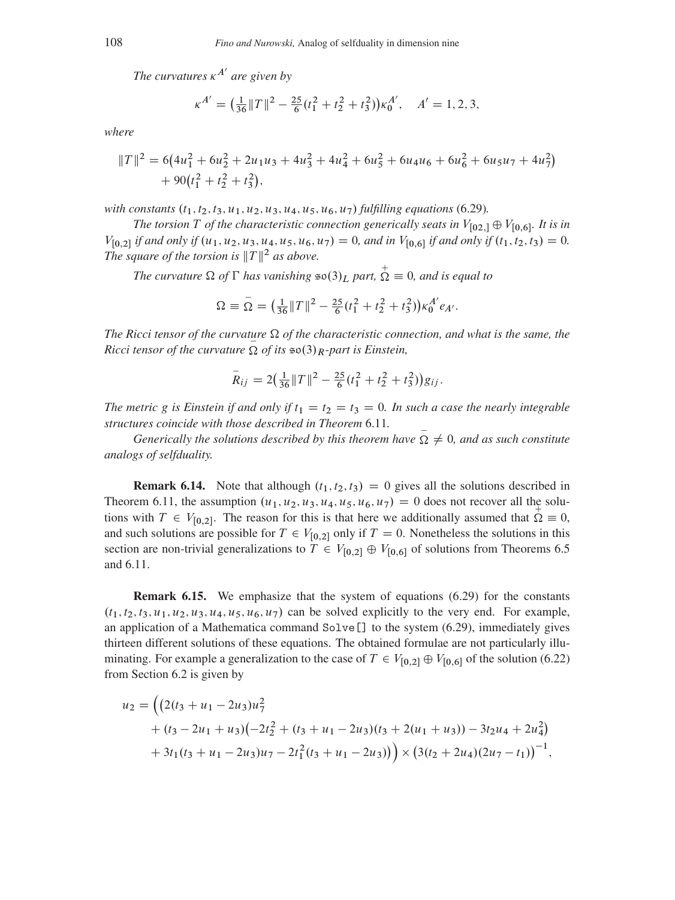*The curvatures $\kappa^{A'}$ are given by*

$$\kappa^{A'} = \left(\tfrac{1}{36}\|T\|^2 - \tfrac{25}{6}(t_1^2 + t_2^2 + t_3^2)\right)\kappa_0^{A'}, \quad A' = 1, 2, 3,$$

*where*

$$\begin{aligned}\|T\|^2 = {} & 6\left(4u_1^2 + 6u_2^2 + 2u_1u_3 + 4u_3^2 + 4u_4^2 + 6u_5^2 + 6u_4u_6 + 6u_6^2 + 6u_5u_7 + 4u_7^2\right) \\ & + 90\left(t_1^2 + t_2^2 + t_3^2\right),\end{aligned}$$

*with constants $(t_1, t_2, t_3, u_1, u_2, u_3, u_4, u_5, u_6, u_7)$ fulfilling equations* (6.29)*.*

*The torsion $T$ of the characteristic connection generically seats in $V_{[02,]} \oplus V_{[0,6]}$. It is in $V_{[0,2]}$ if and only if $(u_1, u_2, u_3, u_4, u_5, u_6, u_7) = 0$, and in $V_{[0,6]}$ if and only if $(t_1, t_2, t_3) = 0$. The square of the torsion is $\|T\|^2$ as above.*

*The curvature $\Omega$ of $\Gamma$ has vanishing $\mathfrak{so}(3)_L$ part, $\overset{+}{\Omega} \equiv 0$, and is equal to*

$$\Omega \equiv \overset{-}{\Omega} = \left(\tfrac{1}{36}\|T\|^2 - \tfrac{25}{6}(t_1^2 + t_2^2 + t_3^2)\right)\kappa_0^{A'} e_{A'}.$$

*The Ricci tensor of the curvature $\Omega$ of the characteristic connection, and what is the same, the Ricci tensor of the curvature $\overset{-}{\Omega}$ of its $\mathfrak{so}(3)_R$-part is Einstein,*

$$\overset{-}{R}_{ij} = 2\left(\tfrac{1}{36}\|T\|^2 - \tfrac{25}{6}(t_1^2 + t_2^2 + t_3^2)\right)g_{ij}.$$

*The metric $g$ is Einstein if and only if $t_1 = t_2 = t_3 = 0$. In such a case the nearly integrable structures coincide with those described in Theorem* 6.11*.*

*Generically the solutions described by this theorem have $\overset{-}{\Omega} \neq 0$, and as such constitute analogs of selfduality.*

**Remark 6.14.** Note that although $(t_1, t_2, t_3) = 0$ gives all the solutions described in Theorem 6.11, the assumption $(u_1, u_2, u_3, u_4, u_5, u_6, u_7) = 0$ does not recover all the solutions with $T \in V_{[0,2]}$. The reason for this is that here we additionally assumed that $\overset{+}{\Omega} \equiv 0$, and such solutions are possible for $T \in V_{[0,2]}$ only if $T = 0$. Nonetheless the solutions in this section are non-trivial generalizations to $T \in V_{[0,2]} \oplus V_{[0,6]}$ of solutions from Theorems 6.5 and 6.11.

**Remark 6.15.** We emphasize that the system of equations (6.29) for the constants $(t_1, t_2, t_3, u_1, u_2, u_3, u_4, u_5, u_6, u_7)$ can be solved explicitly to the very end. For example, an application of a Mathematica command `Solve[]` to the system (6.29), immediately gives thirteen different solutions of these equations. The obtained formulae are not particularly illuminating. For example a generalization to the case of $T \in V_{[0,2]} \oplus V_{[0,6]}$ of the solution (6.22) from Section 6.2 is given by

$$\begin{aligned}u_2 = {} & \Big(\big(2(t_3 + u_1 - 2u_3)u_7^2 \\ & + (t_3 - 2u_1 + u_3)\left(-2t_2^2 + (t_3 + u_1 - 2u_3)(t_3 + 2(u_1 + u_3)) - 3t_2u_4 + 2u_4^2\right) \\ & + 3t_1(t_3 + u_1 - 2u_3)u_7 - 2t_1^2(t_3 + u_1 - 2u_3)\big)\Big) \times \left(3(t_2 + 2u_4)(2u_7 - t_1)\right)^{-1},\end{aligned}$$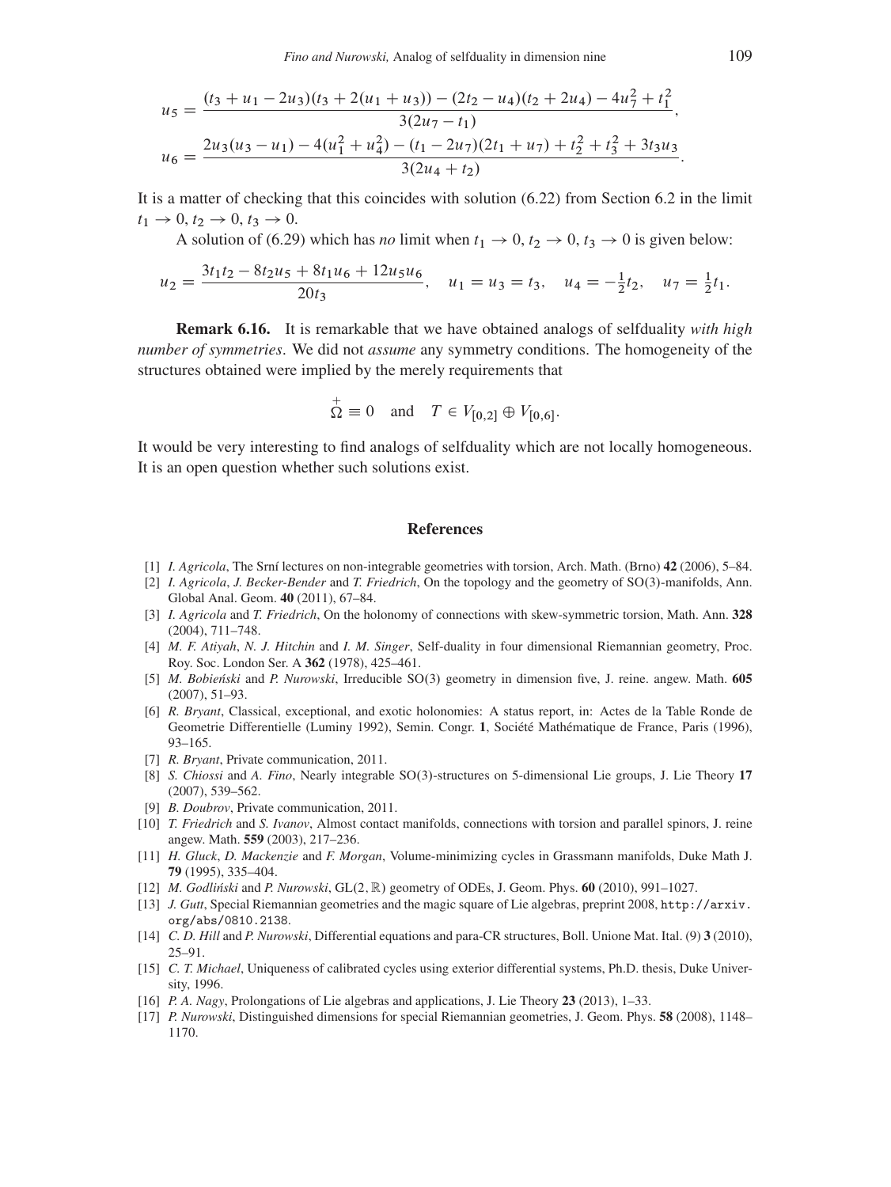$$u_5 = \frac{(t_3 + u_1 - 2u_3)(t_3 + 2(u_1 + u_3)) - (2t_2 - u_4)(t_2 + 2u_4) - 4u_7^2 + t_1^2}{3(2u_7 - t_1)},$$

$$u_6 = \frac{2u_3(u_3 - u_1) - 4(u_1^2 + u_4^2) - (t_1 - 2u_7)(2t_1 + u_7) + t_2^2 + t_3^2 + 3t_3u_3}{3(2u_4 + t_2)}.$$

It is a matter of checking that this coincides with solution (6.22) from Section 6.2 in the limit $t_1 \to 0, t_2 \to 0, t_3 \to 0$.

A solution of (6.29) which has *no* limit when $t_1 \to 0, t_2 \to 0, t_3 \to 0$ is given below:

$$u_2 = \frac{3t_1t_2 - 8t_2u_5 + 8t_1u_6 + 12u_5u_6}{20t_3}, \quad u_1 = u_3 = t_3, \quad u_4 = -\tfrac{1}{2}t_2, \quad u_7 = \tfrac{1}{2}t_1.$$

**Remark 6.16.** It is remarkable that we have obtained analogs of selfduality *with high number of symmetries*. We did not *assume* any symmetry conditions. The homogeneity of the structures obtained were implied by the merely requirements that

$$\overset{+}{\Omega} \equiv 0 \quad \text{and} \quad T \in V_{[0,2]} \oplus V_{[0,6]}.$$

It would be very interesting to find analogs of selfduality which are not locally homogeneous. It is an open question whether such solutions exist.

## References

[1] *I. Agricola*, The Srní lectures on non-integrable geometries with torsion, Arch. Math. (Brno) **42** (2006), 5–84.

[2] *I. Agricola*, *J. Becker-Bender* and *T. Friedrich*, On the topology and the geometry of SO(3)-manifolds, Ann. Global Anal. Geom. **40** (2011), 67–84.

[3] *I. Agricola* and *T. Friedrich*, On the holonomy of connections with skew-symmetric torsion, Math. Ann. **328** (2004), 711–748.

[4] *M. F. Atiyah*, *N. J. Hitchin* and *I. M. Singer*, Self-duality in four dimensional Riemannian geometry, Proc. Roy. Soc. London Ser. A **362** (1978), 425–461.

[5] *M. Bobieński* and *P. Nurowski*, Irreducible SO(3) geometry in dimension five, J. reine. angew. Math. **605** (2007), 51–93.

[6] *R. Bryant*, Classical, exceptional, and exotic holonomies: A status report, in: Actes de la Table Ronde de Geometrie Differentielle (Luminy 1992), Semin. Congr. **1**, Société Mathématique de France, Paris (1996), 93–165.

[7] *R. Bryant*, Private communication, 2011.

[8] *S. Chiossi* and *A. Fino*, Nearly integrable SO(3)-structures on 5-dimensional Lie groups, J. Lie Theory **17** (2007), 539–562.

[9] *B. Doubrov*, Private communication, 2011.

[10] *T. Friedrich* and *S. Ivanov*, Almost contact manifolds, connections with torsion and parallel spinors, J. reine angew. Math. **559** (2003), 217–236.

[11] *H. Gluck*, *D. Mackenzie* and *F. Morgan*, Volume-minimizing cycles in Grassmann manifolds, Duke Math J. **79** (1995), 335–404.

[12] *M. Godliński* and *P. Nurowski*, GL(2, ℝ) geometry of ODEs, J. Geom. Phys. **60** (2010), 991–1027.

[13] *J. Gutt*, Special Riemannian geometries and the magic square of Lie algebras, preprint 2008, http://arxiv.org/abs/0810.2138.

[14] *C. D. Hill* and *P. Nurowski*, Differential equations and para-CR structures, Boll. Unione Mat. Ital. (9) **3** (2010), 25–91.

[15] *C. T. Michael*, Uniqueness of calibrated cycles using exterior differential systems, Ph.D. thesis, Duke University, 1996.

[16] *P. A. Nagy*, Prolongations of Lie algebras and applications, J. Lie Theory **23** (2013), 1–33.

[17] *P. Nurowski*, Distinguished dimensions for special Riemannian geometries, J. Geom. Phys. **58** (2008), 1148–1170.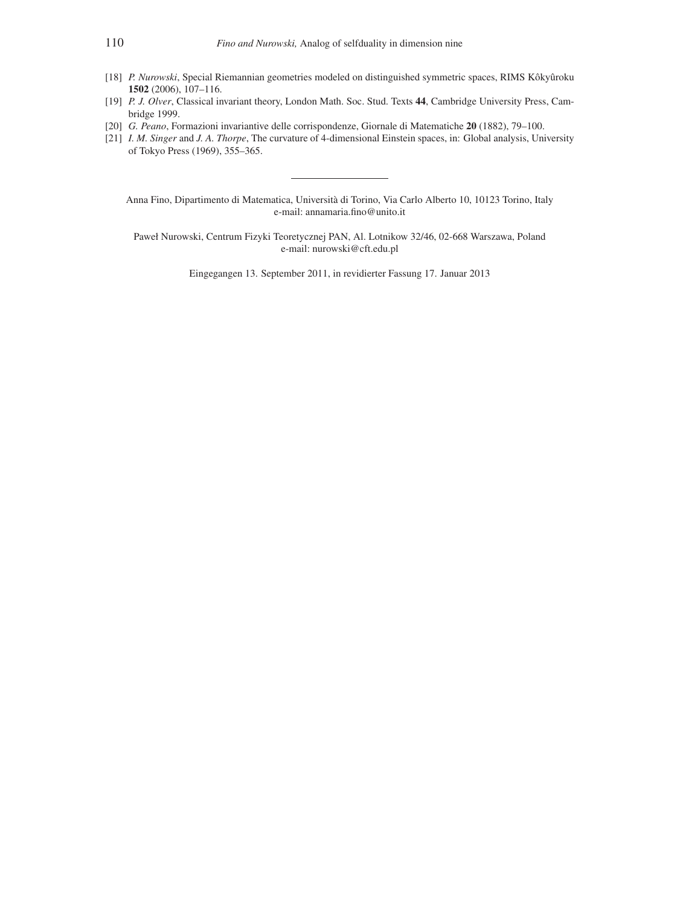[18] *P. Nurowski*, Special Riemannian geometries modeled on distinguished symmetric spaces, RIMS Kôkyûroku **1502** (2006), 107–116.

[19] *P. J. Olver*, Classical invariant theory, London Math. Soc. Stud. Texts **44**, Cambridge University Press, Cambridge 1999.

[20] *G. Peano*, Formazioni invariantive delle corrispondenze, Giornale di Matematiche **20** (1882), 79–100.

[21] *I. M. Singer* and *J. A. Thorpe*, The curvature of 4-dimensional Einstein spaces, in: Global analysis, University of Tokyo Press (1969), 355–365.

---

Anna Fino, Dipartimento di Matematica, Università di Torino, Via Carlo Alberto 10, 10123 Torino, Italy
e-mail: annamaria.fino@unito.it

Paweł Nurowski, Centrum Fizyki Teoretycznej PAN, Al. Lotnikow 32/46, 02-668 Warszawa, Poland
e-mail: nurowski@cft.edu.pl

Eingegangen 13. September 2011, in revidierter Fassung 17. Januar 2013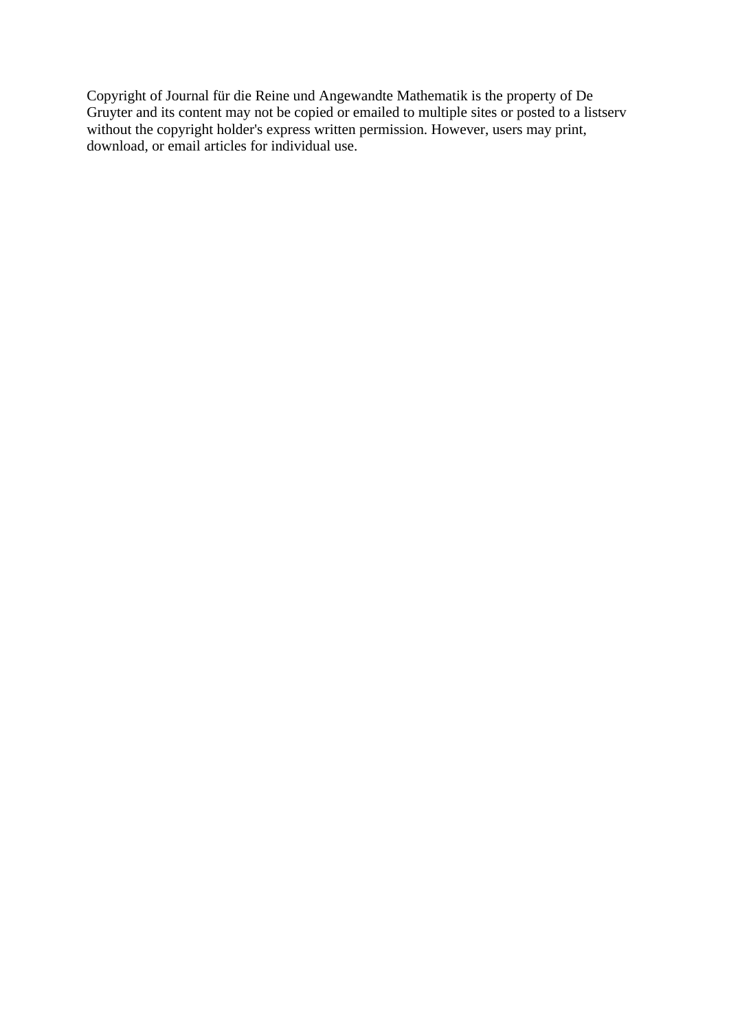Copyright of Journal für die Reine und Angewandte Mathematik is the property of De Gruyter and its content may not be copied or emailed to multiple sites or posted to a listserv without the copyright holder's express written permission. However, users may print, download, or email articles for individual use.